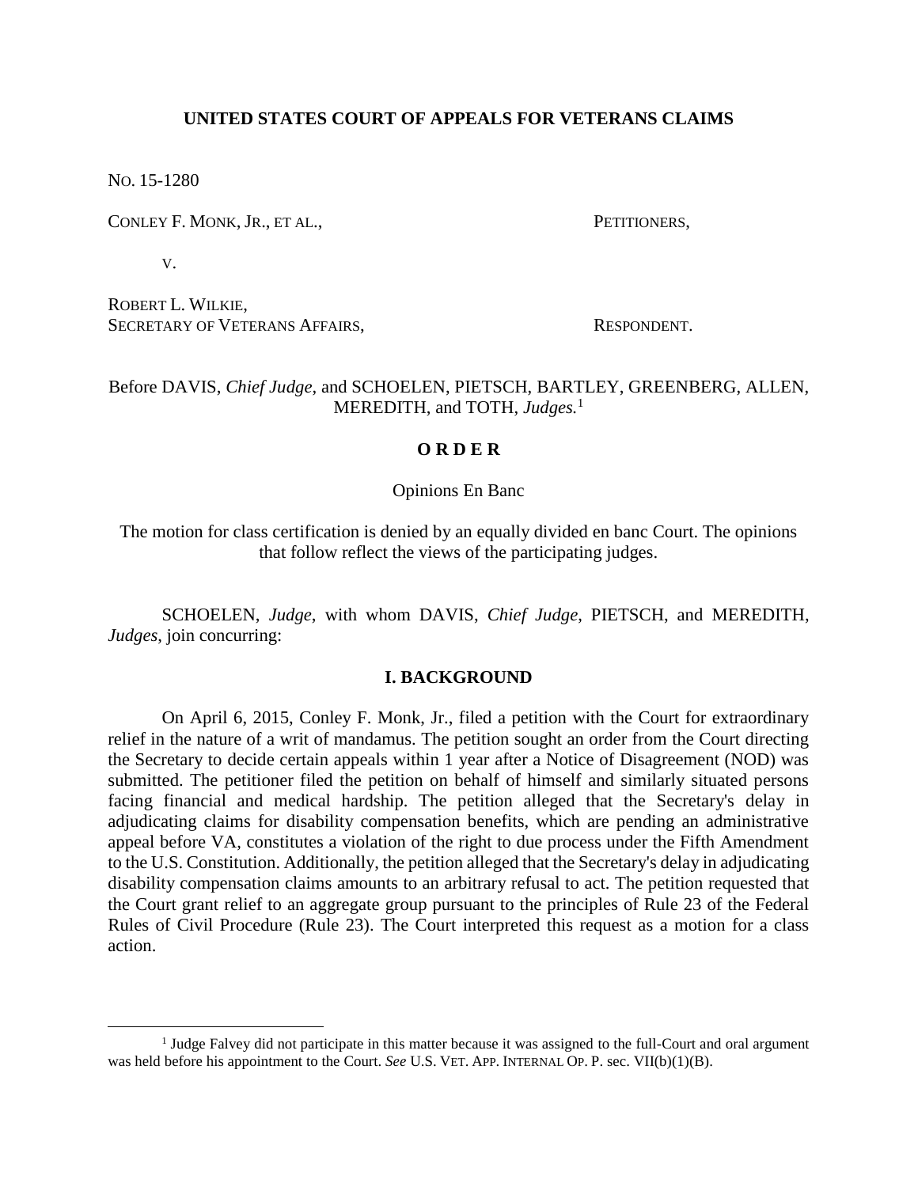**UNITED STATES COURT OF APPEALS FOR VETERANS CLAIMS**

NO. 15-1280

CONLEY F. MONK, JR., ET AL., PETITIONERS,

V.

ROBERT L. WILKIE,
SECRETARY OF VETERANS AFFAIRS, RESPONDENT.

Before DAVIS, *Chief Judge*, and SCHOELEN, PIETSCH, BARTLEY, GREENBERG, ALLEN, MEREDITH, and TOTH, *Judges.*[1]

**O R D E R**

Opinions En Banc

The motion for class certification is denied by an equally divided en banc Court. The opinions that follow reflect the views of the participating judges.

SCHOELEN, *Judge*, with whom DAVIS, *Chief Judge*, PIETSCH, and MEREDITH, *Judges*, join concurring:

## I. BACKGROUND

On April 6, 2015, Conley F. Monk, Jr., filed a petition with the Court for extraordinary relief in the nature of a writ of mandamus. The petition sought an order from the Court directing the Secretary to decide certain appeals within 1 year after a Notice of Disagreement (NOD) was submitted. The petitioner filed the petition on behalf of himself and similarly situated persons facing financial and medical hardship. The petition alleged that the Secretary's delay in adjudicating claims for disability compensation benefits, which are pending an administrative appeal before VA, constitutes a violation of the right to due process under the Fifth Amendment to the U.S. Constitution. Additionally, the petition alleged that the Secretary's delay in adjudicating disability compensation claims amounts to an arbitrary refusal to act. The petition requested that the Court grant relief to an aggregate group pursuant to the principles of Rule 23 of the Federal Rules of Civil Procedure (Rule 23). The Court interpreted this request as a motion for a class action.

[1] Judge Falvey did not participate in this matter because it was assigned to the full-Court and oral argument was held before his appointment to the Court. *See* U.S. VET. APP. INTERNAL OP. P. sec. VII(b)(1)(B).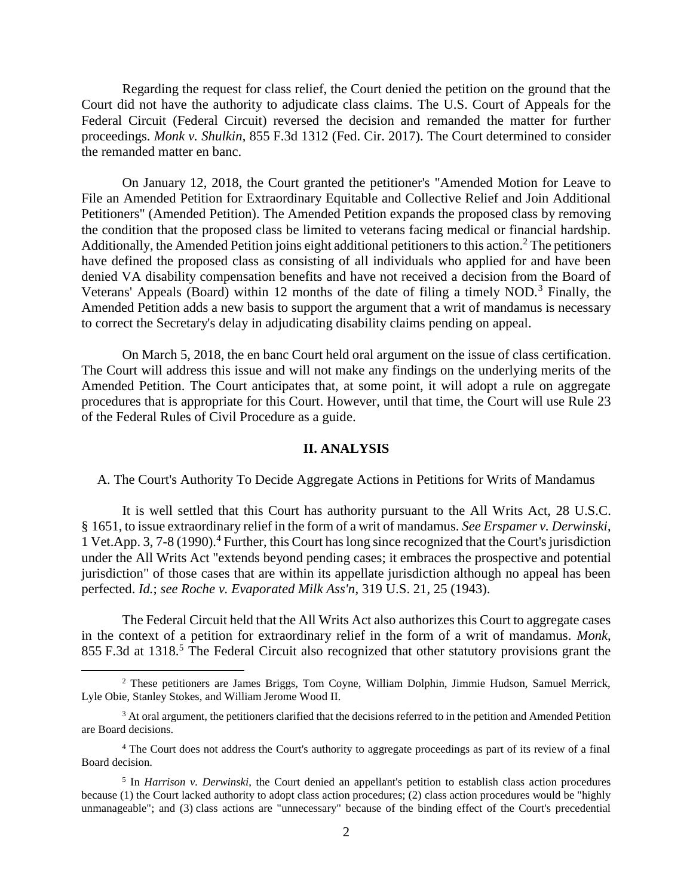Regarding the request for class relief, the Court denied the petition on the ground that the Court did not have the authority to adjudicate class claims. The U.S. Court of Appeals for the Federal Circuit (Federal Circuit) reversed the decision and remanded the matter for further proceedings. *Monk v. Shulkin*, 855 F.3d 1312 (Fed. Cir. 2017). The Court determined to consider the remanded matter en banc.

On January 12, 2018, the Court granted the petitioner's "Amended Motion for Leave to File an Amended Petition for Extraordinary Equitable and Collective Relief and Join Additional Petitioners" (Amended Petition). The Amended Petition expands the proposed class by removing the condition that the proposed class be limited to veterans facing medical or financial hardship. Additionally, the Amended Petition joins eight additional petitioners to this action.[2] The petitioners have defined the proposed class as consisting of all individuals who applied for and have been denied VA disability compensation benefits and have not received a decision from the Board of Veterans' Appeals (Board) within 12 months of the date of filing a timely NOD.[3] Finally, the Amended Petition adds a new basis to support the argument that a writ of mandamus is necessary to correct the Secretary's delay in adjudicating disability claims pending on appeal.

On March 5, 2018, the en banc Court held oral argument on the issue of class certification. The Court will address this issue and will not make any findings on the underlying merits of the Amended Petition. The Court anticipates that, at some point, it will adopt a rule on aggregate procedures that is appropriate for this Court. However, until that time, the Court will use Rule 23 of the Federal Rules of Civil Procedure as a guide.

## II. ANALYSIS

### A. The Court's Authority To Decide Aggregate Actions in Petitions for Writs of Mandamus

It is well settled that this Court has authority pursuant to the All Writs Act, 28 U.S.C. § 1651, to issue extraordinary relief in the form of a writ of mandamus. *See Erspamer v. Derwinski*, 1 Vet.App. 3, 7-8 (1990).[4] Further, this Court has long since recognized that the Court's jurisdiction under the All Writs Act "extends beyond pending cases; it embraces the prospective and potential jurisdiction" of those cases that are within its appellate jurisdiction although no appeal has been perfected. *Id.*; *see Roche v. Evaporated Milk Ass'n*, 319 U.S. 21, 25 (1943).

The Federal Circuit held that the All Writs Act also authorizes this Court to aggregate cases in the context of a petition for extraordinary relief in the form of a writ of mandamus. *Monk*, 855 F.3d at 1318.[5] The Federal Circuit also recognized that other statutory provisions grant the

---

[2] These petitioners are James Briggs, Tom Coyne, William Dolphin, Jimmie Hudson, Samuel Merrick, Lyle Obie, Stanley Stokes, and William Jerome Wood II.

[3] At oral argument, the petitioners clarified that the decisions referred to in the petition and Amended Petition are Board decisions.

[4] The Court does not address the Court's authority to aggregate proceedings as part of its review of a final Board decision.

[5] In *Harrison v. Derwinski*, the Court denied an appellant's petition to establish class action procedures because (1) the Court lacked authority to adopt class action procedures; (2) class action procedures would be "highly unmanageable"; and (3) class actions are "unnecessary" because of the binding effect of the Court's precedential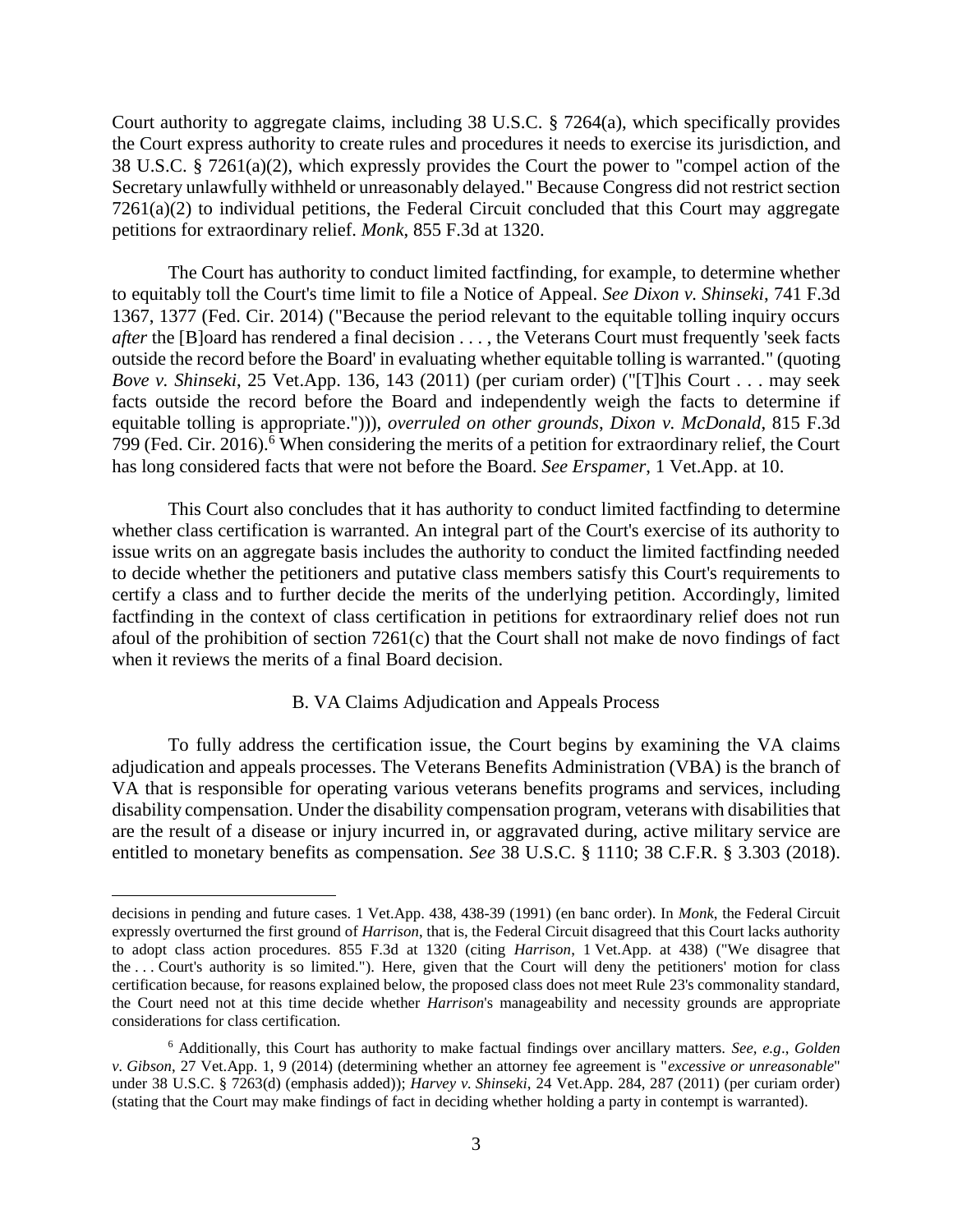Court authority to aggregate claims, including 38 U.S.C. § 7264(a), which specifically provides the Court express authority to create rules and procedures it needs to exercise its jurisdiction, and 38 U.S.C. § 7261(a)(2), which expressly provides the Court the power to "compel action of the Secretary unlawfully withheld or unreasonably delayed." Because Congress did not restrict section 7261(a)(2) to individual petitions, the Federal Circuit concluded that this Court may aggregate petitions for extraordinary relief. *Monk*, 855 F.3d at 1320.

The Court has authority to conduct limited factfinding, for example, to determine whether to equitably toll the Court's time limit to file a Notice of Appeal. *See Dixon v. Shinseki*, 741 F.3d 1367, 1377 (Fed. Cir. 2014) ("Because the period relevant to the equitable tolling inquiry occurs *after* the [B]oard has rendered a final decision . . . , the Veterans Court must frequently 'seek facts outside the record before the Board' in evaluating whether equitable tolling is warranted." (quoting *Bove v. Shinseki*, 25 Vet.App. 136, 143 (2011) (per curiam order) ("[T]his Court . . . may seek facts outside the record before the Board and independently weigh the facts to determine if equitable tolling is appropriate."))), *overruled on other grounds*, *Dixon v. McDonald*, 815 F.3d 799 (Fed. Cir. 2016).[6] When considering the merits of a petition for extraordinary relief, the Court has long considered facts that were not before the Board. *See Erspamer*, 1 Vet.App. at 10.

This Court also concludes that it has authority to conduct limited factfinding to determine whether class certification is warranted. An integral part of the Court's exercise of its authority to issue writs on an aggregate basis includes the authority to conduct the limited factfinding needed to decide whether the petitioners and putative class members satisfy this Court's requirements to certify a class and to further decide the merits of the underlying petition. Accordingly, limited factfinding in the context of class certification in petitions for extraordinary relief does not run afoul of the prohibition of section 7261(c) that the Court shall not make de novo findings of fact when it reviews the merits of a final Board decision.

### B. VA Claims Adjudication and Appeals Process

To fully address the certification issue, the Court begins by examining the VA claims adjudication and appeals processes. The Veterans Benefits Administration (VBA) is the branch of VA that is responsible for operating various veterans benefits programs and services, including disability compensation. Under the disability compensation program, veterans with disabilities that are the result of a disease or injury incurred in, or aggravated during, active military service are entitled to monetary benefits as compensation. *See* 38 U.S.C. § 1110; 38 C.F.R. § 3.303 (2018).

---

decisions in pending and future cases. 1 Vet.App. 438, 438-39 (1991) (en banc order). In *Monk*, the Federal Circuit expressly overturned the first ground of *Harrison*, that is, the Federal Circuit disagreed that this Court lacks authority to adopt class action procedures. 855 F.3d at 1320 (citing *Harrison*, 1 Vet.App. at 438) ("We disagree that the . . . Court's authority is so limited."). Here, given that the Court will deny the petitioners' motion for class certification because, for reasons explained below, the proposed class does not meet Rule 23's commonality standard, the Court need not at this time decide whether *Harrison*'s manageability and necessity grounds are appropriate considerations for class certification.

[6] Additionally, this Court has authority to make factual findings over ancillary matters. *See, e.g*., *Golden v. Gibson*, 27 Vet.App. 1, 9 (2014) (determining whether an attorney fee agreement is "*excessive or unreasonable*" under 38 U.S.C. § 7263(d) (emphasis added)); *Harvey v. Shinseki*, 24 Vet.App. 284, 287 (2011) (per curiam order) (stating that the Court may make findings of fact in deciding whether holding a party in contempt is warranted).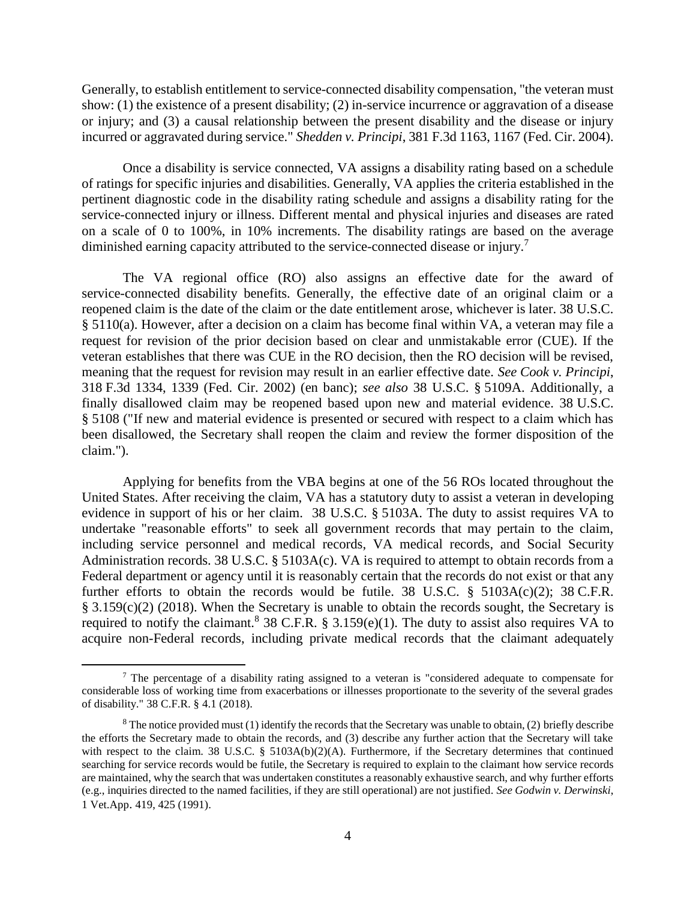Generally, to establish entitlement to service-connected disability compensation, "the veteran must show: (1) the existence of a present disability; (2) in-service incurrence or aggravation of a disease or injury; and (3) a causal relationship between the present disability and the disease or injury incurred or aggravated during service." *Shedden v. Principi*, 381 F.3d 1163, 1167 (Fed. Cir. 2004).

Once a disability is service connected, VA assigns a disability rating based on a schedule of ratings for specific injuries and disabilities. Generally, VA applies the criteria established in the pertinent diagnostic code in the disability rating schedule and assigns a disability rating for the service-connected injury or illness. Different mental and physical injuries and diseases are rated on a scale of 0 to 100%, in 10% increments. The disability ratings are based on the average diminished earning capacity attributed to the service-connected disease or injury.[7]

The VA regional office (RO) also assigns an effective date for the award of service-connected disability benefits. Generally, the effective date of an original claim or a reopened claim is the date of the claim or the date entitlement arose, whichever is later. 38 U.S.C. § 5110(a). However, after a decision on a claim has become final within VA, a veteran may file a request for revision of the prior decision based on clear and unmistakable error (CUE). If the veteran establishes that there was CUE in the RO decision, then the RO decision will be revised, meaning that the request for revision may result in an earlier effective date. *See Cook v. Principi*, 318 F.3d 1334, 1339 (Fed. Cir. 2002) (en banc); *see also* 38 U.S.C. § 5109A. Additionally, a finally disallowed claim may be reopened based upon new and material evidence. 38 U.S.C. § 5108 ("If new and material evidence is presented or secured with respect to a claim which has been disallowed, the Secretary shall reopen the claim and review the former disposition of the claim.").

Applying for benefits from the VBA begins at one of the 56 ROs located throughout the United States. After receiving the claim, VA has a statutory duty to assist a veteran in developing evidence in support of his or her claim. 38 U.S.C. § 5103A. The duty to assist requires VA to undertake "reasonable efforts" to seek all government records that may pertain to the claim, including service personnel and medical records, VA medical records, and Social Security Administration records. 38 U.S.C. § 5103A(c). VA is required to attempt to obtain records from a Federal department or agency until it is reasonably certain that the records do not exist or that any further efforts to obtain the records would be futile. 38 U.S.C. § 5103A(c)(2); 38 C.F.R. § 3.159(c)(2) (2018). When the Secretary is unable to obtain the records sought, the Secretary is required to notify the claimant.[8] 38 C.F.R. § 3.159(e)(1). The duty to assist also requires VA to acquire non-Federal records, including private medical records that the claimant adequately

---

[7] The percentage of a disability rating assigned to a veteran is "considered adequate to compensate for considerable loss of working time from exacerbations or illnesses proportionate to the severity of the several grades of disability." 38 C.F.R. § 4.1 (2018).

[8] The notice provided must (1) identify the records that the Secretary was unable to obtain, (2) briefly describe the efforts the Secretary made to obtain the records, and (3) describe any further action that the Secretary will take with respect to the claim. 38 U.S.C. § 5103A(b)(2)(A). Furthermore, if the Secretary determines that continued searching for service records would be futile, the Secretary is required to explain to the claimant how service records are maintained, why the search that was undertaken constitutes a reasonably exhaustive search, and why further efforts (e.g., inquiries directed to the named facilities, if they are still operational) are not justified. *See Godwin v. Derwinski*, 1 Vet.App. 419, 425 (1991).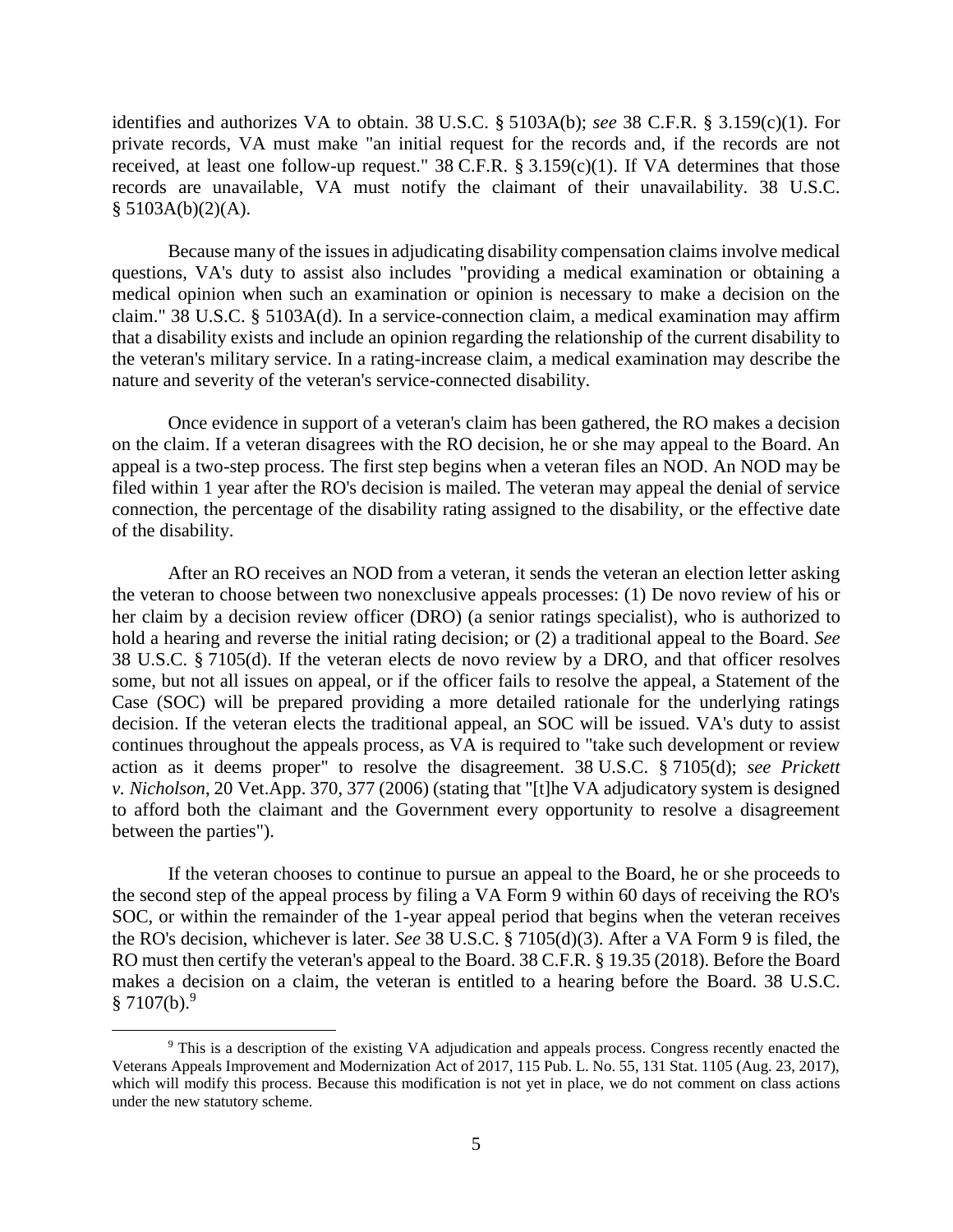identifies and authorizes VA to obtain. 38 U.S.C. § 5103A(b); *see* 38 C.F.R. § 3.159(c)(1). For private records, VA must make "an initial request for the records and, if the records are not received, at least one follow-up request." 38 C.F.R. § 3.159(c)(1). If VA determines that those records are unavailable, VA must notify the claimant of their unavailability. 38 U.S.C. § 5103A(b)(2)(A).

Because many of the issues in adjudicating disability compensation claims involve medical questions, VA's duty to assist also includes "providing a medical examination or obtaining a medical opinion when such an examination or opinion is necessary to make a decision on the claim." 38 U.S.C. § 5103A(d). In a service-connection claim, a medical examination may affirm that a disability exists and include an opinion regarding the relationship of the current disability to the veteran's military service. In a rating-increase claim, a medical examination may describe the nature and severity of the veteran's service-connected disability.

Once evidence in support of a veteran's claim has been gathered, the RO makes a decision on the claim. If a veteran disagrees with the RO decision, he or she may appeal to the Board. An appeal is a two-step process. The first step begins when a veteran files an NOD. An NOD may be filed within 1 year after the RO's decision is mailed. The veteran may appeal the denial of service connection, the percentage of the disability rating assigned to the disability, or the effective date of the disability.

After an RO receives an NOD from a veteran, it sends the veteran an election letter asking the veteran to choose between two nonexclusive appeals processes: (1) De novo review of his or her claim by a decision review officer (DRO) (a senior ratings specialist), who is authorized to hold a hearing and reverse the initial rating decision; or (2) a traditional appeal to the Board. *See* 38 U.S.C. § 7105(d). If the veteran elects de novo review by a DRO, and that officer resolves some, but not all issues on appeal, or if the officer fails to resolve the appeal, a Statement of the Case (SOC) will be prepared providing a more detailed rationale for the underlying ratings decision. If the veteran elects the traditional appeal, an SOC will be issued. VA's duty to assist continues throughout the appeals process, as VA is required to "take such development or review action as it deems proper" to resolve the disagreement. 38 U.S.C. § 7105(d); *see Prickett v. Nicholson*, 20 Vet.App. 370, 377 (2006) (stating that "[t]he VA adjudicatory system is designed to afford both the claimant and the Government every opportunity to resolve a disagreement between the parties").

If the veteran chooses to continue to pursue an appeal to the Board, he or she proceeds to the second step of the appeal process by filing a VA Form 9 within 60 days of receiving the RO's SOC, or within the remainder of the 1-year appeal period that begins when the veteran receives the RO's decision, whichever is later. *See* 38 U.S.C. § 7105(d)(3). After a VA Form 9 is filed, the RO must then certify the veteran's appeal to the Board. 38 C.F.R. § 19.35 (2018). Before the Board makes a decision on a claim, the veteran is entitled to a hearing before the Board. 38 U.S.C. § 7107(b).[9]

[9] This is a description of the existing VA adjudication and appeals process. Congress recently enacted the Veterans Appeals Improvement and Modernization Act of 2017, 115 Pub. L. No. 55, 131 Stat. 1105 (Aug. 23, 2017), which will modify this process. Because this modification is not yet in place, we do not comment on class actions under the new statutory scheme.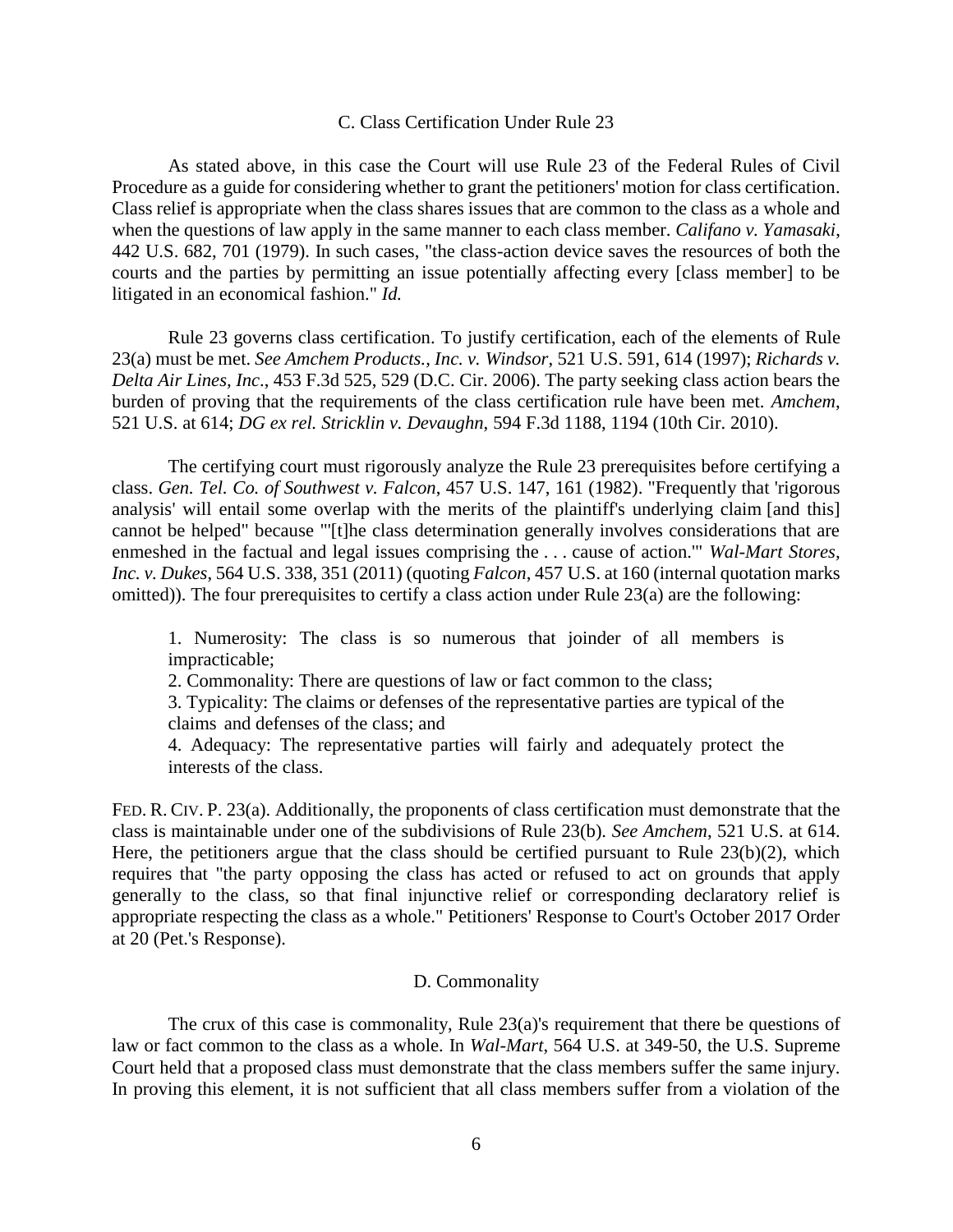### C. Class Certification Under Rule 23

As stated above, in this case the Court will use Rule 23 of the Federal Rules of Civil Procedure as a guide for considering whether to grant the petitioners' motion for class certification. Class relief is appropriate when the class shares issues that are common to the class as a whole and when the questions of law apply in the same manner to each class member. *Califano v. Yamasaki*, 442 U.S. 682, 701 (1979). In such cases, "the class-action device saves the resources of both the courts and the parties by permitting an issue potentially affecting every [class member] to be litigated in an economical fashion." *Id.*

Rule 23 governs class certification. To justify certification, each of the elements of Rule 23(a) must be met. *See Amchem Products., Inc. v. Windsor*, 521 U.S. 591, 614 (1997); *Richards v. Delta Air Lines, Inc*., 453 F.3d 525, 529 (D.C. Cir. 2006). The party seeking class action bears the burden of proving that the requirements of the class certification rule have been met. *Amchem*, 521 U.S. at 614; *DG ex rel. Stricklin v. Devaughn*, 594 F.3d 1188, 1194 (10th Cir. 2010).

The certifying court must rigorously analyze the Rule 23 prerequisites before certifying a class. *Gen. Tel. Co. of Southwest v. Falcon*, 457 U.S. 147, 161 (1982). "Frequently that 'rigorous analysis' will entail some overlap with the merits of the plaintiff's underlying claim [and this] cannot be helped" because "'[t]he class determination generally involves considerations that are enmeshed in the factual and legal issues comprising the . . . cause of action.'" *Wal-Mart Stores, Inc. v. Dukes*, 564 U.S. 338, 351 (2011) (quoting *Falcon*, 457 U.S. at 160 (internal quotation marks omitted)). The four prerequisites to certify a class action under Rule 23(a) are the following:

> 1. Numerosity: The class is so numerous that joinder of all members is impracticable;
> 2. Commonality: There are questions of law or fact common to the class;
> 3. Typicality: The claims or defenses of the representative parties are typical of the claims and defenses of the class; and
> 4. Adequacy: The representative parties will fairly and adequately protect the interests of the class.

FED. R. CIV. P. 23(a). Additionally, the proponents of class certification must demonstrate that the class is maintainable under one of the subdivisions of Rule 23(b). *See Amchem*, 521 U.S. at 614. Here, the petitioners argue that the class should be certified pursuant to Rule 23(b)(2), which requires that "the party opposing the class has acted or refused to act on grounds that apply generally to the class, so that final injunctive relief or corresponding declaratory relief is appropriate respecting the class as a whole." Petitioners' Response to Court's October 2017 Order at 20 (Pet.'s Response).

### D. Commonality

The crux of this case is commonality, Rule 23(a)'s requirement that there be questions of law or fact common to the class as a whole. In *Wal-Mart*, 564 U.S. at 349-50, the U.S. Supreme Court held that a proposed class must demonstrate that the class members suffer the same injury. In proving this element, it is not sufficient that all class members suffer from a violation of the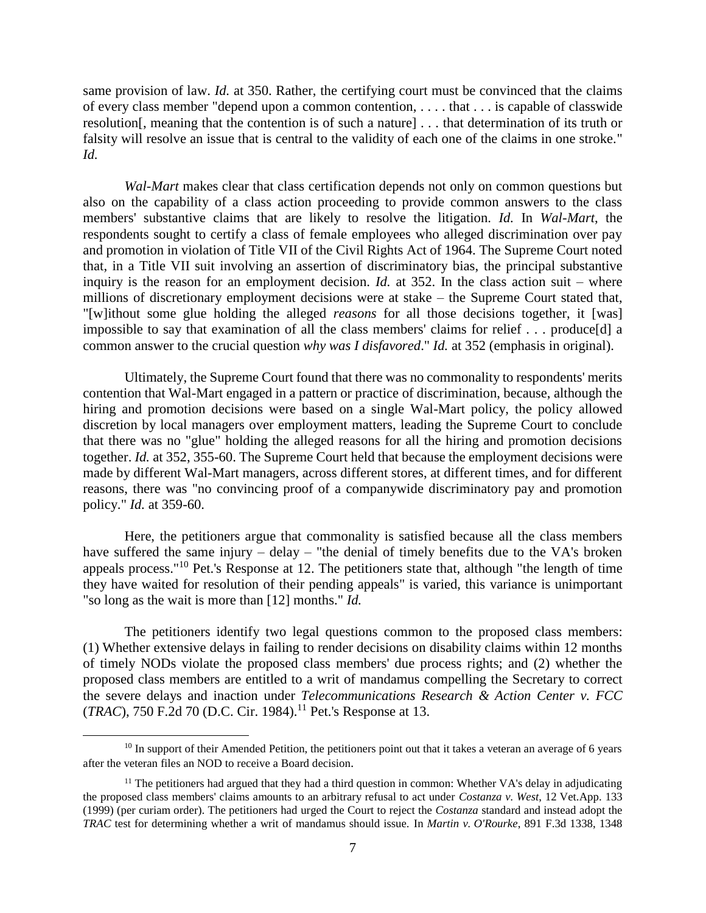same provision of law. *Id.* at 350. Rather, the certifying court must be convinced that the claims of every class member "depend upon a common contention, . . . . that . . . is capable of classwide resolution[, meaning that the contention is of such a nature] . . . that determination of its truth or falsity will resolve an issue that is central to the validity of each one of the claims in one stroke." *Id.*

*Wal-Mart* makes clear that class certification depends not only on common questions but also on the capability of a class action proceeding to provide common answers to the class members' substantive claims that are likely to resolve the litigation. *Id.* In *Wal-Mart*, the respondents sought to certify a class of female employees who alleged discrimination over pay and promotion in violation of Title VII of the Civil Rights Act of 1964. The Supreme Court noted that, in a Title VII suit involving an assertion of discriminatory bias, the principal substantive inquiry is the reason for an employment decision. *Id.* at 352. In the class action suit – where millions of discretionary employment decisions were at stake – the Supreme Court stated that, "[w]ithout some glue holding the alleged *reasons* for all those decisions together, it [was] impossible to say that examination of all the class members' claims for relief . . . produce[d] a common answer to the crucial question *why was I disfavored*." *Id.* at 352 (emphasis in original).

Ultimately, the Supreme Court found that there was no commonality to respondents' merits contention that Wal-Mart engaged in a pattern or practice of discrimination, because, although the hiring and promotion decisions were based on a single Wal-Mart policy, the policy allowed discretion by local managers over employment matters, leading the Supreme Court to conclude that there was no "glue" holding the alleged reasons for all the hiring and promotion decisions together. *Id.* at 352, 355-60. The Supreme Court held that because the employment decisions were made by different Wal-Mart managers, across different stores, at different times, and for different reasons, there was "no convincing proof of a companywide discriminatory pay and promotion policy." *Id.* at 359-60.

Here, the petitioners argue that commonality is satisfied because all the class members have suffered the same injury – delay – "the denial of timely benefits due to the VA's broken appeals process."[10] Pet.'s Response at 12. The petitioners state that, although "the length of time they have waited for resolution of their pending appeals" is varied, this variance is unimportant "so long as the wait is more than [12] months." *Id.*

The petitioners identify two legal questions common to the proposed class members: (1) Whether extensive delays in failing to render decisions on disability claims within 12 months of timely NODs violate the proposed class members' due process rights; and (2) whether the proposed class members are entitled to a writ of mandamus compelling the Secretary to correct the severe delays and inaction under *Telecommunications Research & Action Center v. FCC* (*TRAC*), 750 F.2d 70 (D.C. Cir. 1984).[11] Pet.'s Response at 13.

[10] In support of their Amended Petition, the petitioners point out that it takes a veteran an average of 6 years after the veteran files an NOD to receive a Board decision.

[11] The petitioners had argued that they had a third question in common: Whether VA's delay in adjudicating the proposed class members' claims amounts to an arbitrary refusal to act under *Costanza v. West*, 12 Vet.App. 133 (1999) (per curiam order). The petitioners had urged the Court to reject the *Costanza* standard and instead adopt the *TRAC* test for determining whether a writ of mandamus should issue. In *Martin v. O'Rourke*, 891 F.3d 1338, 1348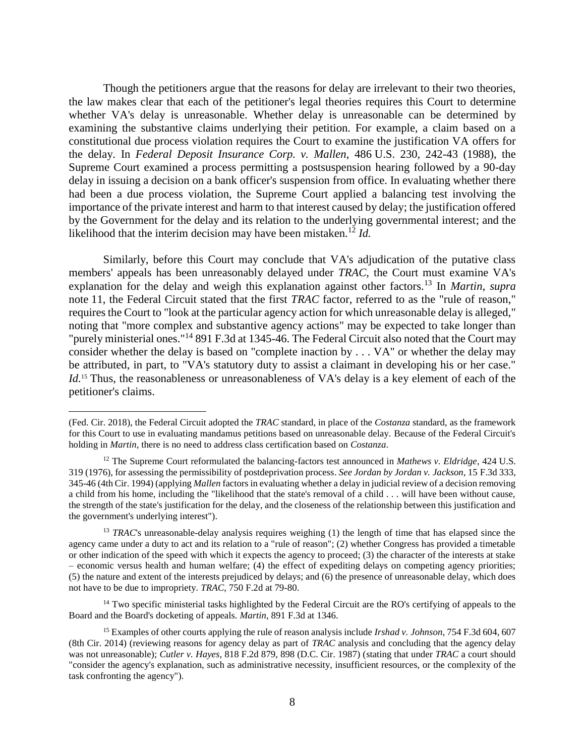Though the petitioners argue that the reasons for delay are irrelevant to their two theories, the law makes clear that each of the petitioner's legal theories requires this Court to determine whether VA's delay is unreasonable. Whether delay is unreasonable can be determined by examining the substantive claims underlying their petition. For example, a claim based on a constitutional due process violation requires the Court to examine the justification VA offers for the delay. In *Federal Deposit Insurance Corp. v. Mallen*, 486 U.S. 230, 242-43 (1988), the Supreme Court examined a process permitting a postsuspension hearing followed by a 90-day delay in issuing a decision on a bank officer's suspension from office. In evaluating whether there had been a due process violation, the Supreme Court applied a balancing test involving the importance of the private interest and harm to that interest caused by delay; the justification offered by the Government for the delay and its relation to the underlying governmental interest; and the likelihood that the interim decision may have been mistaken.[12] *Id.*

Similarly, before this Court may conclude that VA's adjudication of the putative class members' appeals has been unreasonably delayed under *TRAC*, the Court must examine VA's explanation for the delay and weigh this explanation against other factors.[13] In *Martin*, *supra* note 11, the Federal Circuit stated that the first *TRAC* factor, referred to as the "rule of reason," requires the Court to "look at the particular agency action for which unreasonable delay is alleged," noting that "more complex and substantive agency actions" may be expected to take longer than "purely ministerial ones."[14] 891 F.3d at 1345-46. The Federal Circuit also noted that the Court may consider whether the delay is based on "complete inaction by . . . VA" or whether the delay may be attributed, in part, to "VA's statutory duty to assist a claimant in developing his or her case." *Id.*[15] Thus, the reasonableness or unreasonableness of VA's delay is a key element of each of the petitioner's claims.

---

(Fed. Cir. 2018), the Federal Circuit adopted the *TRAC* standard, in place of the *Costanza* standard, as the framework for this Court to use in evaluating mandamus petitions based on unreasonable delay. Because of the Federal Circuit's holding in *Martin*, there is no need to address class certification based on *Costanza*.

[12] The Supreme Court reformulated the balancing-factors test announced in *Mathews v. Eldridge*, 424 U.S. 319 (1976), for assessing the permissibility of postdeprivation process. *See Jordan by Jordan v. Jackson*, 15 F.3d 333, 345-46 (4th Cir. 1994) (applying *Mallen* factors in evaluating whether a delay in judicial review of a decision removing a child from his home, including the "likelihood that the state's removal of a child . . . will have been without cause, the strength of the state's justification for the delay, and the closeness of the relationship between this justification and the government's underlying interest").

[13] *TRAC*'s unreasonable-delay analysis requires weighing (1) the length of time that has elapsed since the agency came under a duty to act and its relation to a "rule of reason"; (2) whether Congress has provided a timetable or other indication of the speed with which it expects the agency to proceed; (3) the character of the interests at stake – economic versus health and human welfare; (4) the effect of expediting delays on competing agency priorities; (5) the nature and extent of the interests prejudiced by delays; and (6) the presence of unreasonable delay, which does not have to be due to impropriety. *TRAC*, 750 F.2d at 79-80.

[14] Two specific ministerial tasks highlighted by the Federal Circuit are the RO's certifying of appeals to the Board and the Board's docketing of appeals. *Martin*, 891 F.3d at 1346.

[15] Examples of other courts applying the rule of reason analysis include *Irshad v. Johnson*, 754 F.3d 604, 607 (8th Cir. 2014) (reviewing reasons for agency delay as part of *TRAC* analysis and concluding that the agency delay was not unreasonable); *Cutler v. Hayes*, 818 F.2d 879, 898 (D.C. Cir. 1987) (stating that under *TRAC* a court should "consider the agency's explanation, such as administrative necessity, insufficient resources, or the complexity of the task confronting the agency").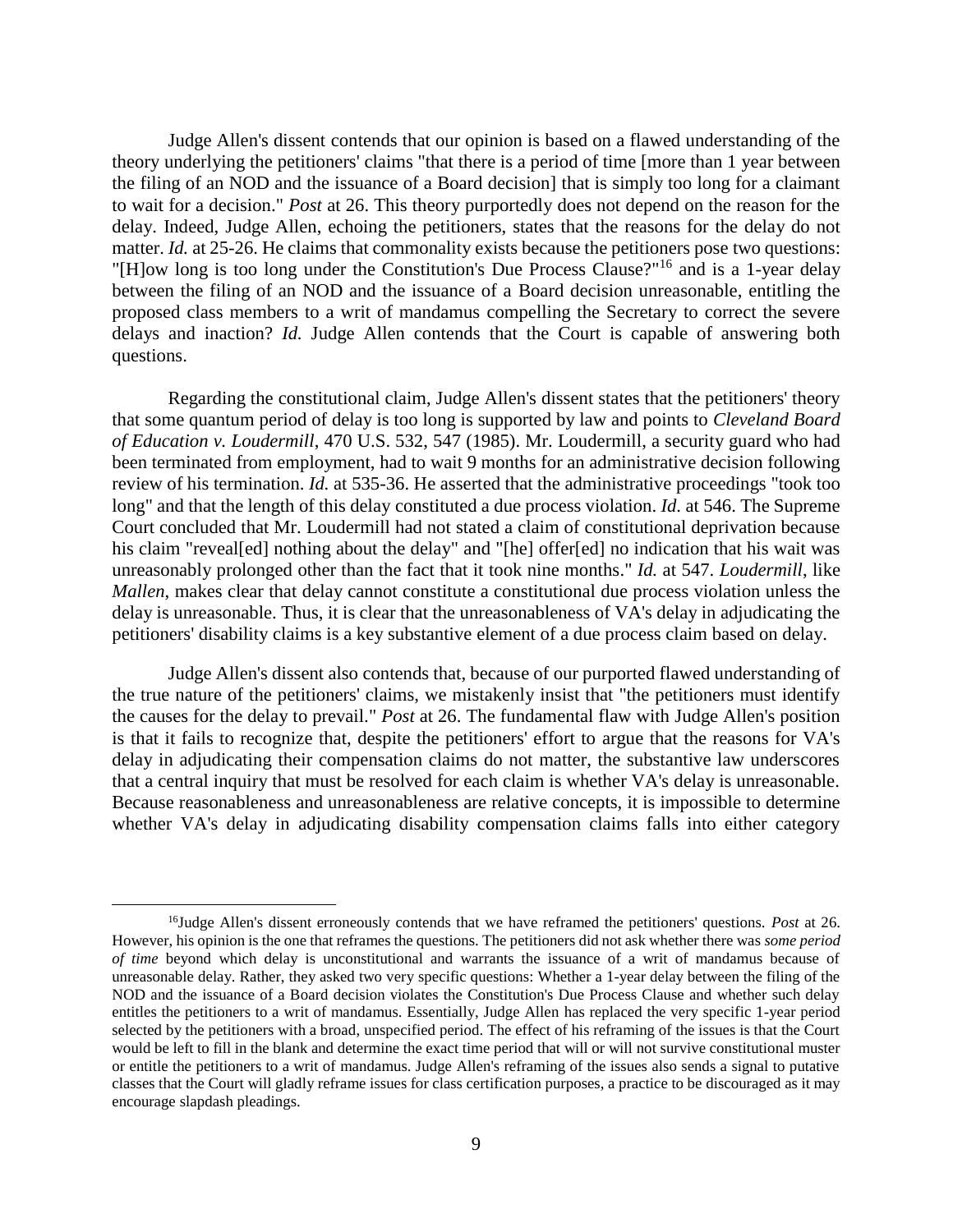Judge Allen's dissent contends that our opinion is based on a flawed understanding of the theory underlying the petitioners' claims "that there is a period of time [more than 1 year between the filing of an NOD and the issuance of a Board decision] that is simply too long for a claimant to wait for a decision." *Post* at 26. This theory purportedly does not depend on the reason for the delay. Indeed, Judge Allen, echoing the petitioners, states that the reasons for the delay do not matter. *Id.* at 25-26. He claims that commonality exists because the petitioners pose two questions: "[H]ow long is too long under the Constitution's Due Process Clause?"[16] and is a 1-year delay between the filing of an NOD and the issuance of a Board decision unreasonable, entitling the proposed class members to a writ of mandamus compelling the Secretary to correct the severe delays and inaction? *Id.* Judge Allen contends that the Court is capable of answering both questions.

Regarding the constitutional claim, Judge Allen's dissent states that the petitioners' theory that some quantum period of delay is too long is supported by law and points to *Cleveland Board of Education v. Loudermill*, 470 U.S. 532, 547 (1985). Mr. Loudermill, a security guard who had been terminated from employment, had to wait 9 months for an administrative decision following review of his termination. *Id.* at 535-36. He asserted that the administrative proceedings "took too long" and that the length of this delay constituted a due process violation. *Id.* at 546. The Supreme Court concluded that Mr. Loudermill had not stated a claim of constitutional deprivation because his claim "reveal[ed] nothing about the delay" and "[he] offer[ed] no indication that his wait was unreasonably prolonged other than the fact that it took nine months." *Id.* at 547. *Loudermill*, like *Mallen*, makes clear that delay cannot constitute a constitutional due process violation unless the delay is unreasonable. Thus, it is clear that the unreasonableness of VA's delay in adjudicating the petitioners' disability claims is a key substantive element of a due process claim based on delay.

Judge Allen's dissent also contends that, because of our purported flawed understanding of the true nature of the petitioners' claims, we mistakenly insist that "the petitioners must identify the causes for the delay to prevail." *Post* at 26. The fundamental flaw with Judge Allen's position is that it fails to recognize that, despite the petitioners' effort to argue that the reasons for VA's delay in adjudicating their compensation claims do not matter, the substantive law underscores that a central inquiry that must be resolved for each claim is whether VA's delay is unreasonable. Because reasonableness and unreasonableness are relative concepts, it is impossible to determine whether VA's delay in adjudicating disability compensation claims falls into either category

[16] Judge Allen's dissent erroneously contends that we have reframed the petitioners' questions. *Post* at 26. However, his opinion is the one that reframes the questions. The petitioners did not ask whether there was *some period of time* beyond which delay is unconstitutional and warrants the issuance of a writ of mandamus because of unreasonable delay. Rather, they asked two very specific questions: Whether a 1-year delay between the filing of the NOD and the issuance of a Board decision violates the Constitution's Due Process Clause and whether such delay entitles the petitioners to a writ of mandamus. Essentially, Judge Allen has replaced the very specific 1-year period selected by the petitioners with a broad, unspecified period. The effect of his reframing of the issues is that the Court would be left to fill in the blank and determine the exact time period that will or will not survive constitutional muster or entitle the petitioners to a writ of mandamus. Judge Allen's reframing of the issues also sends a signal to putative classes that the Court will gladly reframe issues for class certification purposes, a practice to be discouraged as it may encourage slapdash pleadings.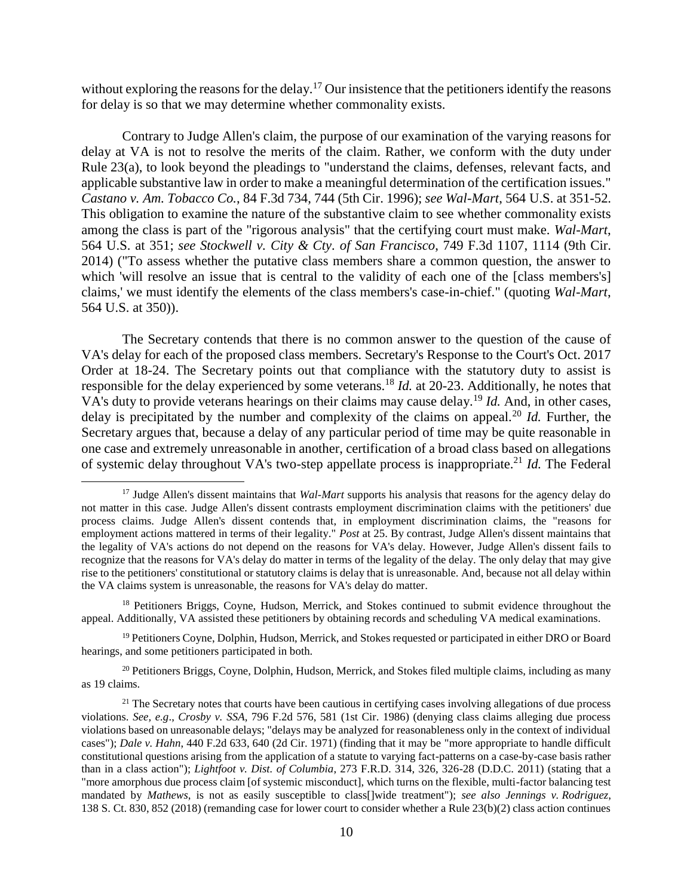without exploring the reasons for the delay.[17] Our insistence that the petitioners identify the reasons for delay is so that we may determine whether commonality exists.

Contrary to Judge Allen's claim, the purpose of our examination of the varying reasons for delay at VA is not to resolve the merits of the claim. Rather, we conform with the duty under Rule 23(a), to look beyond the pleadings to "understand the claims, defenses, relevant facts, and applicable substantive law in order to make a meaningful determination of the certification issues." *Castano v. Am. Tobacco Co.*, 84 F.3d 734, 744 (5th Cir. 1996); *see Wal-Mart*, 564 U.S. at 351-52. This obligation to examine the nature of the substantive claim to see whether commonality exists among the class is part of the "rigorous analysis" that the certifying court must make. *Wal-Mart*, 564 U.S. at 351; *see Stockwell v. City & Cty. of San Francisco*, 749 F.3d 1107, 1114 (9th Cir. 2014) ("To assess whether the putative class members share a common question, the answer to which 'will resolve an issue that is central to the validity of each one of the [class members's] claims,' we must identify the elements of the class members's case-in-chief." (quoting *Wal-Mart*, 564 U.S. at 350)).

The Secretary contends that there is no common answer to the question of the cause of VA's delay for each of the proposed class members. Secretary's Response to the Court's Oct. 2017 Order at 18-24. The Secretary points out that compliance with the statutory duty to assist is responsible for the delay experienced by some veterans.[18] *Id.* at 20-23. Additionally, he notes that VA's duty to provide veterans hearings on their claims may cause delay.[19] *Id.* And, in other cases, delay is precipitated by the number and complexity of the claims on appeal.[20] *Id.* Further, the Secretary argues that, because a delay of any particular period of time may be quite reasonable in one case and extremely unreasonable in another, certification of a broad class based on allegations of systemic delay throughout VA's two-step appellate process is inappropriate.[21] *Id.* The Federal

---

[17] Judge Allen's dissent maintains that *Wal-Mart* supports his analysis that reasons for the agency delay do not matter in this case. Judge Allen's dissent contrasts employment discrimination claims with the petitioners' due process claims. Judge Allen's dissent contends that, in employment discrimination claims, the "reasons for employment actions mattered in terms of their legality." *Post* at 25. By contrast, Judge Allen's dissent maintains that the legality of VA's actions do not depend on the reasons for VA's delay. However, Judge Allen's dissent fails to recognize that the reasons for VA's delay do matter in terms of the legality of the delay. The only delay that may give rise to the petitioners' constitutional or statutory claims is delay that is unreasonable. And, because not all delay within the VA claims system is unreasonable, the reasons for VA's delay do matter.

[18] Petitioners Briggs, Coyne, Hudson, Merrick, and Stokes continued to submit evidence throughout the appeal. Additionally, VA assisted these petitioners by obtaining records and scheduling VA medical examinations.

[19] Petitioners Coyne, Dolphin, Hudson, Merrick, and Stokes requested or participated in either DRO or Board hearings, and some petitioners participated in both.

[20] Petitioners Briggs, Coyne, Dolphin, Hudson, Merrick, and Stokes filed multiple claims, including as many as 19 claims.

[21] The Secretary notes that courts have been cautious in certifying cases involving allegations of due process violations. *See, e.g*., *Crosby v. SSA*, 796 F.2d 576, 581 (1st Cir. 1986) (denying class claims alleging due process violations based on unreasonable delays; "delays may be analyzed for reasonableness only in the context of individual cases"); *Dale v. Hahn*, 440 F.2d 633, 640 (2d Cir. 1971) (finding that it may be "more appropriate to handle difficult constitutional questions arising from the application of a statute to varying fact-patterns on a case-by-case basis rather than in a class action"); *Lightfoot v. Dist. of Columbia*, 273 F.R.D. 314, 326, 326-28 (D.D.C. 2011) (stating that a "more amorphous due process claim [of systemic misconduct], which turns on the flexible, multi-factor balancing test mandated by *Mathews*, is not as easily susceptible to class[]wide treatment"); *see also Jennings v. Rodriguez*, 138 S. Ct. 830, 852 (2018) (remanding case for lower court to consider whether a Rule 23(b)(2) class action continues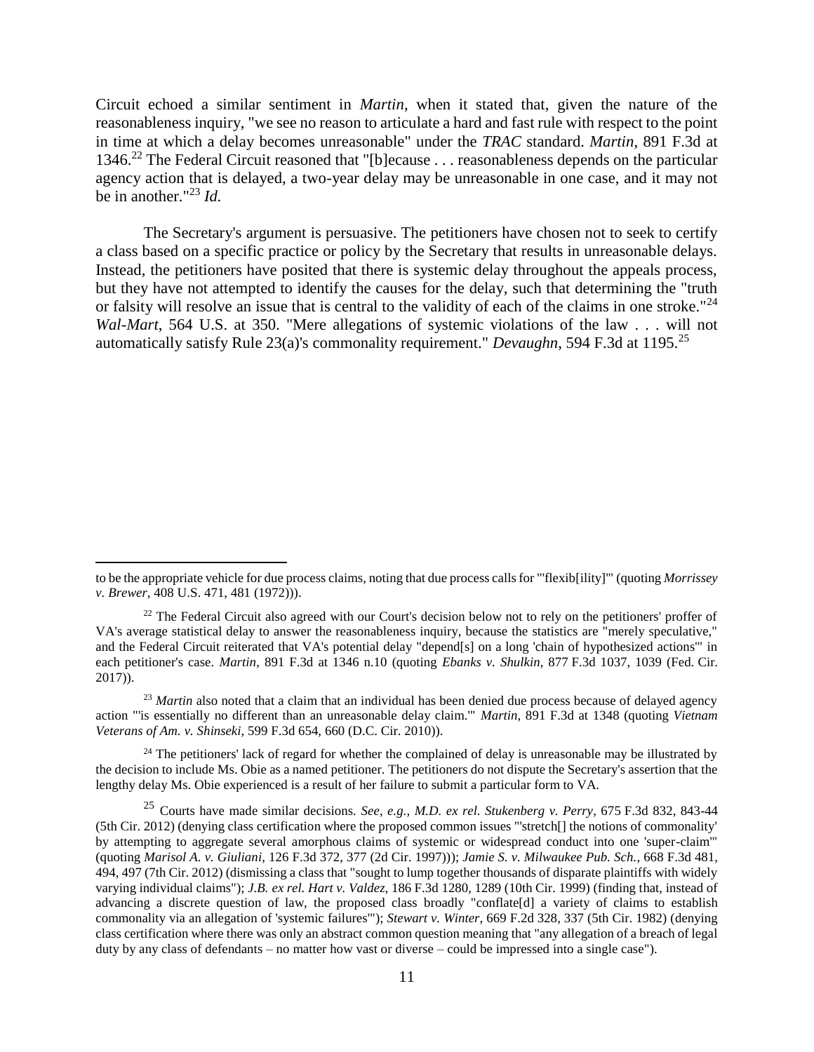Circuit echoed a similar sentiment in *Martin*, when it stated that, given the nature of the reasonableness inquiry, "we see no reason to articulate a hard and fast rule with respect to the point in time at which a delay becomes unreasonable" under the *TRAC* standard. *Martin*, 891 F.3d at 1346.[22] The Federal Circuit reasoned that "[b]ecause . . . reasonableness depends on the particular agency action that is delayed, a two-year delay may be unreasonable in one case, and it may not be in another."[23] *Id.*

The Secretary's argument is persuasive. The petitioners have chosen not to seek to certify a class based on a specific practice or policy by the Secretary that results in unreasonable delays. Instead, the petitioners have posited that there is systemic delay throughout the appeals process, but they have not attempted to identify the causes for the delay, such that determining the "truth or falsity will resolve an issue that is central to the validity of each of the claims in one stroke."[24] *Wal-Mart*, 564 U.S. at 350. "Mere allegations of systemic violations of the law . . . will not automatically satisfy Rule 23(a)'s commonality requirement." *Devaughn*, 594 F.3d at 1195.[25]

---

to be the appropriate vehicle for due process claims, noting that due process calls for "'flexib[ility]'" (quoting *Morrissey v. Brewer*, 408 U.S. 471, 481 (1972))).

[22] The Federal Circuit also agreed with our Court's decision below not to rely on the petitioners' proffer of VA's average statistical delay to answer the reasonableness inquiry, because the statistics are "merely speculative," and the Federal Circuit reiterated that VA's potential delay "depend[s] on a long 'chain of hypothesized actions'" in each petitioner's case. *Martin*, 891 F.3d at 1346 n.10 (quoting *Ebanks v. Shulkin*, 877 F.3d 1037, 1039 (Fed. Cir. 2017)).

[23] *Martin* also noted that a claim that an individual has been denied due process because of delayed agency action "'is essentially no different than an unreasonable delay claim.'" *Martin*, 891 F.3d at 1348 (quoting *Vietnam Veterans of Am. v. Shinseki*, 599 F.3d 654, 660 (D.C. Cir. 2010)).

[24] The petitioners' lack of regard for whether the complained of delay is unreasonable may be illustrated by the decision to include Ms. Obie as a named petitioner. The petitioners do not dispute the Secretary's assertion that the lengthy delay Ms. Obie experienced is a result of her failure to submit a particular form to VA.

[25] Courts have made similar decisions. *See, e.g.*, *M.D. ex rel. Stukenberg v. Perry*, 675 F.3d 832, 843-44 (5th Cir. 2012) (denying class certification where the proposed common issues "'stretch[] the notions of commonality' by attempting to aggregate several amorphous claims of systemic or widespread conduct into one 'super-claim'" (quoting *Marisol A. v. Giuliani*, 126 F.3d 372, 377 (2d Cir. 1997))); *Jamie S. v. Milwaukee Pub. Sch.*, 668 F.3d 481, 494, 497 (7th Cir. 2012) (dismissing a class that "sought to lump together thousands of disparate plaintiffs with widely varying individual claims"); *J.B. ex rel. Hart v. Valdez*, 186 F.3d 1280, 1289 (10th Cir. 1999) (finding that, instead of advancing a discrete question of law, the proposed class broadly "conflate[d] a variety of claims to establish commonality via an allegation of 'systemic failures'"); *Stewart v. Winter*, 669 F.2d 328, 337 (5th Cir. 1982) (denying class certification where there was only an abstract common question meaning that "any allegation of a breach of legal duty by any class of defendants – no matter how vast or diverse – could be impressed into a single case").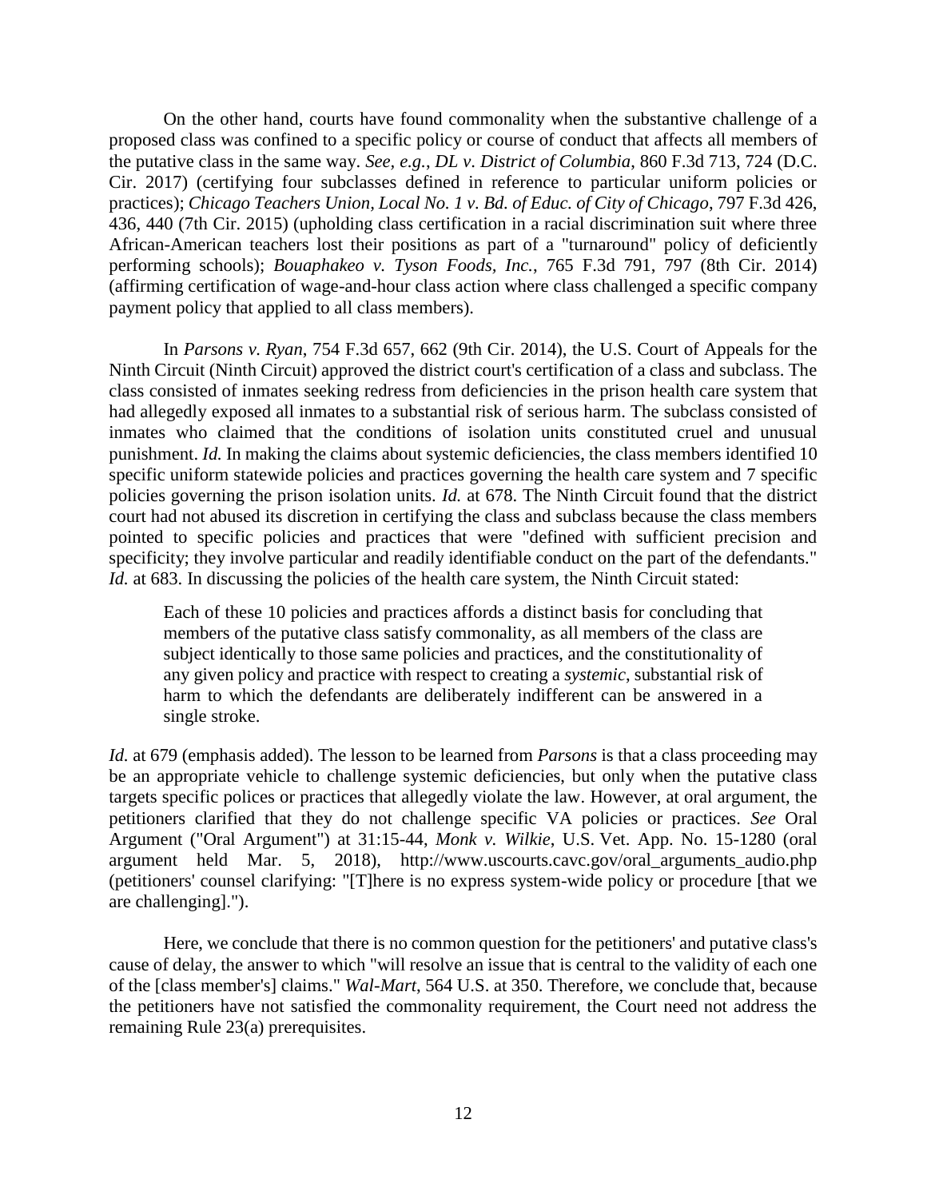On the other hand, courts have found commonality when the substantive challenge of a proposed class was confined to a specific policy or course of conduct that affects all members of the putative class in the same way. *See, e.g.*, *DL v. District of Columbia*, 860 F.3d 713, 724 (D.C. Cir. 2017) (certifying four subclasses defined in reference to particular uniform policies or practices); *Chicago Teachers Union, Local No. 1 v. Bd. of Educ. of City of Chicago*, 797 F.3d 426, 436, 440 (7th Cir. 2015) (upholding class certification in a racial discrimination suit where three African-American teachers lost their positions as part of a "turnaround" policy of deficiently performing schools); *Bouaphakeo v. Tyson Foods, Inc.*, 765 F.3d 791, 797 (8th Cir. 2014) (affirming certification of wage-and-hour class action where class challenged a specific company payment policy that applied to all class members).

In *Parsons v. Ryan*, 754 F.3d 657, 662 (9th Cir. 2014), the U.S. Court of Appeals for the Ninth Circuit (Ninth Circuit) approved the district court's certification of a class and subclass. The class consisted of inmates seeking redress from deficiencies in the prison health care system that had allegedly exposed all inmates to a substantial risk of serious harm. The subclass consisted of inmates who claimed that the conditions of isolation units constituted cruel and unusual punishment. *Id.* In making the claims about systemic deficiencies, the class members identified 10 specific uniform statewide policies and practices governing the health care system and 7 specific policies governing the prison isolation units. *Id.* at 678. The Ninth Circuit found that the district court had not abused its discretion in certifying the class and subclass because the class members pointed to specific policies and practices that were "defined with sufficient precision and specificity; they involve particular and readily identifiable conduct on the part of the defendants." *Id.* at 683. In discussing the policies of the health care system, the Ninth Circuit stated:

> Each of these 10 policies and practices affords a distinct basis for concluding that members of the putative class satisfy commonality, as all members of the class are subject identically to those same policies and practices, and the constitutionality of any given policy and practice with respect to creating a *systemic*, substantial risk of harm to which the defendants are deliberately indifferent can be answered in a single stroke.

*Id.* at 679 (emphasis added). The lesson to be learned from *Parsons* is that a class proceeding may be an appropriate vehicle to challenge systemic deficiencies, but only when the putative class targets specific polices or practices that allegedly violate the law. However, at oral argument, the petitioners clarified that they do not challenge specific VA policies or practices. *See* Oral Argument ("Oral Argument") at 31:15-44, *Monk v. Wilkie*, U.S. Vet. App. No. 15-1280 (oral argument held Mar. 5, 2018), http://www.uscourts.cavc.gov/oral_arguments_audio.php (petitioners' counsel clarifying: "[T]here is no express system-wide policy or procedure [that we are challenging].").

Here, we conclude that there is no common question for the petitioners' and putative class's cause of delay, the answer to which "will resolve an issue that is central to the validity of each one of the [class member's] claims." *Wal-Mart*, 564 U.S. at 350. Therefore, we conclude that, because the petitioners have not satisfied the commonality requirement, the Court need not address the remaining Rule 23(a) prerequisites.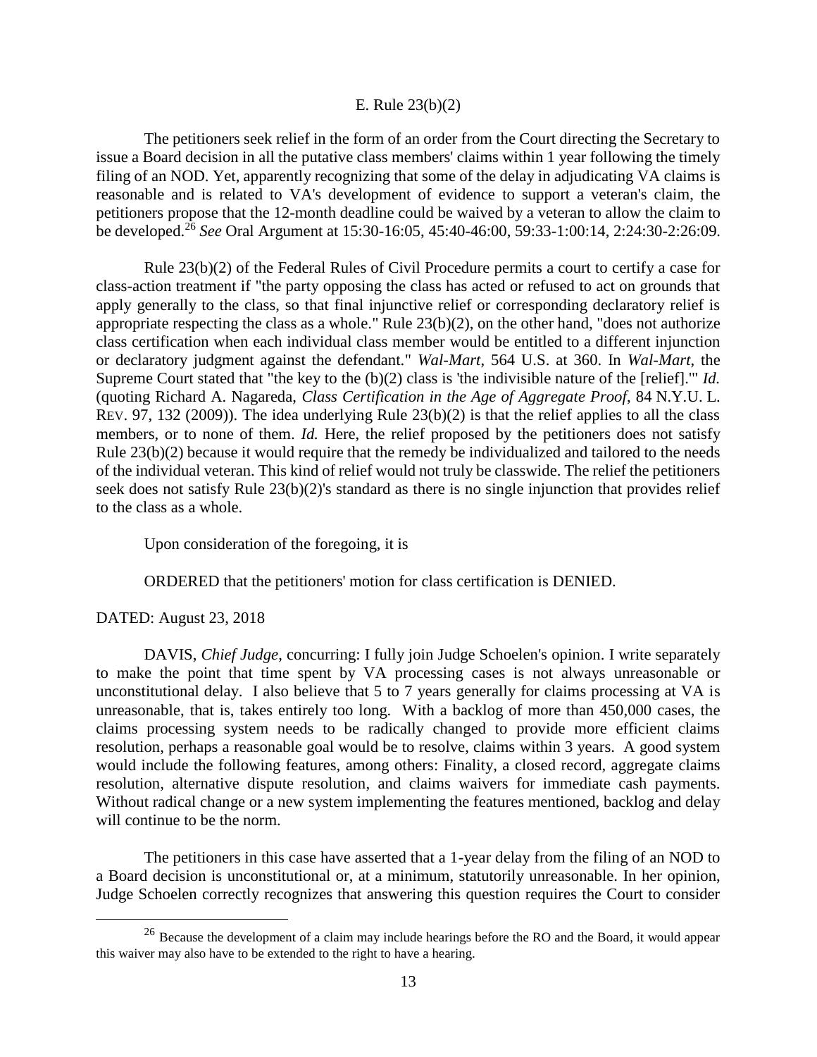### E. Rule 23(b)(2)

The petitioners seek relief in the form of an order from the Court directing the Secretary to issue a Board decision in all the putative class members' claims within 1 year following the timely filing of an NOD. Yet, apparently recognizing that some of the delay in adjudicating VA claims is reasonable and is related to VA's development of evidence to support a veteran's claim, the petitioners propose that the 12-month deadline could be waived by a veteran to allow the claim to be developed.[26] *See* Oral Argument at 15:30-16:05, 45:40-46:00, 59:33-1:00:14, 2:24:30-2:26:09.

Rule 23(b)(2) of the Federal Rules of Civil Procedure permits a court to certify a case for class-action treatment if "the party opposing the class has acted or refused to act on grounds that apply generally to the class, so that final injunctive relief or corresponding declaratory relief is appropriate respecting the class as a whole." Rule 23(b)(2), on the other hand, "does not authorize class certification when each individual class member would be entitled to a different injunction or declaratory judgment against the defendant." *Wal-Mart*, 564 U.S. at 360. In *Wal-Mart*, the Supreme Court stated that "the key to the (b)(2) class is 'the indivisible nature of the [relief].'" *Id.* (quoting Richard A. Nagareda, *Class Certification in the Age of Aggregate Proof*, 84 N.Y.U. L. REV. 97, 132 (2009)). The idea underlying Rule 23(b)(2) is that the relief applies to all the class members, or to none of them. *Id.* Here, the relief proposed by the petitioners does not satisfy Rule 23(b)(2) because it would require that the remedy be individualized and tailored to the needs of the individual veteran. This kind of relief would not truly be classwide. The relief the petitioners seek does not satisfy Rule 23(b)(2)'s standard as there is no single injunction that provides relief to the class as a whole.

Upon consideration of the foregoing, it is

ORDERED that the petitioners' motion for class certification is DENIED.

DATED: August 23, 2018

DAVIS, *Chief Judge*, concurring: I fully join Judge Schoelen's opinion. I write separately to make the point that time spent by VA processing cases is not always unreasonable or unconstitutional delay. I also believe that 5 to 7 years generally for claims processing at VA is unreasonable, that is, takes entirely too long. With a backlog of more than 450,000 cases, the claims processing system needs to be radically changed to provide more efficient claims resolution, perhaps a reasonable goal would be to resolve, claims within 3 years. A good system would include the following features, among others: Finality, a closed record, aggregate claims resolution, alternative dispute resolution, and claims waivers for immediate cash payments. Without radical change or a new system implementing the features mentioned, backlog and delay will continue to be the norm.

The petitioners in this case have asserted that a 1-year delay from the filing of an NOD to a Board decision is unconstitutional or, at a minimum, statutorily unreasonable. In her opinion, Judge Schoelen correctly recognizes that answering this question requires the Court to consider

[26] Because the development of a claim may include hearings before the RO and the Board, it would appear this waiver may also have to be extended to the right to have a hearing.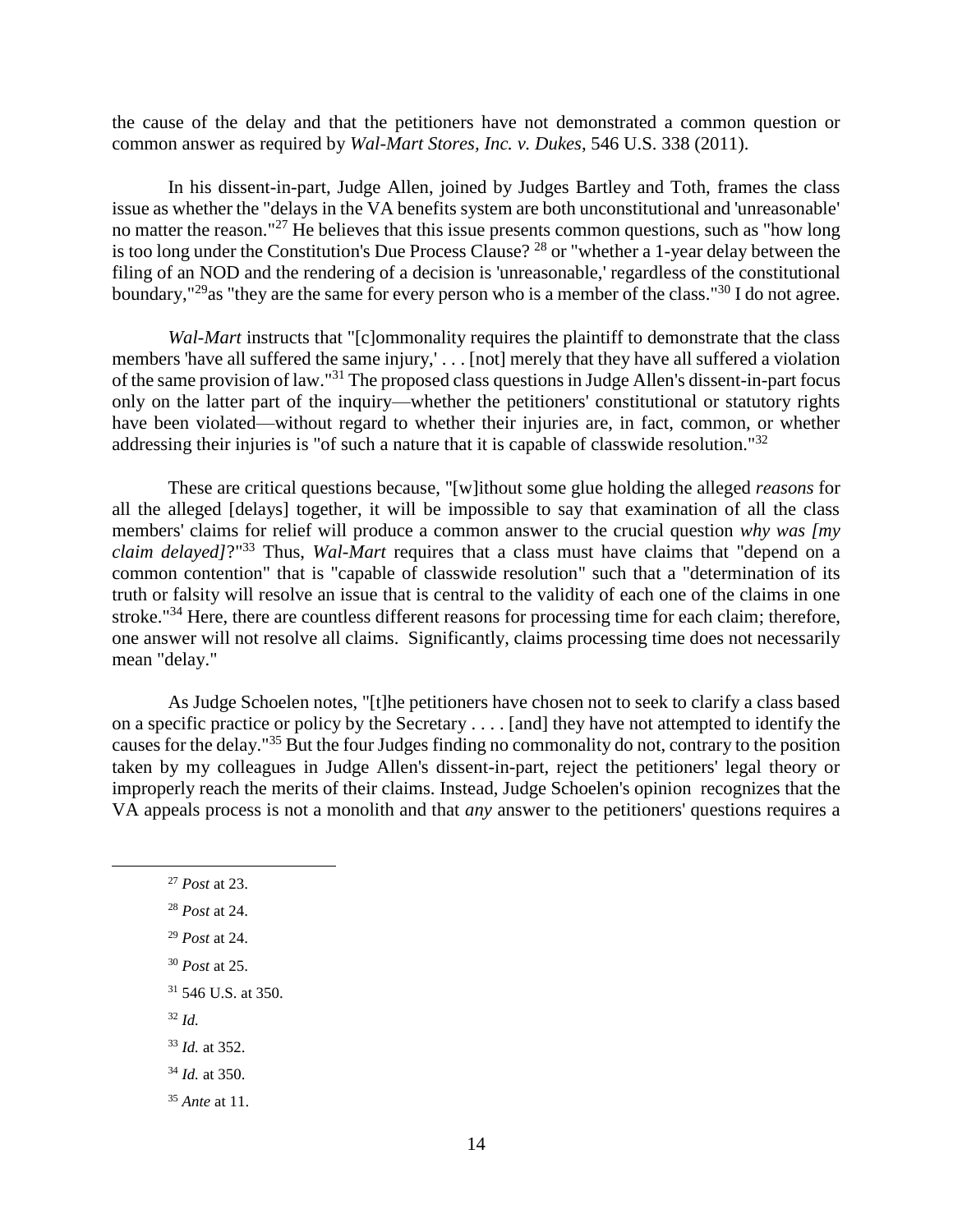the cause of the delay and that the petitioners have not demonstrated a common question or common answer as required by *Wal-Mart Stores, Inc. v. Dukes*, 546 U.S. 338 (2011).

In his dissent-in-part, Judge Allen, joined by Judges Bartley and Toth, frames the class issue as whether the "delays in the VA benefits system are both unconstitutional and 'unreasonable' no matter the reason."[27] He believes that this issue presents common questions, such as "how long is too long under the Constitution's Due Process Clause? [28] or "whether a 1-year delay between the filing of an NOD and the rendering of a decision is 'unreasonable,' regardless of the constitutional boundary,"[29]as "they are the same for every person who is a member of the class."[30] I do not agree.

*Wal-Mart* instructs that "[c]ommonality requires the plaintiff to demonstrate that the class members 'have all suffered the same injury,' . . . [not] merely that they have all suffered a violation of the same provision of law."[31] The proposed class questions in Judge Allen's dissent-in-part focus only on the latter part of the inquiry—whether the petitioners' constitutional or statutory rights have been violated—without regard to whether their injuries are, in fact, common, or whether addressing their injuries is "of such a nature that it is capable of classwide resolution."[32]

These are critical questions because, "[w]ithout some glue holding the alleged *reasons* for all the alleged [delays] together, it will be impossible to say that examination of all the class members' claims for relief will produce a common answer to the crucial question *why was [my claim delayed]*?"[33] Thus, *Wal-Mart* requires that a class must have claims that "depend on a common contention" that is "capable of classwide resolution" such that a "determination of its truth or falsity will resolve an issue that is central to the validity of each one of the claims in one stroke."[34] Here, there are countless different reasons for processing time for each claim; therefore, one answer will not resolve all claims. Significantly, claims processing time does not necessarily mean "delay."

As Judge Schoelen notes, "[t]he petitioners have chosen not to seek to clarify a class based on a specific practice or policy by the Secretary . . . . [and] they have not attempted to identify the causes for the delay."[35] But the four Judges finding no commonality do not, contrary to the position taken by my colleagues in Judge Allen's dissent-in-part, reject the petitioners' legal theory or improperly reach the merits of their claims. Instead, Judge Schoelen's opinion recognizes that the VA appeals process is not a monolith and that *any* answer to the petitioners' questions requires a

---

[27] *Post* at 23.

[28] *Post* at 24.

[29] *Post* at 24.

[30] *Post* at 25.

[31] 546 U.S. at 350.

[32] *Id.*

[33] *Id.* at 352.

[34] *Id.* at 350.

[35] *Ante* at 11.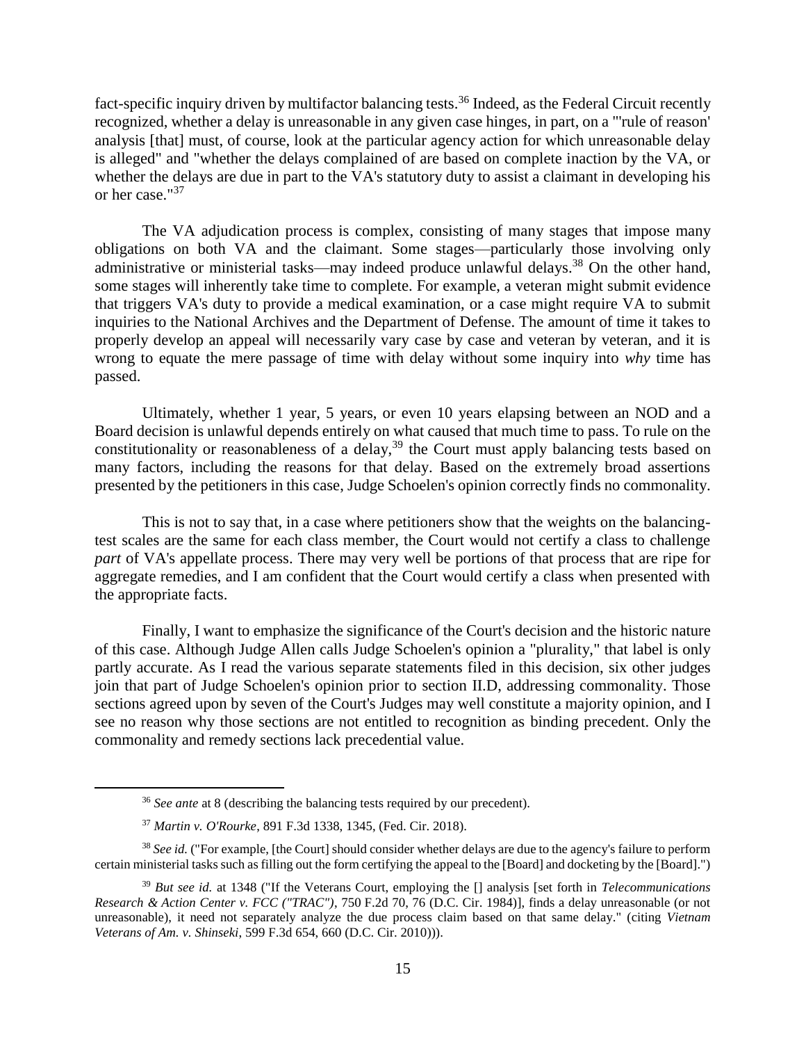fact-specific inquiry driven by multifactor balancing tests.[36] Indeed, as the Federal Circuit recently recognized, whether a delay is unreasonable in any given case hinges, in part, on a "'rule of reason' analysis [that] must, of course, look at the particular agency action for which unreasonable delay is alleged" and "whether the delays complained of are based on complete inaction by the VA, or whether the delays are due in part to the VA's statutory duty to assist a claimant in developing his or her case."[37]

The VA adjudication process is complex, consisting of many stages that impose many obligations on both VA and the claimant. Some stages—particularly those involving only administrative or ministerial tasks—may indeed produce unlawful delays.[38] On the other hand, some stages will inherently take time to complete. For example, a veteran might submit evidence that triggers VA's duty to provide a medical examination, or a case might require VA to submit inquiries to the National Archives and the Department of Defense. The amount of time it takes to properly develop an appeal will necessarily vary case by case and veteran by veteran, and it is wrong to equate the mere passage of time with delay without some inquiry into *why* time has passed.

Ultimately, whether 1 year, 5 years, or even 10 years elapsing between an NOD and a Board decision is unlawful depends entirely on what caused that much time to pass. To rule on the constitutionality or reasonableness of a delay,[39] the Court must apply balancing tests based on many factors, including the reasons for that delay. Based on the extremely broad assertions presented by the petitioners in this case, Judge Schoelen's opinion correctly finds no commonality.

This is not to say that, in a case where petitioners show that the weights on the balancing-test scales are the same for each class member, the Court would not certify a class to challenge *part* of VA's appellate process. There may very well be portions of that process that are ripe for aggregate remedies, and I am confident that the Court would certify a class when presented with the appropriate facts.

Finally, I want to emphasize the significance of the Court's decision and the historic nature of this case. Although Judge Allen calls Judge Schoelen's opinion a "plurality," that label is only partly accurate. As I read the various separate statements filed in this decision, six other judges join that part of Judge Schoelen's opinion prior to section II.D, addressing commonality. Those sections agreed upon by seven of the Court's Judges may well constitute a majority opinion, and I see no reason why those sections are not entitled to recognition as binding precedent. Only the commonality and remedy sections lack precedential value.

---

[36] *See ante* at 8 (describing the balancing tests required by our precedent).

[37] *Martin v. O'Rourke*, 891 F.3d 1338, 1345, (Fed. Cir. 2018).

[38] *See id.* ("For example, [the Court] should consider whether delays are due to the agency's failure to perform certain ministerial tasks such as filling out the form certifying the appeal to the [Board] and docketing by the [Board].")

[39] *But see id.* at 1348 ("If the Veterans Court, employing the [] analysis [set forth in *Telecommunications Research & Action Center v. FCC ("TRAC")*, 750 F.2d 70, 76 (D.C. Cir. 1984)], finds a delay unreasonable (or not unreasonable), it need not separately analyze the due process claim based on that same delay." (citing *Vietnam Veterans of Am. v. Shinseki*, 599 F.3d 654, 660 (D.C. Cir. 2010))).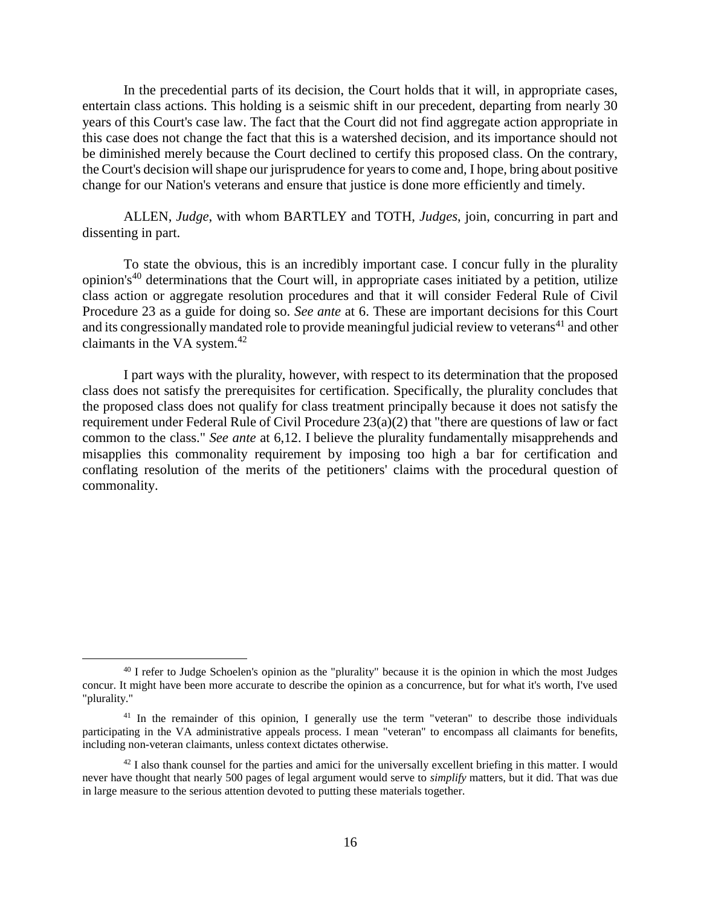In the precedential parts of its decision, the Court holds that it will, in appropriate cases, entertain class actions. This holding is a seismic shift in our precedent, departing from nearly 30 years of this Court's case law. The fact that the Court did not find aggregate action appropriate in this case does not change the fact that this is a watershed decision, and its importance should not be diminished merely because the Court declined to certify this proposed class. On the contrary, the Court's decision will shape our jurisprudence for years to come and, I hope, bring about positive change for our Nation's veterans and ensure that justice is done more efficiently and timely.

ALLEN, *Judge*, with whom BARTLEY and TOTH, *Judges*, join, concurring in part and dissenting in part.

To state the obvious, this is an incredibly important case. I concur fully in the plurality opinion's[40] determinations that the Court will, in appropriate cases initiated by a petition, utilize class action or aggregate resolution procedures and that it will consider Federal Rule of Civil Procedure 23 as a guide for doing so. *See ante* at 6. These are important decisions for this Court and its congressionally mandated role to provide meaningful judicial review to veterans[41] and other claimants in the VA system.[42]

I part ways with the plurality, however, with respect to its determination that the proposed class does not satisfy the prerequisites for certification. Specifically, the plurality concludes that the proposed class does not qualify for class treatment principally because it does not satisfy the requirement under Federal Rule of Civil Procedure 23(a)(2) that "there are questions of law or fact common to the class." *See ante* at 6,12. I believe the plurality fundamentally misapprehends and misapplies this commonality requirement by imposing too high a bar for certification and conflating resolution of the merits of the petitioners' claims with the procedural question of commonality.

---

[40] I refer to Judge Schoelen's opinion as the "plurality" because it is the opinion in which the most Judges concur. It might have been more accurate to describe the opinion as a concurrence, but for what it's worth, I've used "plurality."

[41] In the remainder of this opinion, I generally use the term "veteran" to describe those individuals participating in the VA administrative appeals process. I mean "veteran" to encompass all claimants for benefits, including non-veteran claimants, unless context dictates otherwise.

[42] I also thank counsel for the parties and amici for the universally excellent briefing in this matter. I would never have thought that nearly 500 pages of legal argument would serve to *simplify* matters, but it did. That was due in large measure to the serious attention devoted to putting these materials together.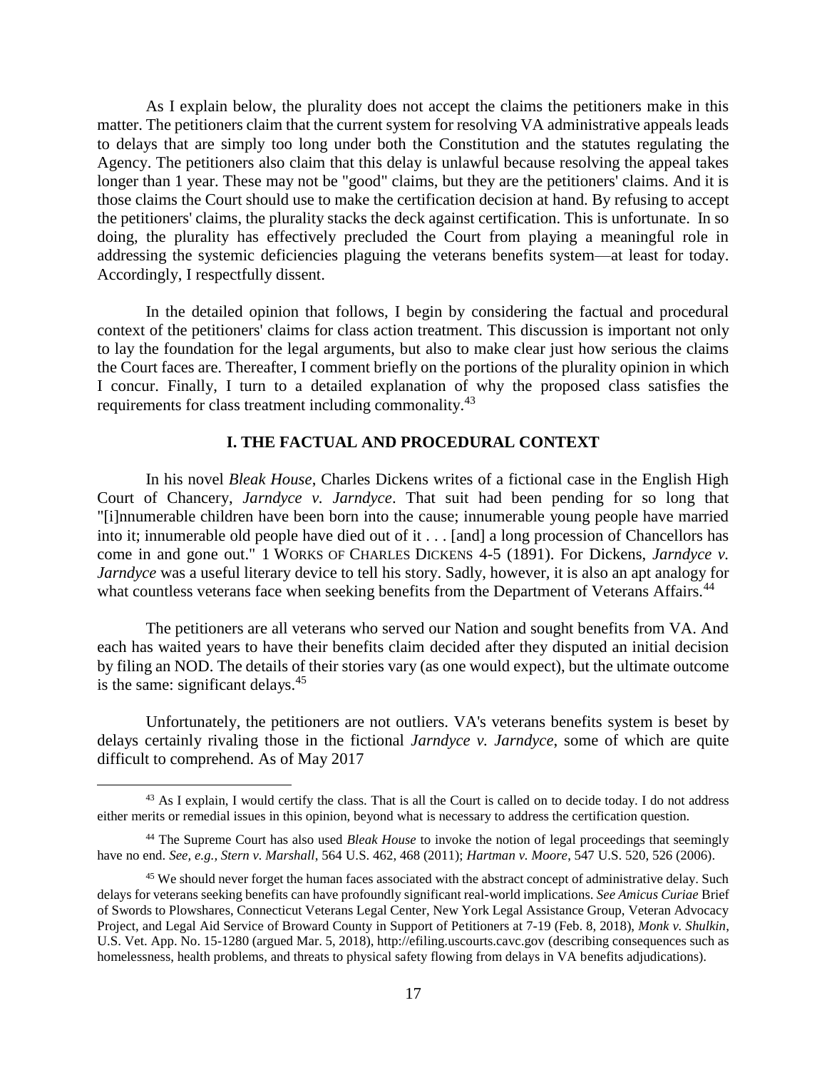As I explain below, the plurality does not accept the claims the petitioners make in this matter. The petitioners claim that the current system for resolving VA administrative appeals leads to delays that are simply too long under both the Constitution and the statutes regulating the Agency. The petitioners also claim that this delay is unlawful because resolving the appeal takes longer than 1 year. These may not be "good" claims, but they are the petitioners' claims. And it is those claims the Court should use to make the certification decision at hand. By refusing to accept the petitioners' claims, the plurality stacks the deck against certification. This is unfortunate. In so doing, the plurality has effectively precluded the Court from playing a meaningful role in addressing the systemic deficiencies plaguing the veterans benefits system—at least for today. Accordingly, I respectfully dissent.

In the detailed opinion that follows, I begin by considering the factual and procedural context of the petitioners' claims for class action treatment. This discussion is important not only to lay the foundation for the legal arguments, but also to make clear just how serious the claims the Court faces are. Thereafter, I comment briefly on the portions of the plurality opinion in which I concur. Finally, I turn to a detailed explanation of why the proposed class satisfies the requirements for class treatment including commonality.[43]

## I. THE FACTUAL AND PROCEDURAL CONTEXT

In his novel *Bleak House*, Charles Dickens writes of a fictional case in the English High Court of Chancery, *Jarndyce v. Jarndyce*. That suit had been pending for so long that "[i]nnumerable children have been born into the cause; innumerable young people have married into it; innumerable old people have died out of it . . . [and] a long procession of Chancellors has come in and gone out." 1 WORKS OF CHARLES DICKENS 4-5 (1891). For Dickens, *Jarndyce v. Jarndyce* was a useful literary device to tell his story. Sadly, however, it is also an apt analogy for what countless veterans face when seeking benefits from the Department of Veterans Affairs.[44]

The petitioners are all veterans who served our Nation and sought benefits from VA. And each has waited years to have their benefits claim decided after they disputed an initial decision by filing an NOD. The details of their stories vary (as one would expect), but the ultimate outcome is the same: significant delays.[45]

Unfortunately, the petitioners are not outliers. VA's veterans benefits system is beset by delays certainly rivaling those in the fictional *Jarndyce v. Jarndyce*, some of which are quite difficult to comprehend. As of May 2017

---

[43] As I explain, I would certify the class. That is all the Court is called on to decide today. I do not address either merits or remedial issues in this opinion, beyond what is necessary to address the certification question.

[44] The Supreme Court has also used *Bleak House* to invoke the notion of legal proceedings that seemingly have no end. *See, e.g.*, *Stern v. Marshall*, 564 U.S. 462, 468 (2011); *Hartman v. Moore*, 547 U.S. 520, 526 (2006).

[45] We should never forget the human faces associated with the abstract concept of administrative delay. Such delays for veterans seeking benefits can have profoundly significant real-world implications. *See Amicus Curiae* Brief of Swords to Plowshares, Connecticut Veterans Legal Center, New York Legal Assistance Group, Veteran Advocacy Project, and Legal Aid Service of Broward County in Support of Petitioners at 7-19 (Feb. 8, 2018), *Monk v. Shulkin*, U.S. Vet. App. No. 15-1280 (argued Mar. 5, 2018), http://efiling.uscourts.cavc.gov (describing consequences such as homelessness, health problems, and threats to physical safety flowing from delays in VA benefits adjudications).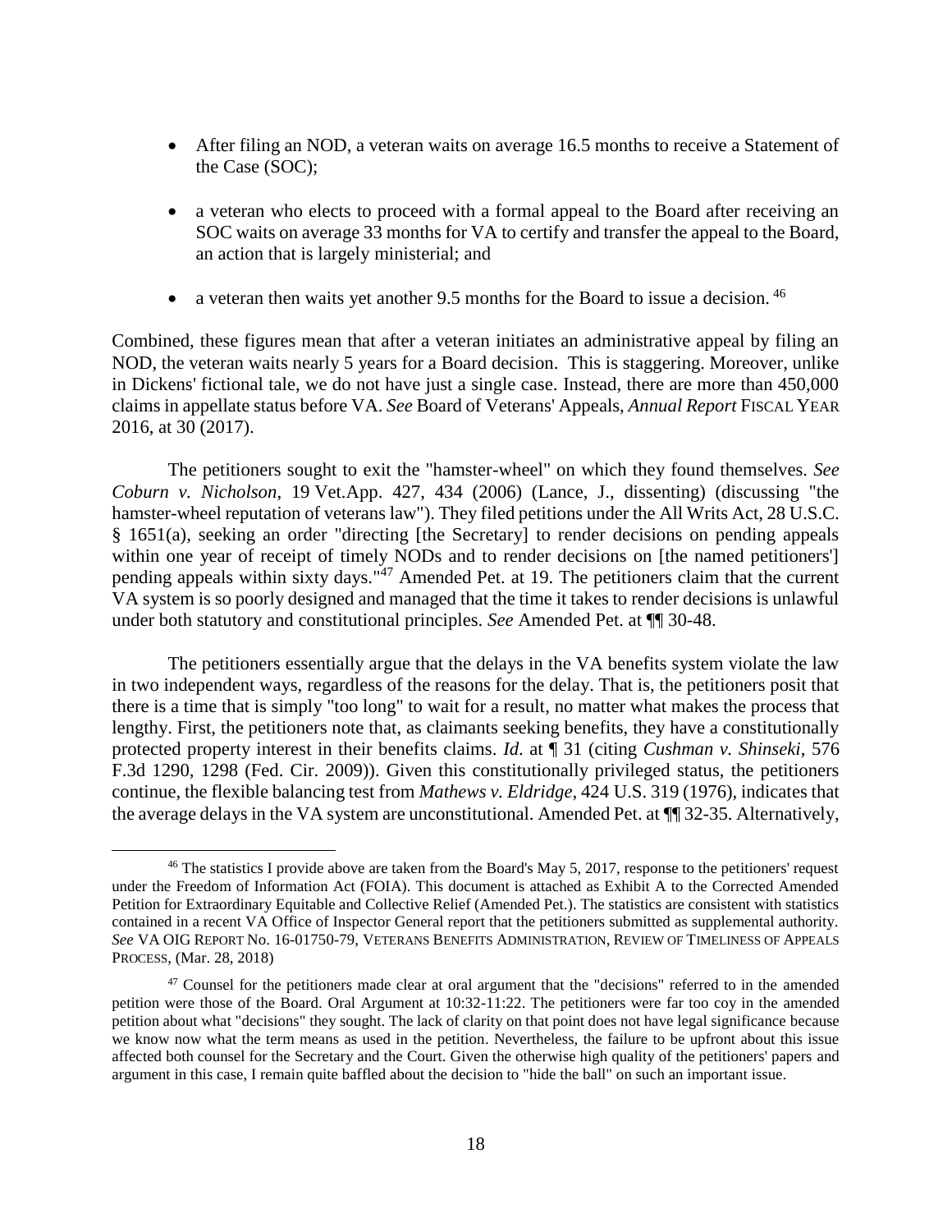- After filing an NOD, a veteran waits on average 16.5 months to receive a Statement of the Case (SOC);
- a veteran who elects to proceed with a formal appeal to the Board after receiving an SOC waits on average 33 months for VA to certify and transfer the appeal to the Board, an action that is largely ministerial; and
- a veteran then waits yet another 9.5 months for the Board to issue a decision. [46]

Combined, these figures mean that after a veteran initiates an administrative appeal by filing an NOD, the veteran waits nearly 5 years for a Board decision. This is staggering. Moreover, unlike in Dickens' fictional tale, we do not have just a single case. Instead, there are more than 450,000 claims in appellate status before VA. *See* Board of Veterans' Appeals, *Annual Report* FISCAL YEAR 2016, at 30 (2017).

The petitioners sought to exit the "hamster-wheel" on which they found themselves. *See Coburn v. Nicholson*, 19 Vet.App. 427, 434 (2006) (Lance, J., dissenting) (discussing "the hamster-wheel reputation of veterans law"). They filed petitions under the All Writs Act, 28 U.S.C. § 1651(a), seeking an order "directing [the Secretary] to render decisions on pending appeals within one year of receipt of timely NODs and to render decisions on [the named petitioners'] pending appeals within sixty days."[47] Amended Pet. at 19. The petitioners claim that the current VA system is so poorly designed and managed that the time it takes to render decisions is unlawful under both statutory and constitutional principles. *See* Amended Pet. at ¶¶ 30-48.

The petitioners essentially argue that the delays in the VA benefits system violate the law in two independent ways, regardless of the reasons for the delay. That is, the petitioners posit that there is a time that is simply "too long" to wait for a result, no matter what makes the process that lengthy. First, the petitioners note that, as claimants seeking benefits, they have a constitutionally protected property interest in their benefits claims. *Id*. at ¶ 31 (citing *Cushman v. Shinseki*, 576 F.3d 1290, 1298 (Fed. Cir. 2009)). Given this constitutionally privileged status, the petitioners continue, the flexible balancing test from *Mathews v. Eldridge*, 424 U.S. 319 (1976), indicates that the average delays in the VA system are unconstitutional. Amended Pet. at ¶¶ 32-35. Alternatively,

---

[46] The statistics I provide above are taken from the Board's May 5, 2017, response to the petitioners' request under the Freedom of Information Act (FOIA). This document is attached as Exhibit A to the Corrected Amended Petition for Extraordinary Equitable and Collective Relief (Amended Pet.). The statistics are consistent with statistics contained in a recent VA Office of Inspector General report that the petitioners submitted as supplemental authority. *See* VA OIG REPORT NO. 16-01750-79, VETERANS BENEFITS ADMINISTRATION, REVIEW OF TIMELINESS OF APPEALS PROCESS, (Mar. 28, 2018)

[47] Counsel for the petitioners made clear at oral argument that the "decisions" referred to in the amended petition were those of the Board. Oral Argument at 10:32-11:22. The petitioners were far too coy in the amended petition about what "decisions" they sought. The lack of clarity on that point does not have legal significance because we know now what the term means as used in the petition. Nevertheless, the failure to be upfront about this issue affected both counsel for the Secretary and the Court. Given the otherwise high quality of the petitioners' papers and argument in this case, I remain quite baffled about the decision to "hide the ball" on such an important issue.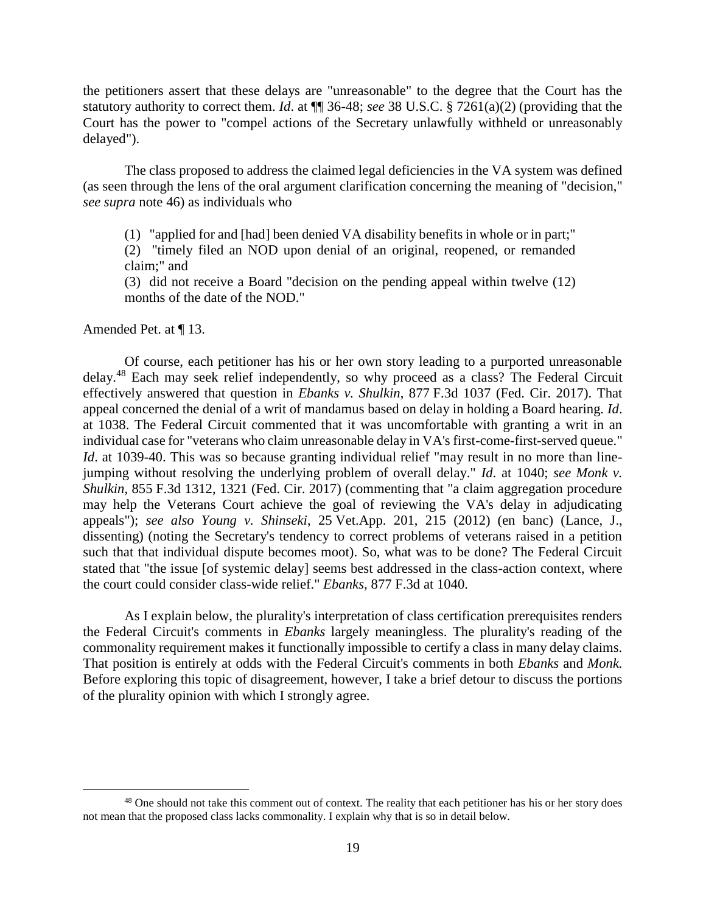the petitioners assert that these delays are "unreasonable" to the degree that the Court has the statutory authority to correct them. *Id*. at ¶¶ 36-48; *see* 38 U.S.C. § 7261(a)(2) (providing that the Court has the power to "compel actions of the Secretary unlawfully withheld or unreasonably delayed").

The class proposed to address the claimed legal deficiencies in the VA system was defined (as seen through the lens of the oral argument clarification concerning the meaning of "decision," *see supra* note 46) as individuals who

> (1) "applied for and [had] been denied VA disability benefits in whole or in part;"
> (2) "timely filed an NOD upon denial of an original, reopened, or remanded claim;" and
> (3) did not receive a Board "decision on the pending appeal within twelve (12) months of the date of the NOD."

Amended Pet. at ¶ 13.

Of course, each petitioner has his or her own story leading to a purported unreasonable delay.[48] Each may seek relief independently, so why proceed as a class? The Federal Circuit effectively answered that question in *Ebanks v. Shulkin*, 877 F.3d 1037 (Fed. Cir. 2017). That appeal concerned the denial of a writ of mandamus based on delay in holding a Board hearing. *Id*. at 1038. The Federal Circuit commented that it was uncomfortable with granting a writ in an individual case for "veterans who claim unreasonable delay in VA's first-come-first-served queue." *Id*. at 1039-40. This was so because granting individual relief "may result in no more than line-jumping without resolving the underlying problem of overall delay." *Id*. at 1040; *see Monk v. Shulkin*, 855 F.3d 1312, 1321 (Fed. Cir. 2017) (commenting that "a claim aggregation procedure may help the Veterans Court achieve the goal of reviewing the VA's delay in adjudicating appeals"); *see also Young v. Shinseki*, 25 Vet.App. 201, 215 (2012) (en banc) (Lance, J., dissenting) (noting the Secretary's tendency to correct problems of veterans raised in a petition such that that individual dispute becomes moot). So, what was to be done? The Federal Circuit stated that "the issue [of systemic delay] seems best addressed in the class-action context, where the court could consider class-wide relief." *Ebanks*, 877 F.3d at 1040.

As I explain below, the plurality's interpretation of class certification prerequisites renders the Federal Circuit's comments in *Ebanks* largely meaningless. The plurality's reading of the commonality requirement makes it functionally impossible to certify a class in many delay claims. That position is entirely at odds with the Federal Circuit's comments in both *Ebanks* and *Monk.* Before exploring this topic of disagreement, however, I take a brief detour to discuss the portions of the plurality opinion with which I strongly agree.

---

[48] One should not take this comment out of context. The reality that each petitioner has his or her story does not mean that the proposed class lacks commonality. I explain why that is so in detail below.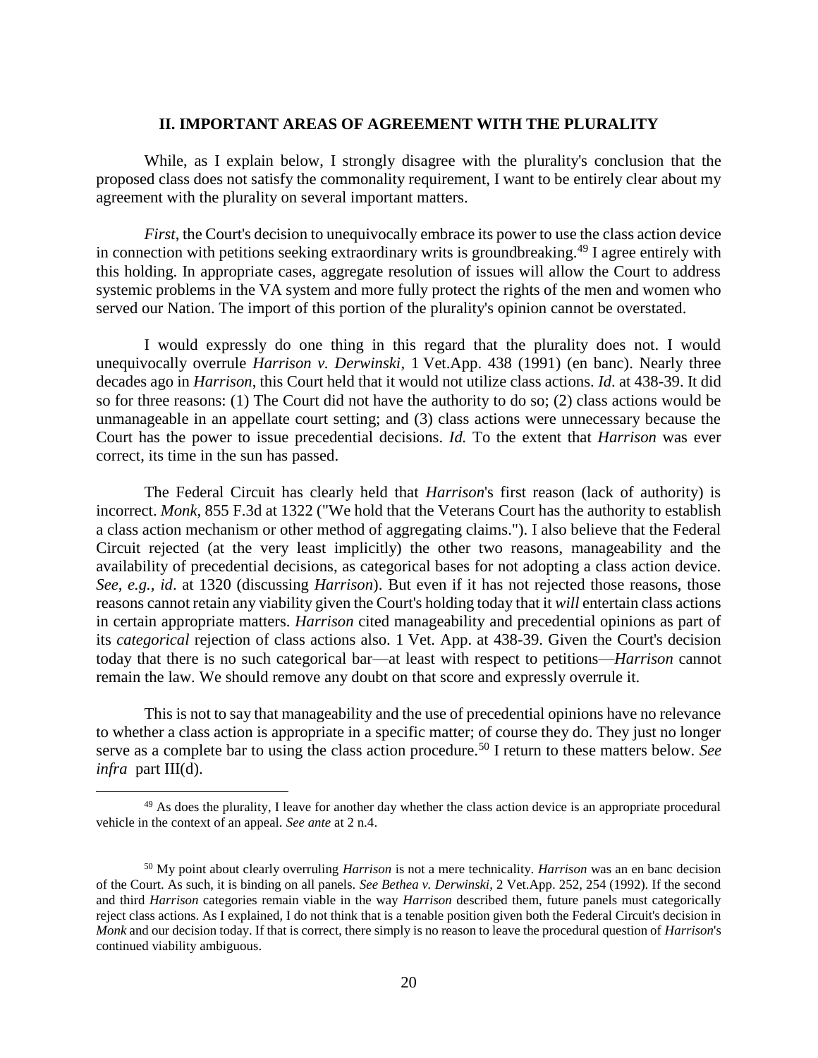## II. IMPORTANT AREAS OF AGREEMENT WITH THE PLURALITY

While, as I explain below, I strongly disagree with the plurality's conclusion that the proposed class does not satisfy the commonality requirement, I want to be entirely clear about my agreement with the plurality on several important matters.

*First*, the Court's decision to unequivocally embrace its power to use the class action device in connection with petitions seeking extraordinary writs is groundbreaking.[49] I agree entirely with this holding. In appropriate cases, aggregate resolution of issues will allow the Court to address systemic problems in the VA system and more fully protect the rights of the men and women who served our Nation. The import of this portion of the plurality's opinion cannot be overstated.

I would expressly do one thing in this regard that the plurality does not. I would unequivocally overrule *Harrison v. Derwinski*, 1 Vet.App. 438 (1991) (en banc). Nearly three decades ago in *Harrison*, this Court held that it would not utilize class actions. *Id*. at 438-39. It did so for three reasons: (1) The Court did not have the authority to do so; (2) class actions would be unmanageable in an appellate court setting; and (3) class actions were unnecessary because the Court has the power to issue precedential decisions. *Id.* To the extent that *Harrison* was ever correct, its time in the sun has passed.

The Federal Circuit has clearly held that *Harrison*'s first reason (lack of authority) is incorrect. *Monk*, 855 F.3d at 1322 ("We hold that the Veterans Court has the authority to establish a class action mechanism or other method of aggregating claims."). I also believe that the Federal Circuit rejected (at the very least implicitly) the other two reasons, manageability and the availability of precedential decisions, as categorical bases for not adopting a class action device. *See, e.g., id*. at 1320 (discussing *Harrison*). But even if it has not rejected those reasons, those reasons cannot retain any viability given the Court's holding today that it *will* entertain class actions in certain appropriate matters. *Harrison* cited manageability and precedential opinions as part of its *categorical* rejection of class actions also. 1 Vet. App. at 438-39. Given the Court's decision today that there is no such categorical bar—at least with respect to petitions—*Harrison* cannot remain the law. We should remove any doubt on that score and expressly overrule it.

This is not to say that manageability and the use of precedential opinions have no relevance to whether a class action is appropriate in a specific matter; of course they do. They just no longer serve as a complete bar to using the class action procedure.[50] I return to these matters below. *See infra* part III(d).

---

[49] As does the plurality, I leave for another day whether the class action device is an appropriate procedural vehicle in the context of an appeal. *See ante* at 2 n.4.

[50] My point about clearly overruling *Harrison* is not a mere technicality. *Harrison* was an en banc decision of the Court. As such, it is binding on all panels. *See Bethea v. Derwinski*, 2 Vet.App. 252, 254 (1992). If the second and third *Harrison* categories remain viable in the way *Harrison* described them, future panels must categorically reject class actions. As I explained, I do not think that is a tenable position given both the Federal Circuit's decision in *Monk* and our decision today. If that is correct, there simply is no reason to leave the procedural question of *Harrison*'s continued viability ambiguous.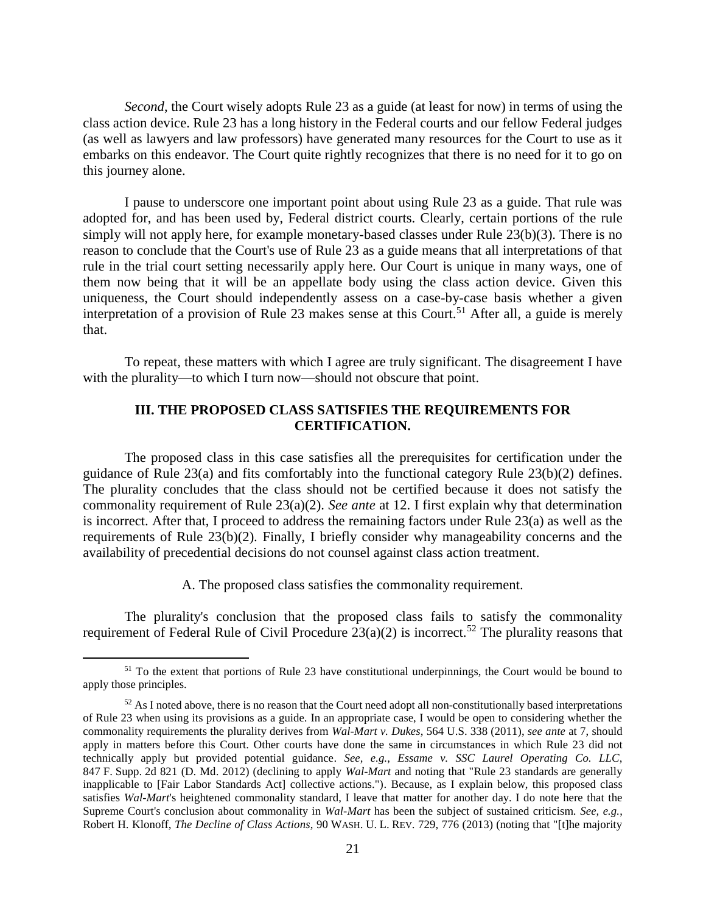*Second*, the Court wisely adopts Rule 23 as a guide (at least for now) in terms of using the class action device. Rule 23 has a long history in the Federal courts and our fellow Federal judges (as well as lawyers and law professors) have generated many resources for the Court to use as it embarks on this endeavor. The Court quite rightly recognizes that there is no need for it to go on this journey alone.

I pause to underscore one important point about using Rule 23 as a guide. That rule was adopted for, and has been used by, Federal district courts. Clearly, certain portions of the rule simply will not apply here, for example monetary-based classes under Rule 23(b)(3). There is no reason to conclude that the Court's use of Rule 23 as a guide means that all interpretations of that rule in the trial court setting necessarily apply here. Our Court is unique in many ways, one of them now being that it will be an appellate body using the class action device. Given this uniqueness, the Court should independently assess on a case-by-case basis whether a given interpretation of a provision of Rule 23 makes sense at this Court.[51] After all, a guide is merely that.

To repeat, these matters with which I agree are truly significant. The disagreement I have with the plurality—to which I turn now—should not obscure that point.

## III. THE PROPOSED CLASS SATISFIES THE REQUIREMENTS FOR CERTIFICATION.

The proposed class in this case satisfies all the prerequisites for certification under the guidance of Rule 23(a) and fits comfortably into the functional category Rule 23(b)(2) defines. The plurality concludes that the class should not be certified because it does not satisfy the commonality requirement of Rule 23(a)(2). *See ante* at 12. I first explain why that determination is incorrect. After that, I proceed to address the remaining factors under Rule 23(a) as well as the requirements of Rule 23(b)(2). Finally, I briefly consider why manageability concerns and the availability of precedential decisions do not counsel against class action treatment.

### A. The proposed class satisfies the commonality requirement.

The plurality's conclusion that the proposed class fails to satisfy the commonality requirement of Federal Rule of Civil Procedure 23(a)(2) is incorrect.[52] The plurality reasons that

[51] To the extent that portions of Rule 23 have constitutional underpinnings, the Court would be bound to apply those principles.

[52] As I noted above, there is no reason that the Court need adopt all non-constitutionally based interpretations of Rule 23 when using its provisions as a guide. In an appropriate case, I would be open to considering whether the commonality requirements the plurality derives from *Wal-Mart v. Dukes*, 564 U.S. 338 (2011), *see ante* at 7, should apply in matters before this Court. Other courts have done the same in circumstances in which Rule 23 did not technically apply but provided potential guidance. *See, e.g.*, *Essame v. SSC Laurel Operating Co. LLC*, 847 F. Supp. 2d 821 (D. Md. 2012) (declining to apply *Wal-Mart* and noting that "Rule 23 standards are generally inapplicable to [Fair Labor Standards Act] collective actions."). Because, as I explain below, this proposed class satisfies *Wal-Mart*'s heightened commonality standard, I leave that matter for another day. I do note here that the Supreme Court's conclusion about commonality in *Wal-Mart* has been the subject of sustained criticism. *See, e.g.*, Robert H. Klonoff, *The Decline of Class Actions*, 90 WASH. U. L. REV. 729, 776 (2013) (noting that "[t]he majority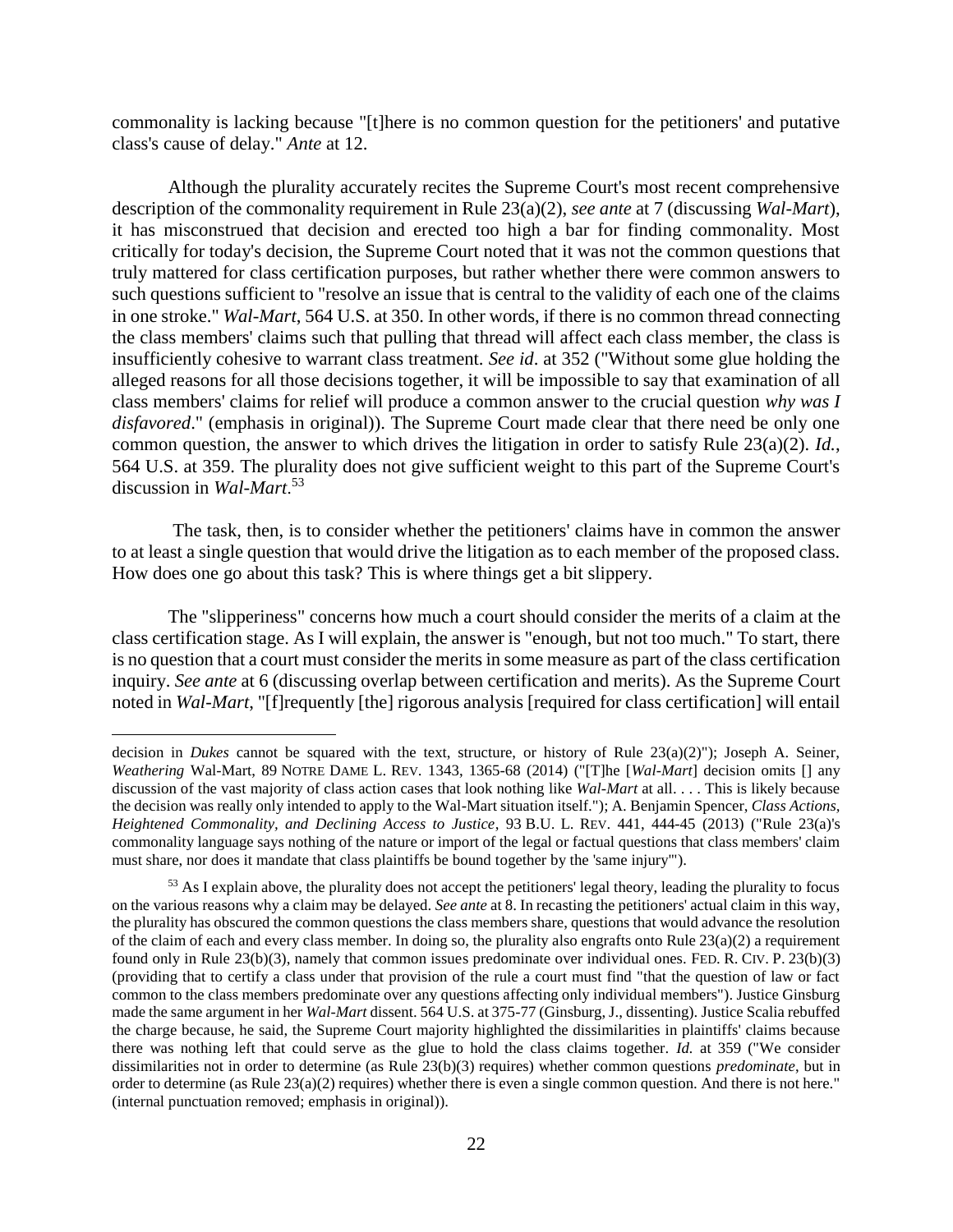commonality is lacking because "[t]here is no common question for the petitioners' and putative class's cause of delay." *Ante* at 12.

Although the plurality accurately recites the Supreme Court's most recent comprehensive description of the commonality requirement in Rule 23(a)(2), *see ante* at 7 (discussing *Wal-Mart*), it has misconstrued that decision and erected too high a bar for finding commonality. Most critically for today's decision, the Supreme Court noted that it was not the common questions that truly mattered for class certification purposes, but rather whether there were common answers to such questions sufficient to "resolve an issue that is central to the validity of each one of the claims in one stroke." *Wal-Mart*, 564 U.S. at 350. In other words, if there is no common thread connecting the class members' claims such that pulling that thread will affect each class member, the class is insufficiently cohesive to warrant class treatment. *See id*. at 352 ("Without some glue holding the alleged reasons for all those decisions together, it will be impossible to say that examination of all class members' claims for relief will produce a common answer to the crucial question *why was I disfavored*." (emphasis in original)). The Supreme Court made clear that there need be only one common question, the answer to which drives the litigation in order to satisfy Rule 23(a)(2). *Id.*, 564 U.S. at 359. The plurality does not give sufficient weight to this part of the Supreme Court's discussion in *Wal-Mart*.[53]

The task, then, is to consider whether the petitioners' claims have in common the answer to at least a single question that would drive the litigation as to each member of the proposed class. How does one go about this task? This is where things get a bit slippery.

The "slipperiness" concerns how much a court should consider the merits of a claim at the class certification stage. As I will explain, the answer is "enough, but not too much." To start, there is no question that a court must consider the merits in some measure as part of the class certification inquiry. *See ante* at 6 (discussing overlap between certification and merits). As the Supreme Court noted in *Wal-Mart*, "[f]requently [the] rigorous analysis [required for class certification] will entail

---

decision in *Dukes* cannot be squared with the text, structure, or history of Rule 23(a)(2)"); Joseph A. Seiner, *Weathering* Wal-Mart, 89 NOTRE DAME L. REV. 1343, 1365-68 (2014) ("[T]he [*Wal-Mart*] decision omits [] any discussion of the vast majority of class action cases that look nothing like *Wal-Mart* at all. . . . This is likely because the decision was really only intended to apply to the Wal-Mart situation itself."); A. Benjamin Spencer, *Class Actions, Heightened Commonality, and Declining Access to Justice*, 93 B.U. L. REV. 441, 444-45 (2013) ("Rule 23(a)'s commonality language says nothing of the nature or import of the legal or factual questions that class members' claim must share, nor does it mandate that class plaintiffs be bound together by the 'same injury'").

[53] As I explain above, the plurality does not accept the petitioners' legal theory, leading the plurality to focus on the various reasons why a claim may be delayed. *See ante* at 8. In recasting the petitioners' actual claim in this way, the plurality has obscured the common questions the class members share, questions that would advance the resolution of the claim of each and every class member. In doing so, the plurality also engrafts onto Rule 23(a)(2) a requirement found only in Rule 23(b)(3), namely that common issues predominate over individual ones. FED. R. CIV. P. 23(b)(3) (providing that to certify a class under that provision of the rule a court must find "that the question of law or fact common to the class members predominate over any questions affecting only individual members"). Justice Ginsburg made the same argument in her *Wal-Mart* dissent. 564 U.S. at 375-77 (Ginsburg, J., dissenting). Justice Scalia rebuffed the charge because, he said, the Supreme Court majority highlighted the dissimilarities in plaintiffs' claims because there was nothing left that could serve as the glue to hold the class claims together. *Id.* at 359 ("We consider dissimilarities not in order to determine (as Rule 23(b)(3) requires) whether common questions *predominate*, but in order to determine (as Rule 23(a)(2) requires) whether there is even a single common question. And there is not here." (internal punctuation removed; emphasis in original)).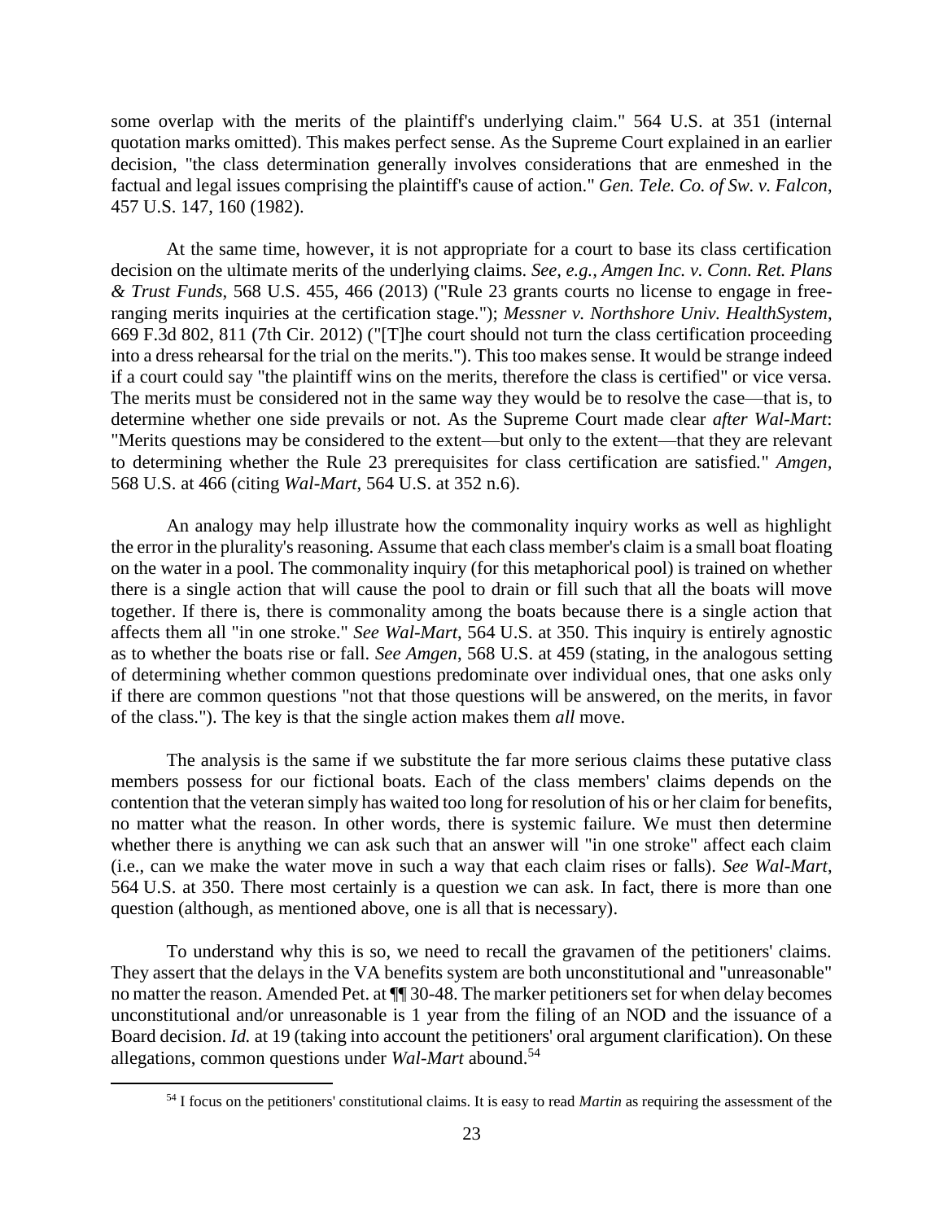some overlap with the merits of the plaintiff's underlying claim." 564 U.S. at 351 (internal quotation marks omitted). This makes perfect sense. As the Supreme Court explained in an earlier decision, "the class determination generally involves considerations that are enmeshed in the factual and legal issues comprising the plaintiff's cause of action." *Gen. Tele. Co. of Sw. v. Falcon*, 457 U.S. 147, 160 (1982).

At the same time, however, it is not appropriate for a court to base its class certification decision on the ultimate merits of the underlying claims. *See, e.g.*, *Amgen Inc. v. Conn. Ret. Plans & Trust Funds*, 568 U.S. 455, 466 (2013) ("Rule 23 grants courts no license to engage in free-ranging merits inquiries at the certification stage."); *Messner v. Northshore Univ. HealthSystem*, 669 F.3d 802, 811 (7th Cir. 2012) ("[T]he court should not turn the class certification proceeding into a dress rehearsal for the trial on the merits."). This too makes sense. It would be strange indeed if a court could say "the plaintiff wins on the merits, therefore the class is certified" or vice versa. The merits must be considered not in the same way they would be to resolve the case—that is, to determine whether one side prevails or not. As the Supreme Court made clear *after Wal-Mart*: "Merits questions may be considered to the extent—but only to the extent—that they are relevant to determining whether the Rule 23 prerequisites for class certification are satisfied." *Amgen*, 568 U.S. at 466 (citing *Wal-Mart*, 564 U.S. at 352 n.6).

An analogy may help illustrate how the commonality inquiry works as well as highlight the error in the plurality's reasoning. Assume that each class member's claim is a small boat floating on the water in a pool. The commonality inquiry (for this metaphorical pool) is trained on whether there is a single action that will cause the pool to drain or fill such that all the boats will move together. If there is, there is commonality among the boats because there is a single action that affects them all "in one stroke." *See Wal-Mart*, 564 U.S. at 350. This inquiry is entirely agnostic as to whether the boats rise or fall. *See Amgen*, 568 U.S. at 459 (stating, in the analogous setting of determining whether common questions predominate over individual ones, that one asks only if there are common questions "not that those questions will be answered, on the merits, in favor of the class."). The key is that the single action makes them *all* move.

The analysis is the same if we substitute the far more serious claims these putative class members possess for our fictional boats. Each of the class members' claims depends on the contention that the veteran simply has waited too long for resolution of his or her claim for benefits, no matter what the reason. In other words, there is systemic failure. We must then determine whether there is anything we can ask such that an answer will "in one stroke" affect each claim (i.e., can we make the water move in such a way that each claim rises or falls). *See Wal-Mart*, 564 U.S. at 350. There most certainly is a question we can ask. In fact, there is more than one question (although, as mentioned above, one is all that is necessary).

To understand why this is so, we need to recall the gravamen of the petitioners' claims. They assert that the delays in the VA benefits system are both unconstitutional and "unreasonable" no matter the reason. Amended Pet. at ¶¶ 30-48. The marker petitioners set for when delay becomes unconstitutional and/or unreasonable is 1 year from the filing of an NOD and the issuance of a Board decision. *Id.* at 19 (taking into account the petitioners' oral argument clarification). On these allegations, common questions under *Wal-Mart* abound.[54]

[54] I focus on the petitioners' constitutional claims. It is easy to read *Martin* as requiring the assessment of the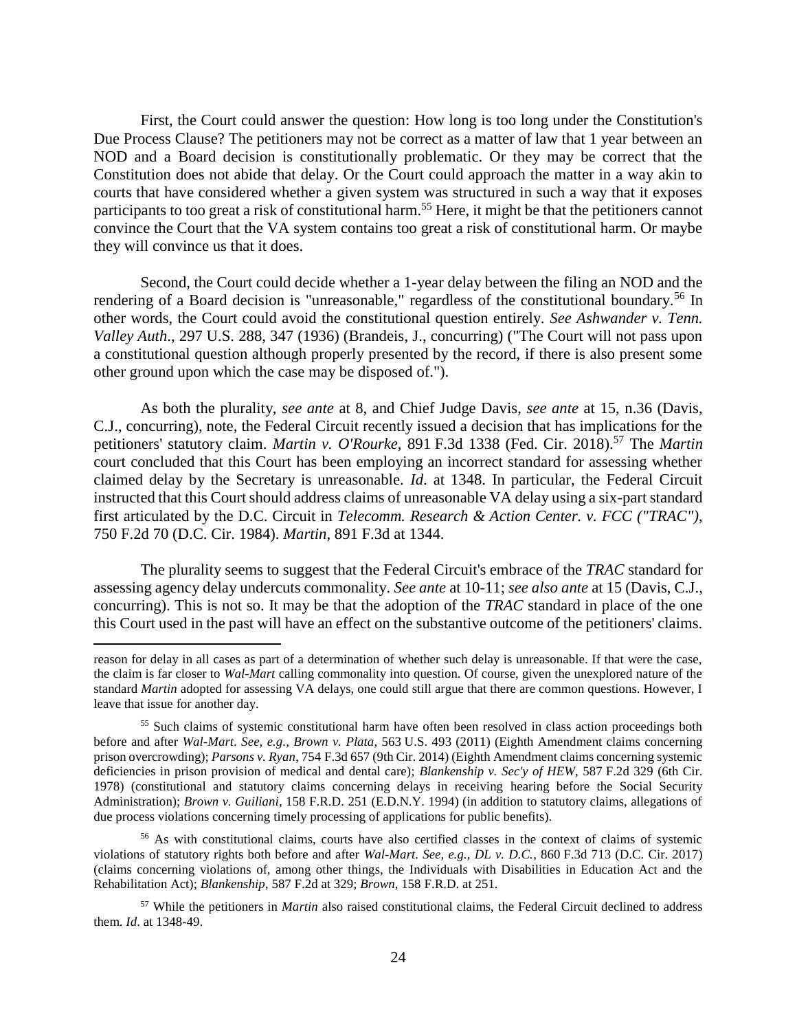First, the Court could answer the question: How long is too long under the Constitution's Due Process Clause? The petitioners may not be correct as a matter of law that 1 year between an NOD and a Board decision is constitutionally problematic. Or they may be correct that the Constitution does not abide that delay. Or the Court could approach the matter in a way akin to courts that have considered whether a given system was structured in such a way that it exposes participants to too great a risk of constitutional harm.[55] Here, it might be that the petitioners cannot convince the Court that the VA system contains too great a risk of constitutional harm. Or maybe they will convince us that it does.

Second, the Court could decide whether a 1-year delay between the filing an NOD and the rendering of a Board decision is "unreasonable," regardless of the constitutional boundary.[56] In other words, the Court could avoid the constitutional question entirely. *See Ashwander v. Tenn. Valley Auth.*, 297 U.S. 288, 347 (1936) (Brandeis, J., concurring) ("The Court will not pass upon a constitutional question although properly presented by the record, if there is also present some other ground upon which the case may be disposed of.").

As both the plurality, *see ante* at 8, and Chief Judge Davis, *see ante* at 15, n.36 (Davis, C.J., concurring), note, the Federal Circuit recently issued a decision that has implications for the petitioners' statutory claim. *Martin v. O'Rourke*, 891 F.3d 1338 (Fed. Cir. 2018).[57] The *Martin* court concluded that this Court has been employing an incorrect standard for assessing whether claimed delay by the Secretary is unreasonable. *Id*. at 1348. In particular, the Federal Circuit instructed that this Court should address claims of unreasonable VA delay using a six-part standard first articulated by the D.C. Circuit in *Telecomm. Research & Action Center. v. FCC ("TRAC")*, 750 F.2d 70 (D.C. Cir. 1984). *Martin*, 891 F.3d at 1344.

The plurality seems to suggest that the Federal Circuit's embrace of the *TRAC* standard for assessing agency delay undercuts commonality. *See ante* at 10-11; *see also ante* at 15 (Davis, C.J., concurring). This is not so. It may be that the adoption of the *TRAC* standard in place of the one this Court used in the past will have an effect on the substantive outcome of the petitioners' claims.

---

reason for delay in all cases as part of a determination of whether such delay is unreasonable. If that were the case, the claim is far closer to *Wal-Mart* calling commonality into question. Of course, given the unexplored nature of the standard *Martin* adopted for assessing VA delays, one could still argue that there are common questions. However, I leave that issue for another day.

[55] Such claims of systemic constitutional harm have often been resolved in class action proceedings both before and after *Wal-Mart*. *See, e.g., Brown v. Plata*, 563 U.S. 493 (2011) (Eighth Amendment claims concerning prison overcrowding); *Parsons v. Ryan*, 754 F.3d 657 (9th Cir. 2014) (Eighth Amendment claims concerning systemic deficiencies in prison provision of medical and dental care); *Blankenship v. Sec'y of HEW*, 587 F.2d 329 (6th Cir. 1978) (constitutional and statutory claims concerning delays in receiving hearing before the Social Security Administration); *Brown v. Guiliani*, 158 F.R.D. 251 (E.D.N.Y. 1994) (in addition to statutory claims, allegations of due process violations concerning timely processing of applications for public benefits).

[56] As with constitutional claims, courts have also certified classes in the context of claims of systemic violations of statutory rights both before and after *Wal-Mart*. *See, e.g., DL v. D.C.*, 860 F.3d 713 (D.C. Cir. 2017) (claims concerning violations of, among other things, the Individuals with Disabilities in Education Act and the Rehabilitation Act); *Blankenship*, 587 F.2d at 329; *Brown*, 158 F.R.D. at 251.

[57] While the petitioners in *Martin* also raised constitutional claims, the Federal Circuit declined to address them. *Id*. at 1348-49.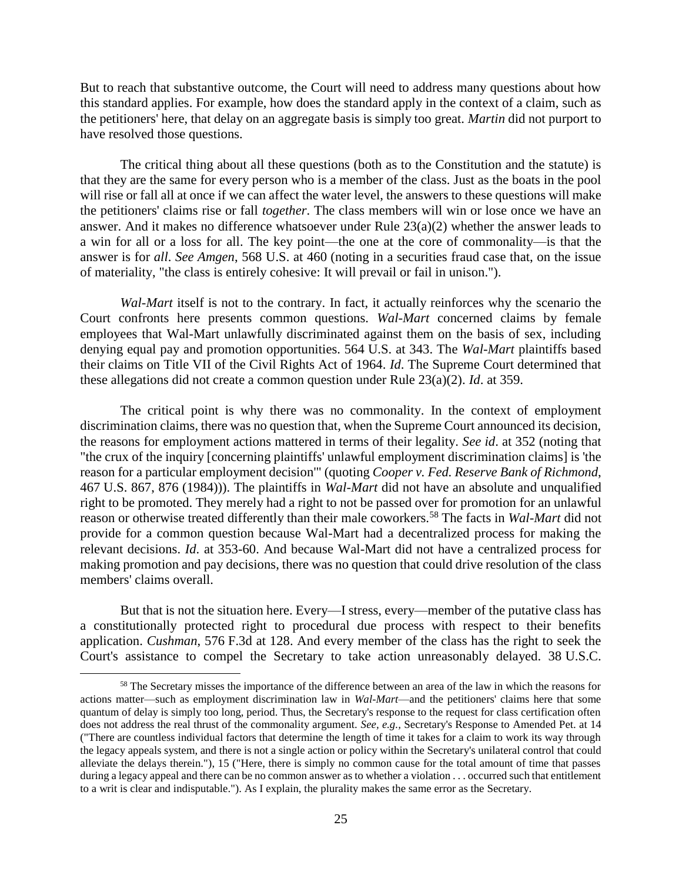But to reach that substantive outcome, the Court will need to address many questions about how this standard applies. For example, how does the standard apply in the context of a claim, such as the petitioners' here, that delay on an aggregate basis is simply too great. *Martin* did not purport to have resolved those questions.

The critical thing about all these questions (both as to the Constitution and the statute) is that they are the same for every person who is a member of the class. Just as the boats in the pool will rise or fall all at once if we can affect the water level, the answers to these questions will make the petitioners' claims rise or fall *together*. The class members will win or lose once we have an answer. And it makes no difference whatsoever under Rule 23(a)(2) whether the answer leads to a win for all or a loss for all. The key point—the one at the core of commonality—is that the answer is for *all*. *See Amgen*, 568 U.S. at 460 (noting in a securities fraud case that, on the issue of materiality, "the class is entirely cohesive: It will prevail or fail in unison.").

*Wal-Mart* itself is not to the contrary. In fact, it actually reinforces why the scenario the Court confronts here presents common questions. *Wal-Mart* concerned claims by female employees that Wal-Mart unlawfully discriminated against them on the basis of sex, including denying equal pay and promotion opportunities. 564 U.S. at 343. The *Wal-Mart* plaintiffs based their claims on Title VII of the Civil Rights Act of 1964. *Id*. The Supreme Court determined that these allegations did not create a common question under Rule 23(a)(2). *Id*. at 359.

The critical point is why there was no commonality. In the context of employment discrimination claims, there was no question that, when the Supreme Court announced its decision, the reasons for employment actions mattered in terms of their legality. *See id*. at 352 (noting that "the crux of the inquiry [concerning plaintiffs' unlawful employment discrimination claims] is 'the reason for a particular employment decision'" (quoting *Cooper v. Fed. Reserve Bank of Richmond*, 467 U.S. 867, 876 (1984))). The plaintiffs in *Wal-Mart* did not have an absolute and unqualified right to be promoted. They merely had a right to not be passed over for promotion for an unlawful reason or otherwise treated differently than their male coworkers.[58] The facts in *Wal-Mart* did not provide for a common question because Wal-Mart had a decentralized process for making the relevant decisions. *Id*. at 353-60. And because Wal-Mart did not have a centralized process for making promotion and pay decisions, there was no question that could drive resolution of the class members' claims overall.

But that is not the situation here. Every—I stress, every—member of the putative class has a constitutionally protected right to procedural due process with respect to their benefits application. *Cushman*, 576 F.3d at 128. And every member of the class has the right to seek the Court's assistance to compel the Secretary to take action unreasonably delayed. 38 U.S.C.

---

[58] The Secretary misses the importance of the difference between an area of the law in which the reasons for actions matter—such as employment discrimination law in *Wal-Mart*—and the petitioners' claims here that some quantum of delay is simply too long, period. Thus, the Secretary's response to the request for class certification often does not address the real thrust of the commonality argument. *See, e.g.,* Secretary's Response to Amended Pet. at 14 ("There are countless individual factors that determine the length of time it takes for a claim to work its way through the legacy appeals system, and there is not a single action or policy within the Secretary's unilateral control that could alleviate the delays therein."), 15 ("Here, there is simply no common cause for the total amount of time that passes during a legacy appeal and there can be no common answer as to whether a violation . . . occurred such that entitlement to a writ is clear and indisputable."). As I explain, the plurality makes the same error as the Secretary.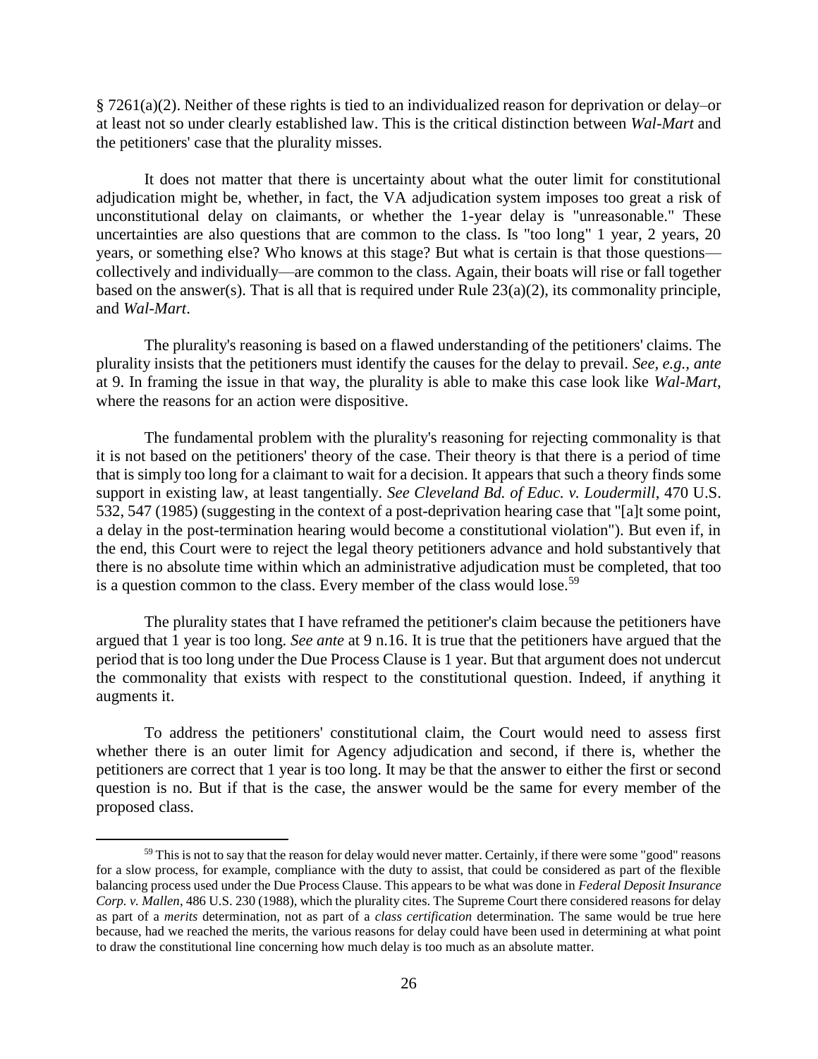§ 7261(a)(2). Neither of these rights is tied to an individualized reason for deprivation or delay–or at least not so under clearly established law. This is the critical distinction between *Wal-Mart* and the petitioners' case that the plurality misses.

It does not matter that there is uncertainty about what the outer limit for constitutional adjudication might be, whether, in fact, the VA adjudication system imposes too great a risk of unconstitutional delay on claimants, or whether the 1-year delay is "unreasonable." These uncertainties are also questions that are common to the class. Is "too long" 1 year, 2 years, 20 years, or something else? Who knows at this stage? But what is certain is that those questions—collectively and individually—are common to the class. Again, their boats will rise or fall together based on the answer(s). That is all that is required under Rule 23(a)(2), its commonality principle, and *Wal-Mart*.

The plurality's reasoning is based on a flawed understanding of the petitioners' claims. The plurality insists that the petitioners must identify the causes for the delay to prevail. *See, e.g., ante* at 9. In framing the issue in that way, the plurality is able to make this case look like *Wal-Mart*, where the reasons for an action were dispositive.

The fundamental problem with the plurality's reasoning for rejecting commonality is that it is not based on the petitioners' theory of the case. Their theory is that there is a period of time that is simply too long for a claimant to wait for a decision. It appears that such a theory finds some support in existing law, at least tangentially. *See Cleveland Bd. of Educ. v. Loudermill*, 470 U.S. 532, 547 (1985) (suggesting in the context of a post-deprivation hearing case that "[a]t some point, a delay in the post-termination hearing would become a constitutional violation"). But even if, in the end, this Court were to reject the legal theory petitioners advance and hold substantively that there is no absolute time within which an administrative adjudication must be completed, that too is a question common to the class. Every member of the class would lose.[59]

The plurality states that I have reframed the petitioner's claim because the petitioners have argued that 1 year is too long. *See ante* at 9 n.16. It is true that the petitioners have argued that the period that is too long under the Due Process Clause is 1 year. But that argument does not undercut the commonality that exists with respect to the constitutional question. Indeed, if anything it augments it.

To address the petitioners' constitutional claim, the Court would need to assess first whether there is an outer limit for Agency adjudication and second, if there is, whether the petitioners are correct that 1 year is too long. It may be that the answer to either the first or second question is no. But if that is the case, the answer would be the same for every member of the proposed class.

---

[59] This is not to say that the reason for delay would never matter. Certainly, if there were some "good" reasons for a slow process, for example, compliance with the duty to assist, that could be considered as part of the flexible balancing process used under the Due Process Clause. This appears to be what was done in *Federal Deposit Insurance Corp. v. Mallen*, 486 U.S. 230 (1988), which the plurality cites. The Supreme Court there considered reasons for delay as part of a *merits* determination, not as part of a *class certification* determination. The same would be true here because, had we reached the merits, the various reasons for delay could have been used in determining at what point to draw the constitutional line concerning how much delay is too much as an absolute matter.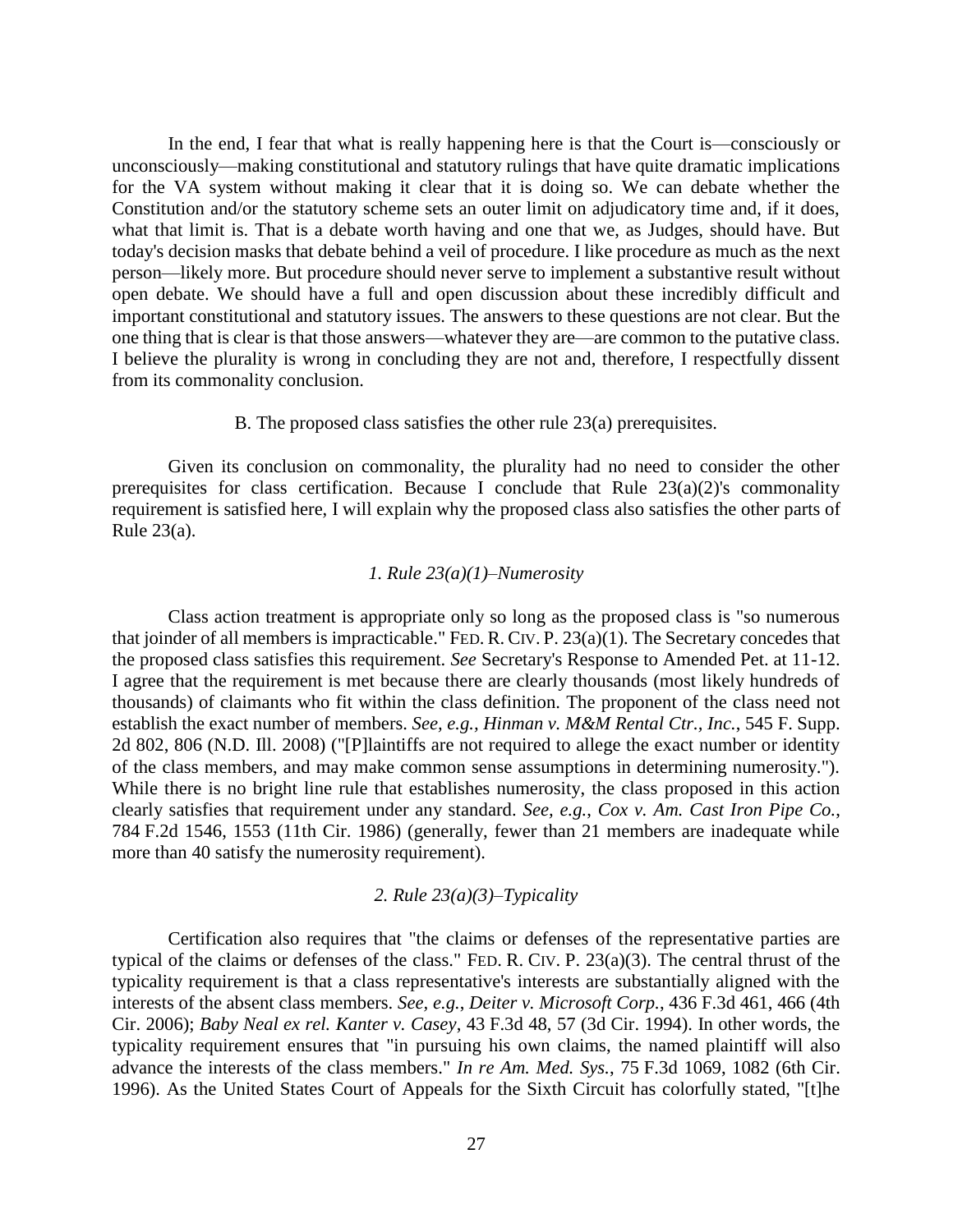In the end, I fear that what is really happening here is that the Court is—consciously or unconsciously—making constitutional and statutory rulings that have quite dramatic implications for the VA system without making it clear that it is doing so. We can debate whether the Constitution and/or the statutory scheme sets an outer limit on adjudicatory time and, if it does, what that limit is. That is a debate worth having and one that we, as Judges, should have. But today's decision masks that debate behind a veil of procedure. I like procedure as much as the next person—likely more. But procedure should never serve to implement a substantive result without open debate. We should have a full and open discussion about these incredibly difficult and important constitutional and statutory issues. The answers to these questions are not clear. But the one thing that is clear is that those answers—whatever they are—are common to the putative class. I believe the plurality is wrong in concluding they are not and, therefore, I respectfully dissent from its commonality conclusion.

B. The proposed class satisfies the other rule 23(a) prerequisites.

Given its conclusion on commonality, the plurality had no need to consider the other prerequisites for class certification. Because I conclude that Rule 23(a)(2)'s commonality requirement is satisfied here, I will explain why the proposed class also satisfies the other parts of Rule 23(a).

*1. Rule 23(a)(1)–Numerosity*

Class action treatment is appropriate only so long as the proposed class is "so numerous that joinder of all members is impracticable." FED. R. CIV. P. 23(a)(1). The Secretary concedes that the proposed class satisfies this requirement. *See* Secretary's Response to Amended Pet. at 11-12. I agree that the requirement is met because there are clearly thousands (most likely hundreds of thousands) of claimants who fit within the class definition. The proponent of the class need not establish the exact number of members. *See, e.g., Hinman v. M&M Rental Ctr., Inc.*, 545 F. Supp. 2d 802, 806 (N.D. Ill. 2008) ("[P]laintiffs are not required to allege the exact number or identity of the class members, and may make common sense assumptions in determining numerosity."). While there is no bright line rule that establishes numerosity, the class proposed in this action clearly satisfies that requirement under any standard. *See, e.g., Cox v. Am. Cast Iron Pipe Co.*, 784 F.2d 1546, 1553 (11th Cir. 1986) (generally, fewer than 21 members are inadequate while more than 40 satisfy the numerosity requirement).

*2. Rule 23(a)(3)–Typicality*

Certification also requires that "the claims or defenses of the representative parties are typical of the claims or defenses of the class." FED. R. CIV. P. 23(a)(3). The central thrust of the typicality requirement is that a class representative's interests are substantially aligned with the interests of the absent class members. *See, e.g.*, *Deiter v. Microsoft Corp.*, 436 F.3d 461, 466 (4th Cir. 2006); *Baby Neal ex rel. Kanter v. Casey*, 43 F.3d 48, 57 (3d Cir. 1994). In other words, the typicality requirement ensures that "in pursuing his own claims, the named plaintiff will also advance the interests of the class members." *In re Am. Med. Sys.*, 75 F.3d 1069, 1082 (6th Cir. 1996). As the United States Court of Appeals for the Sixth Circuit has colorfully stated, "[t]he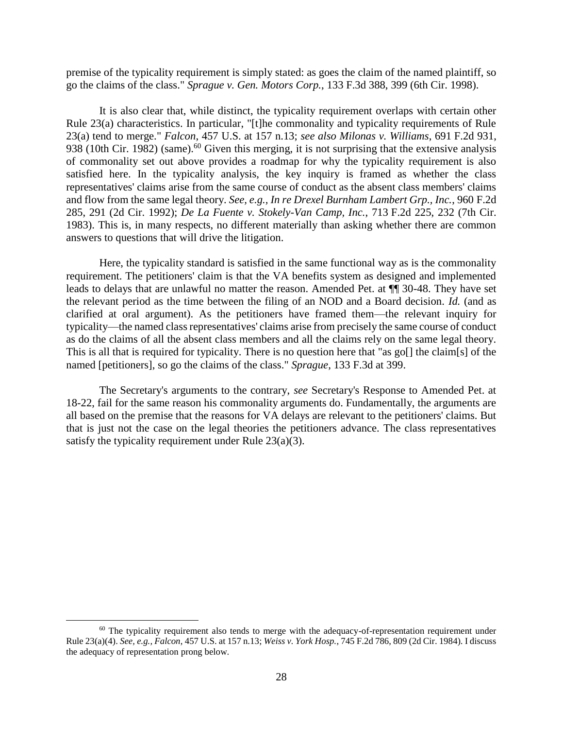premise of the typicality requirement is simply stated: as goes the claim of the named plaintiff, so go the claims of the class." *Sprague v. Gen. Motors Corp.*, 133 F.3d 388, 399 (6th Cir. 1998).

It is also clear that, while distinct, the typicality requirement overlaps with certain other Rule 23(a) characteristics. In particular, "[t]he commonality and typicality requirements of Rule 23(a) tend to merge." *Falcon*, 457 U.S. at 157 n.13; *see also Milonas v. Williams*, 691 F.2d 931, 938 (10th Cir. 1982) (same).[60] Given this merging, it is not surprising that the extensive analysis of commonality set out above provides a roadmap for why the typicality requirement is also satisfied here. In the typicality analysis, the key inquiry is framed as whether the class representatives' claims arise from the same course of conduct as the absent class members' claims and flow from the same legal theory. *See, e.g., In re Drexel Burnham Lambert Grp., Inc.*, 960 F.2d 285, 291 (2d Cir. 1992); *De La Fuente v. Stokely-Van Camp, Inc.*, 713 F.2d 225, 232 (7th Cir. 1983). This is, in many respects, no different materially than asking whether there are common answers to questions that will drive the litigation.

Here, the typicality standard is satisfied in the same functional way as is the commonality requirement. The petitioners' claim is that the VA benefits system as designed and implemented leads to delays that are unlawful no matter the reason. Amended Pet. at ¶¶ 30-48. They have set the relevant period as the time between the filing of an NOD and a Board decision. *Id.* (and as clarified at oral argument). As the petitioners have framed them—the relevant inquiry for typicality—the named class representatives' claims arise from precisely the same course of conduct as do the claims of all the absent class members and all the claims rely on the same legal theory. This is all that is required for typicality. There is no question here that "as go[] the claim[s] of the named [petitioners], so go the claims of the class." *Sprague*, 133 F.3d at 399.

The Secretary's arguments to the contrary, *see* Secretary's Response to Amended Pet. at 18-22, fail for the same reason his commonality arguments do. Fundamentally, the arguments are all based on the premise that the reasons for VA delays are relevant to the petitioners' claims. But that is just not the case on the legal theories the petitioners advance. The class representatives satisfy the typicality requirement under Rule 23(a)(3).

---

[60] The typicality requirement also tends to merge with the adequacy-of-representation requirement under Rule 23(a)(4). *See, e.g., Falcon*, 457 U.S. at 157 n.13; *Weiss v. York Hosp.*, 745 F.2d 786, 809 (2d Cir. 1984). I discuss the adequacy of representation prong below.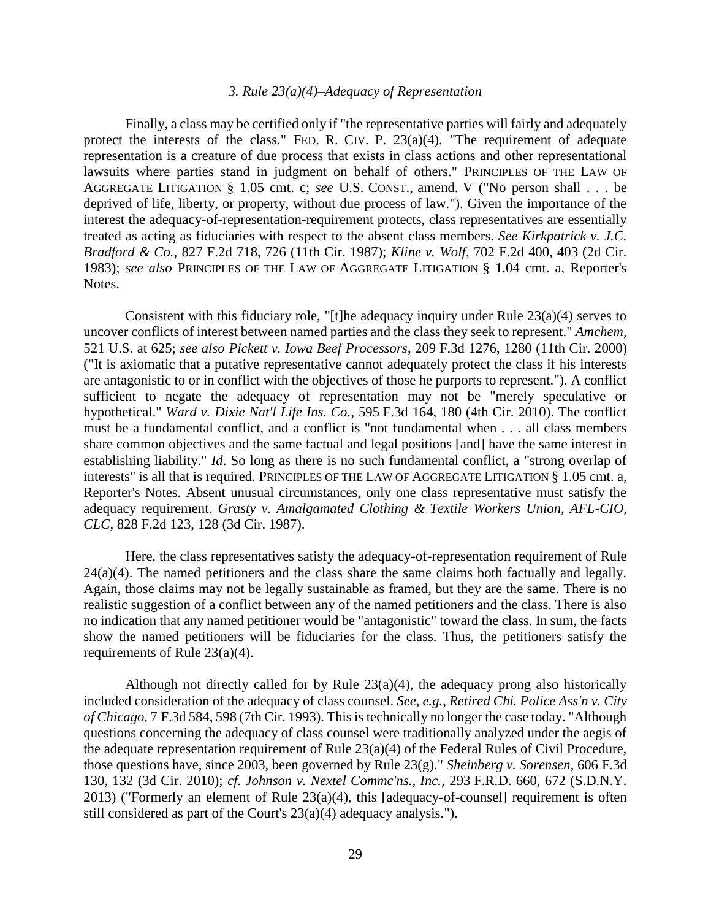### *3. Rule 23(a)(4)–Adequacy of Representation*

Finally, a class may be certified only if "the representative parties will fairly and adequately protect the interests of the class." FED. R. CIV. P. 23(a)(4). "The requirement of adequate representation is a creature of due process that exists in class actions and other representational lawsuits where parties stand in judgment on behalf of others." PRINCIPLES OF THE LAW OF AGGREGATE LITIGATION § 1.05 cmt. c; *see* U.S. CONST., amend. V ("No person shall . . . be deprived of life, liberty, or property, without due process of law."). Given the importance of the interest the adequacy-of-representation-requirement protects, class representatives are essentially treated as acting as fiduciaries with respect to the absent class members. *See Kirkpatrick v. J.C. Bradford & Co.*, 827 F.2d 718, 726 (11th Cir. 1987); *Kline v. Wolf*, 702 F.2d 400, 403 (2d Cir. 1983); *see also* PRINCIPLES OF THE LAW OF AGGREGATE LITIGATION § 1.04 cmt. a, Reporter's Notes.

Consistent with this fiduciary role, "[t]he adequacy inquiry under Rule 23(a)(4) serves to uncover conflicts of interest between named parties and the class they seek to represent." *Amchem*, 521 U.S. at 625; *see also Pickett v. Iowa Beef Processors*, 209 F.3d 1276, 1280 (11th Cir. 2000) ("It is axiomatic that a putative representative cannot adequately protect the class if his interests are antagonistic to or in conflict with the objectives of those he purports to represent."). A conflict sufficient to negate the adequacy of representation may not be "merely speculative or hypothetical." *Ward v. Dixie Nat'l Life Ins. Co.*, 595 F.3d 164, 180 (4th Cir. 2010). The conflict must be a fundamental conflict, and a conflict is "not fundamental when . . . all class members share common objectives and the same factual and legal positions [and] have the same interest in establishing liability." *Id*. So long as there is no such fundamental conflict, a "strong overlap of interests" is all that is required. PRINCIPLES OF THE LAW OF AGGREGATE LITIGATION § 1.05 cmt. a, Reporter's Notes. Absent unusual circumstances, only one class representative must satisfy the adequacy requirement. *Grasty v. Amalgamated Clothing & Textile Workers Union, AFL-CIO, CLC*, 828 F.2d 123, 128 (3d Cir. 1987).

Here, the class representatives satisfy the adequacy-of-representation requirement of Rule 24(a)(4). The named petitioners and the class share the same claims both factually and legally. Again, those claims may not be legally sustainable as framed, but they are the same. There is no realistic suggestion of a conflict between any of the named petitioners and the class. There is also no indication that any named petitioner would be "antagonistic" toward the class. In sum, the facts show the named petitioners will be fiduciaries for the class. Thus, the petitioners satisfy the requirements of Rule 23(a)(4).

Although not directly called for by Rule 23(a)(4), the adequacy prong also historically included consideration of the adequacy of class counsel. *See, e.g.*, *Retired Chi. Police Ass'n v. City of Chicago*, 7 F.3d 584, 598 (7th Cir. 1993). This is technically no longer the case today. "Although questions concerning the adequacy of class counsel were traditionally analyzed under the aegis of the adequate representation requirement of Rule 23(a)(4) of the Federal Rules of Civil Procedure, those questions have, since 2003, been governed by Rule 23(g)." *Sheinberg v. Sorensen*, 606 F.3d 130, 132 (3d Cir. 2010); *cf. Johnson v. Nextel Commc'ns., Inc.*, 293 F.R.D. 660, 672 (S.D.N.Y. 2013) ("Formerly an element of Rule 23(a)(4), this [adequacy-of-counsel] requirement is often still considered as part of the Court's 23(a)(4) adequacy analysis.").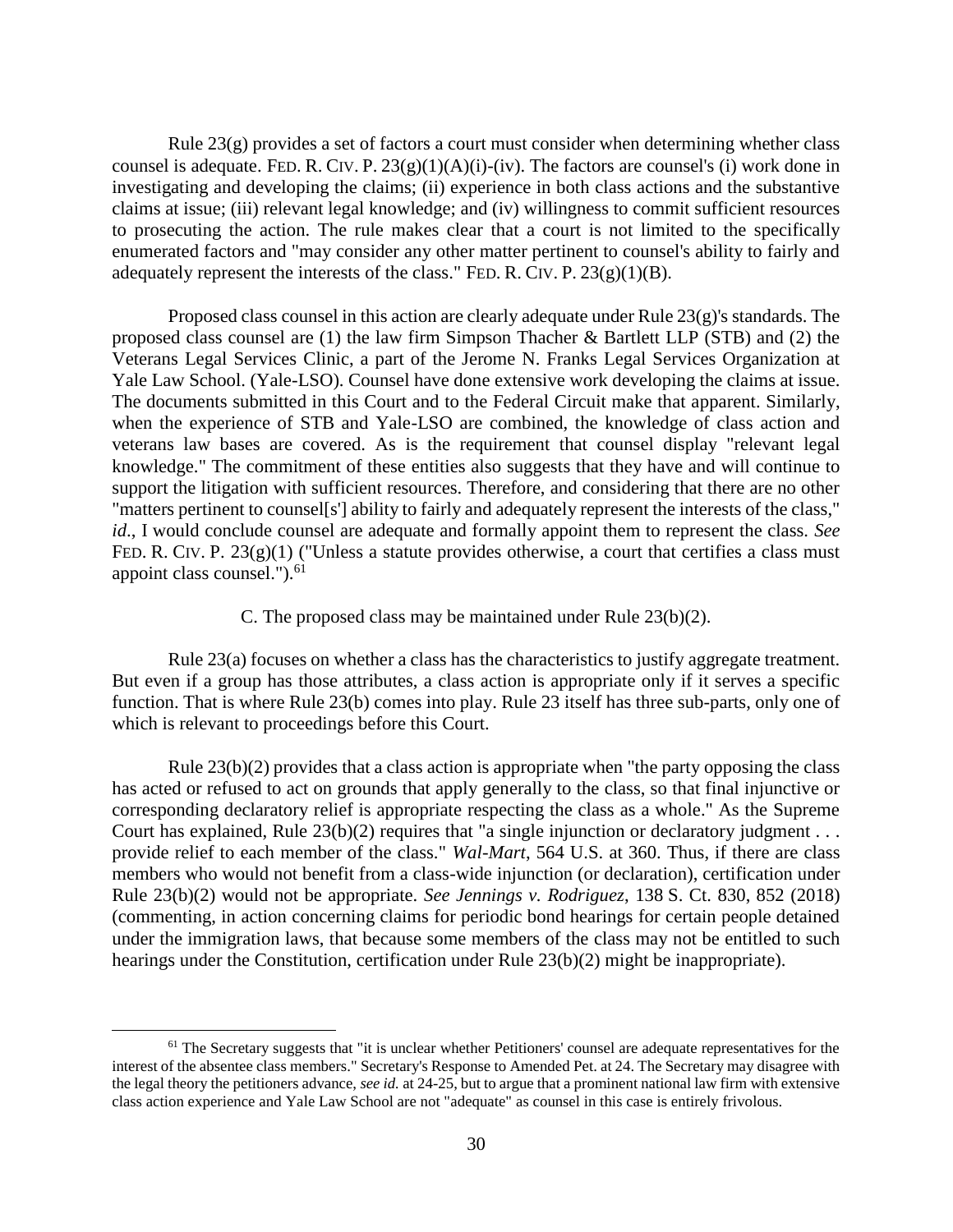Rule 23(g) provides a set of factors a court must consider when determining whether class counsel is adequate. FED. R. CIV. P. 23(g)(1)(A)(i)-(iv). The factors are counsel's (i) work done in investigating and developing the claims; (ii) experience in both class actions and the substantive claims at issue; (iii) relevant legal knowledge; and (iv) willingness to commit sufficient resources to prosecuting the action. The rule makes clear that a court is not limited to the specifically enumerated factors and "may consider any other matter pertinent to counsel's ability to fairly and adequately represent the interests of the class." FED. R. CIV. P. 23(g)(1)(B).

Proposed class counsel in this action are clearly adequate under Rule 23(g)'s standards. The proposed class counsel are (1) the law firm Simpson Thacher & Bartlett LLP (STB) and (2) the Veterans Legal Services Clinic, a part of the Jerome N. Franks Legal Services Organization at Yale Law School. (Yale-LSO). Counsel have done extensive work developing the claims at issue. The documents submitted in this Court and to the Federal Circuit make that apparent. Similarly, when the experience of STB and Yale-LSO are combined, the knowledge of class action and veterans law bases are covered. As is the requirement that counsel display "relevant legal knowledge." The commitment of these entities also suggests that they have and will continue to support the litigation with sufficient resources. Therefore, and considering that there are no other "matters pertinent to counsel[s'] ability to fairly and adequately represent the interests of the class," *id*., I would conclude counsel are adequate and formally appoint them to represent the class. *See* FED. R. CIV. P. 23(g)(1) ("Unless a statute provides otherwise, a court that certifies a class must appoint class counsel.").[61]

C. The proposed class may be maintained under Rule 23(b)(2).

Rule 23(a) focuses on whether a class has the characteristics to justify aggregate treatment. But even if a group has those attributes, a class action is appropriate only if it serves a specific function. That is where Rule 23(b) comes into play. Rule 23 itself has three sub-parts, only one of which is relevant to proceedings before this Court.

Rule 23(b)(2) provides that a class action is appropriate when "the party opposing the class has acted or refused to act on grounds that apply generally to the class, so that final injunctive or corresponding declaratory relief is appropriate respecting the class as a whole." As the Supreme Court has explained, Rule 23(b)(2) requires that "a single injunction or declaratory judgment . . . provide relief to each member of the class." *Wal-Mart*, 564 U.S. at 360. Thus, if there are class members who would not benefit from a class-wide injunction (or declaration), certification under Rule 23(b)(2) would not be appropriate. *See Jennings v. Rodriguez*, 138 S. Ct. 830, 852 (2018) (commenting, in action concerning claims for periodic bond hearings for certain people detained under the immigration laws, that because some members of the class may not be entitled to such hearings under the Constitution, certification under Rule 23(b)(2) might be inappropriate).

[61] The Secretary suggests that "it is unclear whether Petitioners' counsel are adequate representatives for the interest of the absentee class members." Secretary's Response to Amended Pet. at 24. The Secretary may disagree with the legal theory the petitioners advance, *see id.* at 24-25, but to argue that a prominent national law firm with extensive class action experience and Yale Law School are not "adequate" as counsel in this case is entirely frivolous.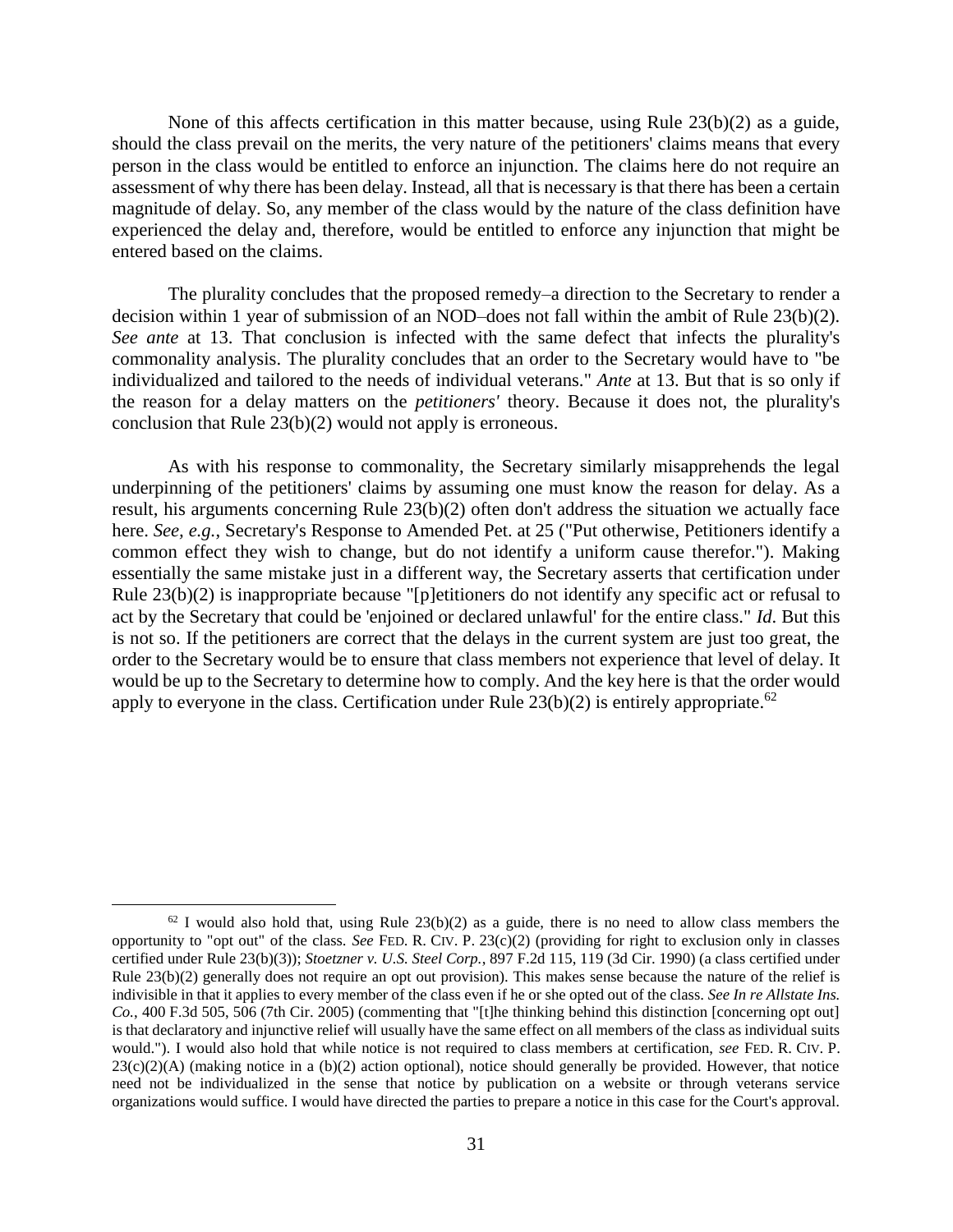None of this affects certification in this matter because, using Rule 23(b)(2) as a guide, should the class prevail on the merits, the very nature of the petitioners' claims means that every person in the class would be entitled to enforce an injunction. The claims here do not require an assessment of why there has been delay. Instead, all that is necessary is that there has been a certain magnitude of delay. So, any member of the class would by the nature of the class definition have experienced the delay and, therefore, would be entitled to enforce any injunction that might be entered based on the claims.

The plurality concludes that the proposed remedy–a direction to the Secretary to render a decision within 1 year of submission of an NOD–does not fall within the ambit of Rule 23(b)(2). *See ante* at 13. That conclusion is infected with the same defect that infects the plurality's commonality analysis. The plurality concludes that an order to the Secretary would have to "be individualized and tailored to the needs of individual veterans." *Ante* at 13. But that is so only if the reason for a delay matters on the *petitioners'* theory. Because it does not, the plurality's conclusion that Rule 23(b)(2) would not apply is erroneous.

As with his response to commonality, the Secretary similarly misapprehends the legal underpinning of the petitioners' claims by assuming one must know the reason for delay. As a result, his arguments concerning Rule 23(b)(2) often don't address the situation we actually face here. *See, e.g.*, Secretary's Response to Amended Pet. at 25 ("Put otherwise, Petitioners identify a common effect they wish to change, but do not identify a uniform cause therefor."). Making essentially the same mistake just in a different way, the Secretary asserts that certification under Rule 23(b)(2) is inappropriate because "[p]etitioners do not identify any specific act or refusal to act by the Secretary that could be 'enjoined or declared unlawful' for the entire class." *Id*. But this is not so. If the petitioners are correct that the delays in the current system are just too great, the order to the Secretary would be to ensure that class members not experience that level of delay. It would be up to the Secretary to determine how to comply. And the key here is that the order would apply to everyone in the class. Certification under Rule 23(b)(2) is entirely appropriate.[62]

---

[62] I would also hold that, using Rule 23(b)(2) as a guide, there is no need to allow class members the opportunity to "opt out" of the class. *See* FED. R. CIV. P. 23(c)(2) (providing for right to exclusion only in classes certified under Rule 23(b)(3)); *Stoetzner v. U.S. Steel Corp.*, 897 F.2d 115, 119 (3d Cir. 1990) (a class certified under Rule 23(b)(2) generally does not require an opt out provision). This makes sense because the nature of the relief is indivisible in that it applies to every member of the class even if he or she opted out of the class. *See In re Allstate Ins. Co.*, 400 F.3d 505, 506 (7th Cir. 2005) (commenting that "[t]he thinking behind this distinction [concerning opt out] is that declaratory and injunctive relief will usually have the same effect on all members of the class as individual suits would."). I would also hold that while notice is not required to class members at certification, *see* FED. R. CIV. P. 23(c)(2)(A) (making notice in a (b)(2) action optional), notice should generally be provided. However, that notice need not be individualized in the sense that notice by publication on a website or through veterans service organizations would suffice. I would have directed the parties to prepare a notice in this case for the Court's approval.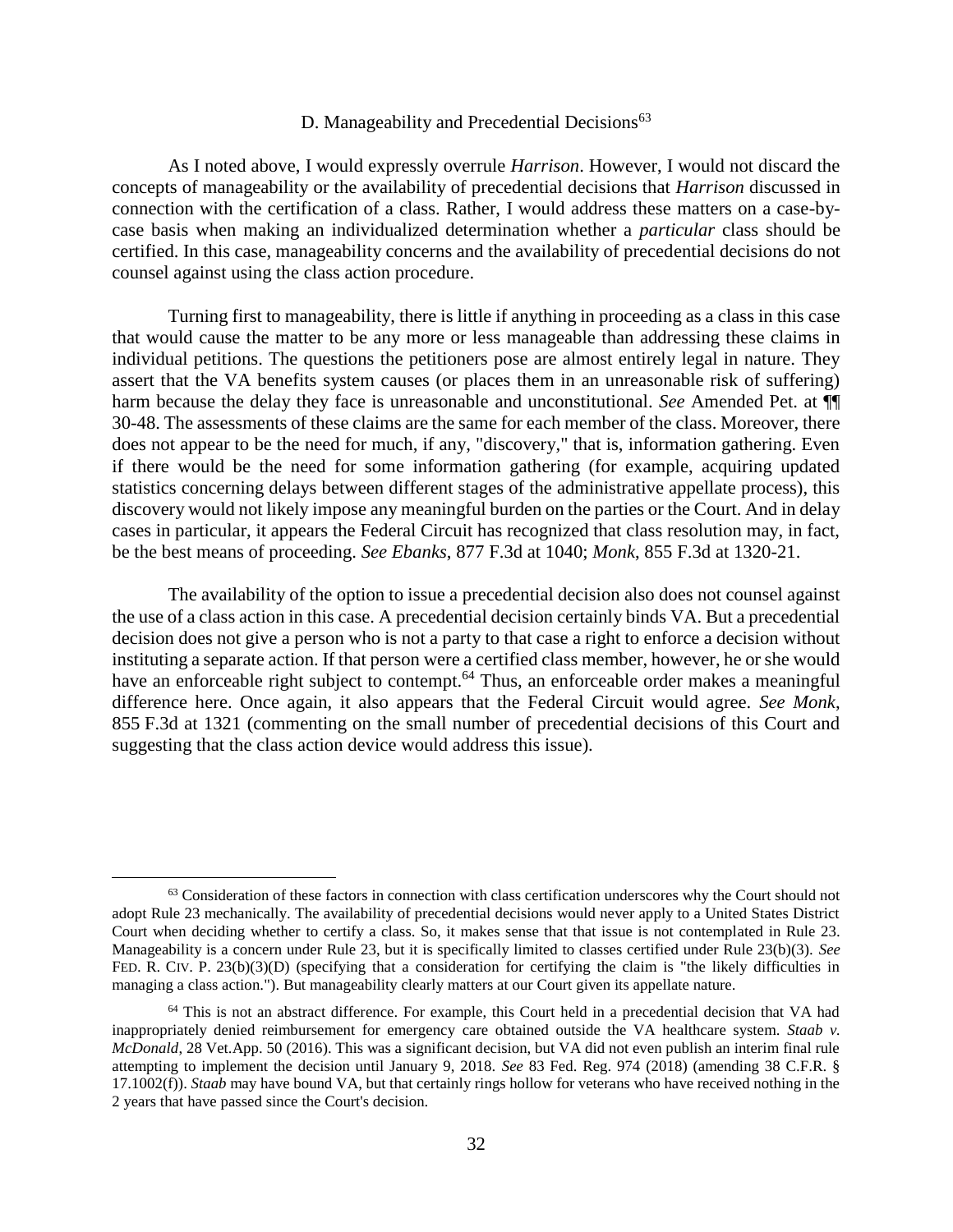### D. Manageability and Precedential Decisions[63]

As I noted above, I would expressly overrule *Harrison*. However, I would not discard the concepts of manageability or the availability of precedential decisions that *Harrison* discussed in connection with the certification of a class. Rather, I would address these matters on a case-by-case basis when making an individualized determination whether a *particular* class should be certified. In this case, manageability concerns and the availability of precedential decisions do not counsel against using the class action procedure.

Turning first to manageability, there is little if anything in proceeding as a class in this case that would cause the matter to be any more or less manageable than addressing these claims in individual petitions. The questions the petitioners pose are almost entirely legal in nature. They assert that the VA benefits system causes (or places them in an unreasonable risk of suffering) harm because the delay they face is unreasonable and unconstitutional. *See* Amended Pet. at ¶¶ 30-48. The assessments of these claims are the same for each member of the class. Moreover, there does not appear to be the need for much, if any, "discovery," that is, information gathering. Even if there would be the need for some information gathering (for example, acquiring updated statistics concerning delays between different stages of the administrative appellate process), this discovery would not likely impose any meaningful burden on the parties or the Court. And in delay cases in particular, it appears the Federal Circuit has recognized that class resolution may, in fact, be the best means of proceeding. *See Ebanks*, 877 F.3d at 1040; *Monk*, 855 F.3d at 1320-21.

The availability of the option to issue a precedential decision also does not counsel against the use of a class action in this case. A precedential decision certainly binds VA. But a precedential decision does not give a person who is not a party to that case a right to enforce a decision without instituting a separate action. If that person were a certified class member, however, he or she would have an enforceable right subject to contempt.[64] Thus, an enforceable order makes a meaningful difference here. Once again, it also appears that the Federal Circuit would agree. *See Monk*, 855 F.3d at 1321 (commenting on the small number of precedential decisions of this Court and suggesting that the class action device would address this issue).

---

[63] Consideration of these factors in connection with class certification underscores why the Court should not adopt Rule 23 mechanically. The availability of precedential decisions would never apply to a United States District Court when deciding whether to certify a class. So, it makes sense that that issue is not contemplated in Rule 23. Manageability is a concern under Rule 23, but it is specifically limited to classes certified under Rule 23(b)(3). *See* FED. R. CIV. P. 23(b)(3)(D) (specifying that a consideration for certifying the claim is "the likely difficulties in managing a class action."). But manageability clearly matters at our Court given its appellate nature.

[64] This is not an abstract difference. For example, this Court held in a precedential decision that VA had inappropriately denied reimbursement for emergency care obtained outside the VA healthcare system. *Staab v. McDonald*, 28 Vet.App. 50 (2016). This was a significant decision, but VA did not even publish an interim final rule attempting to implement the decision until January 9, 2018. *See* 83 Fed. Reg. 974 (2018) (amending 38 C.F.R. § 17.1002(f)). *Staab* may have bound VA, but that certainly rings hollow for veterans who have received nothing in the 2 years that have passed since the Court's decision.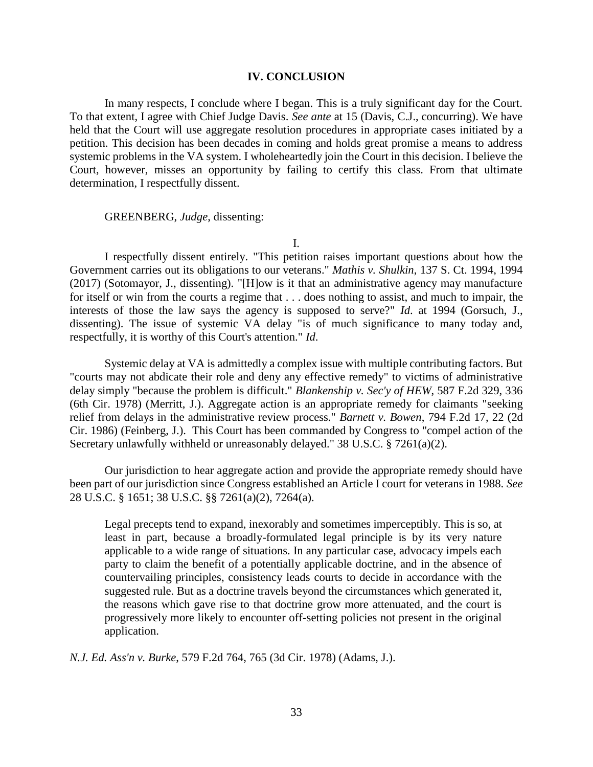## IV. CONCLUSION

In many respects, I conclude where I began. This is a truly significant day for the Court. To that extent, I agree with Chief Judge Davis. *See ante* at 15 (Davis, C.J., concurring). We have held that the Court will use aggregate resolution procedures in appropriate cases initiated by a petition. This decision has been decades in coming and holds great promise a means to address systemic problems in the VA system. I wholeheartedly join the Court in this decision. I believe the Court, however, misses an opportunity by failing to certify this class. From that ultimate determination, I respectfully dissent.

GREENBERG, *Judge*, dissenting:

I.

I respectfully dissent entirely. "This petition raises important questions about how the Government carries out its obligations to our veterans." *Mathis v. Shulkin*, 137 S. Ct. 1994, 1994 (2017) (Sotomayor, J., dissenting). "[H]ow is it that an administrative agency may manufacture for itself or win from the courts a regime that . . . does nothing to assist, and much to impair, the interests of those the law says the agency is supposed to serve?" *Id*. at 1994 (Gorsuch, J., dissenting). The issue of systemic VA delay "is of much significance to many today and, respectfully, it is worthy of this Court's attention." *Id*.

Systemic delay at VA is admittedly a complex issue with multiple contributing factors. But "courts may not abdicate their role and deny any effective remedy" to victims of administrative delay simply "because the problem is difficult." *Blankenship v. Sec'y of HEW*, 587 F.2d 329, 336 (6th Cir. 1978) (Merritt, J.). Aggregate action is an appropriate remedy for claimants "seeking relief from delays in the administrative review process." *Barnett v. Bowen*, 794 F.2d 17, 22 (2d Cir. 1986) (Feinberg, J.). This Court has been commanded by Congress to "compel action of the Secretary unlawfully withheld or unreasonably delayed." 38 U.S.C. § 7261(a)(2).

Our jurisdiction to hear aggregate action and provide the appropriate remedy should have been part of our jurisdiction since Congress established an Article I court for veterans in 1988. *See* 28 U.S.C. § 1651; 38 U.S.C. §§ 7261(a)(2), 7264(a).

> Legal precepts tend to expand, inexorably and sometimes imperceptibly. This is so, at least in part, because a broadly-formulated legal principle is by its very nature applicable to a wide range of situations. In any particular case, advocacy impels each party to claim the benefit of a potentially applicable doctrine, and in the absence of countervailing principles, consistency leads courts to decide in accordance with the suggested rule. But as a doctrine travels beyond the circumstances which generated it, the reasons which gave rise to that doctrine grow more attenuated, and the court is progressively more likely to encounter off-setting policies not present in the original application.

*N.J. Ed. Ass'n v. Burke*, 579 F.2d 764, 765 (3d Cir. 1978) (Adams, J.).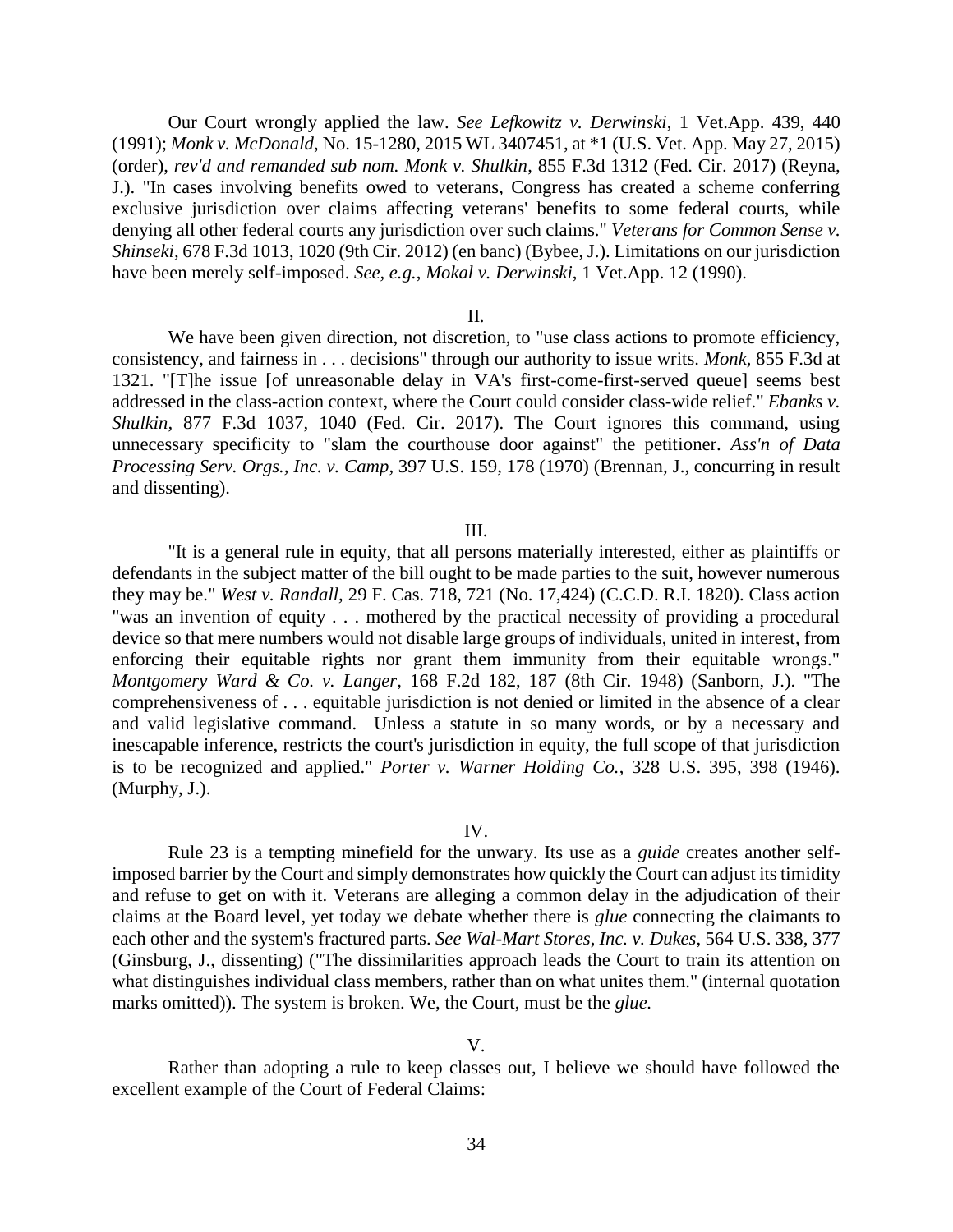Our Court wrongly applied the law. *See Lefkowitz v. Derwinski*, 1 Vet.App. 439, 440 (1991); *Monk v. McDonald*, No. 15-1280, 2015 WL 3407451, at *1 (U.S. Vet. App. May 27, 2015) (order), *rev'd and remanded sub nom. Monk v. Shulkin*, 855 F.3d 1312 (Fed. Cir. 2017) (Reyna, J.). "In cases involving benefits owed to veterans, Congress has created a scheme conferring exclusive jurisdiction over claims affecting veterans' benefits to some federal courts, while denying all other federal courts any jurisdiction over such claims." *Veterans for Common Sense v. Shinseki,* 678 F.3d 1013, 1020 (9th Cir. 2012) (en banc) (Bybee, J.). Limitations on our jurisdiction have been merely self-imposed. *See, e.g.*, *Mokal v. Derwinski*, 1 Vet.App. 12 (1990).

II.

We have been given direction, not discretion, to "use class actions to promote efficiency, consistency, and fairness in . . . decisions" through our authority to issue writs. *Monk,* 855 F.3d at 1321. "[T]he issue [of unreasonable delay in VA's first-come-first-served queue] seems best addressed in the class-action context, where the Court could consider class-wide relief." *Ebanks v. Shulkin,* 877 F.3d 1037, 1040 (Fed. Cir. 2017). The Court ignores this command, using unnecessary specificity to "slam the courthouse door against" the petitioner. *Ass'n of Data Processing Serv. Orgs., Inc. v. Camp,* 397 U.S. 159, 178 (1970) (Brennan, J., concurring in result and dissenting).

III.

"It is a general rule in equity, that all persons materially interested, either as plaintiffs or defendants in the subject matter of the bill ought to be made parties to the suit, however numerous they may be." *West v. Randall,* 29 F. Cas. 718, 721 (No. 17,424) (C.C.D. R.I. 1820). Class action "was an invention of equity . . . mothered by the practical necessity of providing a procedural device so that mere numbers would not disable large groups of individuals, united in interest, from enforcing their equitable rights nor grant them immunity from their equitable wrongs." *Montgomery Ward & Co. v. Langer*, 168 F.2d 182, 187 (8th Cir. 1948) (Sanborn, J.). "The comprehensiveness of . . . equitable jurisdiction is not denied or limited in the absence of a clear and valid legislative command. Unless a statute in so many words, or by a necessary and inescapable inference, restricts the court's jurisdiction in equity, the full scope of that jurisdiction is to be recognized and applied." *Porter v. Warner Holding Co.,* 328 U.S. 395, 398 (1946). (Murphy, J.).

IV.

Rule 23 is a tempting minefield for the unwary. Its use as a *guide* creates another self-imposed barrier by the Court and simply demonstrates how quickly the Court can adjust its timidity and refuse to get on with it. Veterans are alleging a common delay in the adjudication of their claims at the Board level, yet today we debate whether there is *glue* connecting the claimants to each other and the system's fractured parts. *See Wal-Mart Stores, Inc. v. Dukes*, 564 U.S. 338, 377 (Ginsburg, J., dissenting) ("The dissimilarities approach leads the Court to train its attention on what distinguishes individual class members, rather than on what unites them." (internal quotation marks omitted)). The system is broken. We, the Court, must be the *glue.*

V.

Rather than adopting a rule to keep classes out, I believe we should have followed the excellent example of the Court of Federal Claims: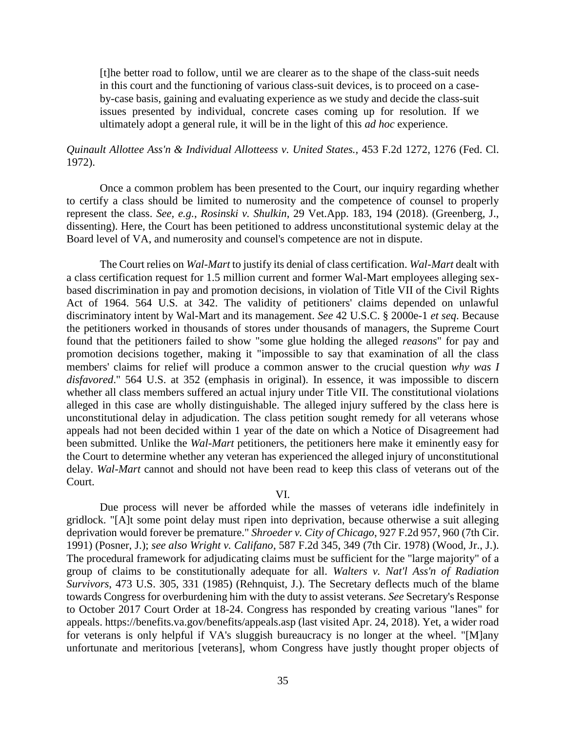> [t]he better road to follow, until we are clearer as to the shape of the class-suit needs in this court and the functioning of various class-suit devices, is to proceed on a case-by-case basis, gaining and evaluating experience as we study and decide the class-suit issues presented by individual, concrete cases coming up for resolution. If we ultimately adopt a general rule, it will be in the light of this *ad hoc* experience.

*Quinault Allottee Ass'n & Individual Allotteess v. United States.*, 453 F.2d 1272, 1276 (Fed. Cl. 1972).

Once a common problem has been presented to the Court, our inquiry regarding whether to certify a class should be limited to numerosity and the competence of counsel to properly represent the class. *See, e.g.*, *Rosinski v. Shulkin*, 29 Vet.App. 183, 194 (2018). (Greenberg, J., dissenting). Here, the Court has been petitioned to address unconstitutional systemic delay at the Board level of VA, and numerosity and counsel's competence are not in dispute.

The Court relies on *Wal-Mart* to justify its denial of class certification. *Wal-Mart* dealt with a class certification request for 1.5 million current and former Wal-Mart employees alleging sex-based discrimination in pay and promotion decisions, in violation of Title VII of the Civil Rights Act of 1964. 564 U.S. at 342. The validity of petitioners' claims depended on unlawful discriminatory intent by Wal-Mart and its management. *See* 42 U.S.C. § 2000e-1 *et seq*. Because the petitioners worked in thousands of stores under thousands of managers, the Supreme Court found that the petitioners failed to show "some glue holding the alleged *reasons*" for pay and promotion decisions together, making it "impossible to say that examination of all the class members' claims for relief will produce a common answer to the crucial question *why was I disfavored*." 564 U.S. at 352 (emphasis in original). In essence, it was impossible to discern whether all class members suffered an actual injury under Title VII. The constitutional violations alleged in this case are wholly distinguishable. The alleged injury suffered by the class here is unconstitutional delay in adjudication. The class petition sought remedy for all veterans whose appeals had not been decided within 1 year of the date on which a Notice of Disagreement had been submitted. Unlike the *Wal-Mart* petitioners, the petitioners here make it eminently easy for the Court to determine whether any veteran has experienced the alleged injury of unconstitutional delay. *Wal-Mart* cannot and should not have been read to keep this class of veterans out of the Court.

## VI.

Due process will never be afforded while the masses of veterans idle indefinitely in gridlock. "[A]t some point delay must ripen into deprivation, because otherwise a suit alleging deprivation would forever be premature." *Shroeder v. City of Chicago*, 927 F.2d 957, 960 (7th Cir. 1991) (Posner, J.); *see also Wright v. Califano*, 587 F.2d 345, 349 (7th Cir. 1978) (Wood, Jr., J.). The procedural framework for adjudicating claims must be sufficient for the "large majority" of a group of claims to be constitutionally adequate for all. *Walters v. Nat'l Ass'n of Radiation Survivors*, 473 U.S. 305, 331 (1985) (Rehnquist, J.). The Secretary deflects much of the blame towards Congress for overburdening him with the duty to assist veterans. *See* Secretary's Response to October 2017 Court Order at 18-24. Congress has responded by creating various "lanes" for appeals. https://benefits.va.gov/benefits/appeals.asp (last visited Apr. 24, 2018). Yet, a wider road for veterans is only helpful if VA's sluggish bureaucracy is no longer at the wheel. "[M]any unfortunate and meritorious [veterans], whom Congress have justly thought proper objects of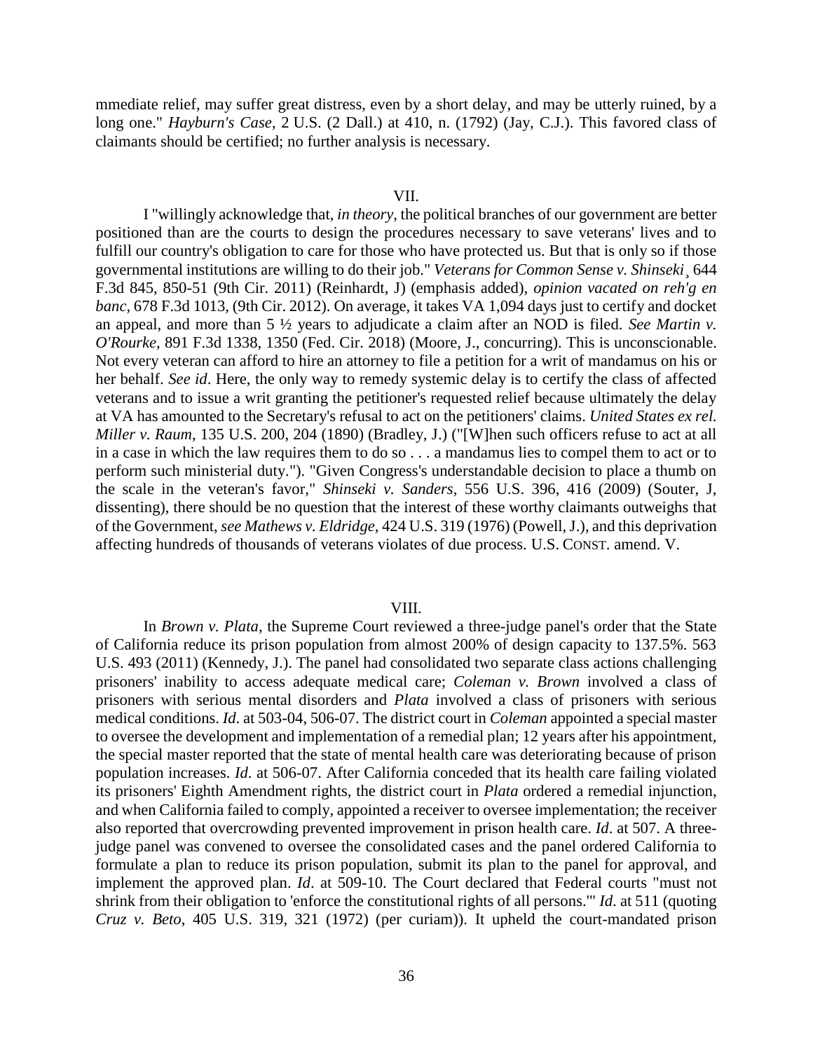mmediate relief, may suffer great distress, even by a short delay, and may be utterly ruined, by a long one." *Hayburn's Case*, 2 U.S. (2 Dall.) at 410, n. (1792) (Jay, C.J.). This favored class of claimants should be certified; no further analysis is necessary.

VII.

I "willingly acknowledge that, *in theory*, the political branches of our government are better positioned than are the courts to design the procedures necessary to save veterans' lives and to fulfill our country's obligation to care for those who have protected us. But that is only so if those governmental institutions are willing to do their job." *Veterans for Common Sense v. Shinseki*¸ 644 F.3d 845, 850-51 (9th Cir. 2011) (Reinhardt, J) (emphasis added), *opinion vacated on reh'g en banc*, 678 F.3d 1013, (9th Cir. 2012). On average, it takes VA 1,094 days just to certify and docket an appeal, and more than 5 ½ years to adjudicate a claim after an NOD is filed. *See Martin v. O'Rourke*, 891 F.3d 1338, 1350 (Fed. Cir. 2018) (Moore, J., concurring). This is unconscionable. Not every veteran can afford to hire an attorney to file a petition for a writ of mandamus on his or her behalf. *See id*. Here, the only way to remedy systemic delay is to certify the class of affected veterans and to issue a writ granting the petitioner's requested relief because ultimately the delay at VA has amounted to the Secretary's refusal to act on the petitioners' claims. *United States ex rel. Miller v. Raum*, 135 U.S. 200, 204 (1890) (Bradley, J.) ("[W]hen such officers refuse to act at all in a case in which the law requires them to do so . . . a mandamus lies to compel them to act or to perform such ministerial duty."). "Given Congress's understandable decision to place a thumb on the scale in the veteran's favor," *Shinseki v. Sanders*, 556 U.S. 396, 416 (2009) (Souter, J, dissenting), there should be no question that the interest of these worthy claimants outweighs that of the Government, *see Mathews v. Eldridge*, 424 U.S. 319 (1976) (Powell, J.), and this deprivation affecting hundreds of thousands of veterans violates of due process. U.S. CONST. amend. V.

VIII.

In *Brown v. Plata*, the Supreme Court reviewed a three-judge panel's order that the State of California reduce its prison population from almost 200% of design capacity to 137.5%. 563 U.S. 493 (2011) (Kennedy, J.). The panel had consolidated two separate class actions challenging prisoners' inability to access adequate medical care; *Coleman v. Brown* involved a class of prisoners with serious mental disorders and *Plata* involved a class of prisoners with serious medical conditions. *Id*. at 503-04, 506-07. The district court in *Coleman* appointed a special master to oversee the development and implementation of a remedial plan; 12 years after his appointment, the special master reported that the state of mental health care was deteriorating because of prison population increases. *Id*. at 506-07. After California conceded that its health care failing violated its prisoners' Eighth Amendment rights, the district court in *Plata* ordered a remedial injunction, and when California failed to comply, appointed a receiver to oversee implementation; the receiver also reported that overcrowding prevented improvement in prison health care. *Id*. at 507. A three-judge panel was convened to oversee the consolidated cases and the panel ordered California to formulate a plan to reduce its prison population, submit its plan to the panel for approval, and implement the approved plan. *Id*. at 509-10. The Court declared that Federal courts "must not shrink from their obligation to 'enforce the constitutional rights of all persons.'" *Id*. at 511 (quoting *Cruz v. Beto*, 405 U.S. 319, 321 (1972) (per curiam)). It upheld the court-mandated prison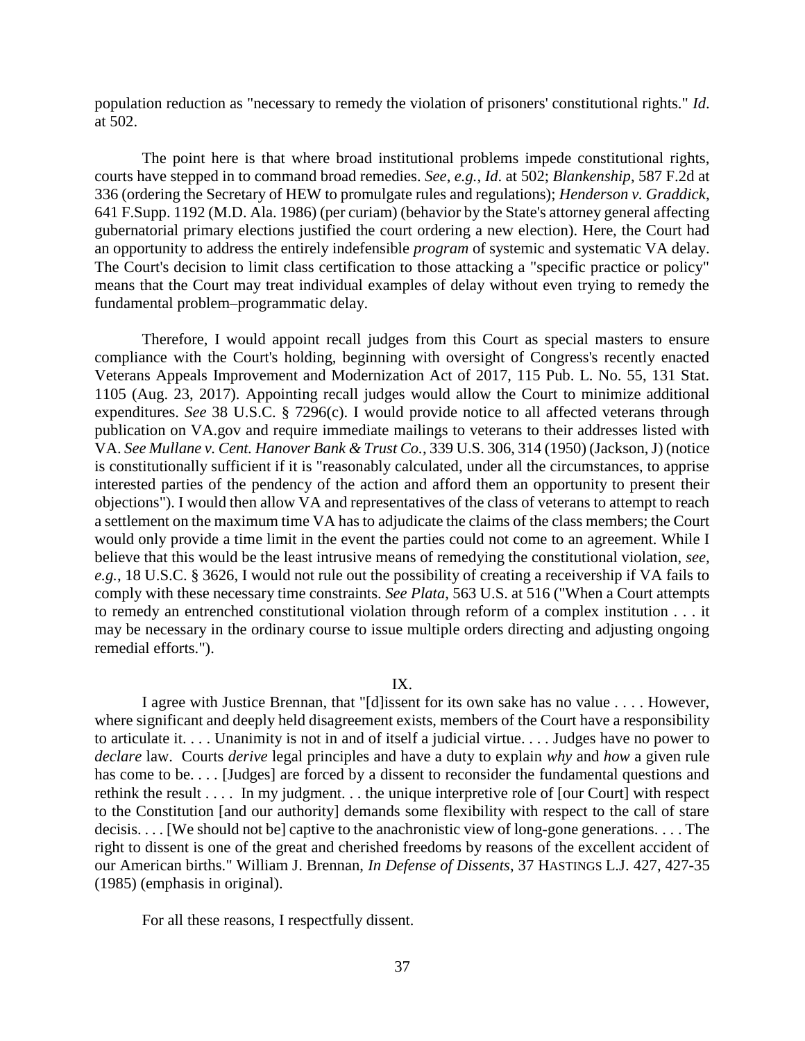population reduction as "necessary to remedy the violation of prisoners' constitutional rights." *Id*. at 502.

The point here is that where broad institutional problems impede constitutional rights, courts have stepped in to command broad remedies. *See, e.g.*, *Id*. at 502; *Blankenship*, 587 F.2d at 336 (ordering the Secretary of HEW to promulgate rules and regulations); *Henderson v. Graddick*, 641 F.Supp. 1192 (M.D. Ala. 1986) (per curiam) (behavior by the State's attorney general affecting gubernatorial primary elections justified the court ordering a new election). Here, the Court had an opportunity to address the entirely indefensible *program* of systemic and systematic VA delay. The Court's decision to limit class certification to those attacking a "specific practice or policy" means that the Court may treat individual examples of delay without even trying to remedy the fundamental problem–programmatic delay.

Therefore, I would appoint recall judges from this Court as special masters to ensure compliance with the Court's holding, beginning with oversight of Congress's recently enacted Veterans Appeals Improvement and Modernization Act of 2017, 115 Pub. L. No. 55, 131 Stat. 1105 (Aug. 23, 2017). Appointing recall judges would allow the Court to minimize additional expenditures. *See* 38 U.S.C. § 7296(c). I would provide notice to all affected veterans through publication on VA.gov and require immediate mailings to veterans to their addresses listed with VA. *See Mullane v. Cent. Hanover Bank & Trust Co.*, 339 U.S. 306, 314 (1950) (Jackson, J) (notice is constitutionally sufficient if it is "reasonably calculated, under all the circumstances, to apprise interested parties of the pendency of the action and afford them an opportunity to present their objections"). I would then allow VA and representatives of the class of veterans to attempt to reach a settlement on the maximum time VA has to adjudicate the claims of the class members; the Court would only provide a time limit in the event the parties could not come to an agreement. While I believe that this would be the least intrusive means of remedying the constitutional violation, *see, e.g.*, 18 U.S.C. § 3626, I would not rule out the possibility of creating a receivership if VA fails to comply with these necessary time constraints. *See Plata*, 563 U.S. at 516 ("When a Court attempts to remedy an entrenched constitutional violation through reform of a complex institution . . . it may be necessary in the ordinary course to issue multiple orders directing and adjusting ongoing remedial efforts.").

## IX.

I agree with Justice Brennan, that "[d]issent for its own sake has no value . . . . However, where significant and deeply held disagreement exists, members of the Court have a responsibility to articulate it. . . . Unanimity is not in and of itself a judicial virtue. . . . Judges have no power to *declare* law. Courts *derive* legal principles and have a duty to explain *why* and *how* a given rule has come to be. . . . [Judges] are forced by a dissent to reconsider the fundamental questions and rethink the result . . . . In my judgment. . . the unique interpretive role of [our Court] with respect to the Constitution [and our authority] demands some flexibility with respect to the call of stare decisis. . . . [We should not be] captive to the anachronistic view of long-gone generations. . . . The right to dissent is one of the great and cherished freedoms by reasons of the excellent accident of our American births." William J. Brennan, *In Defense of Dissents*, 37 HASTINGS L.J. 427, 427-35 (1985) (emphasis in original).

For all these reasons, I respectfully dissent.